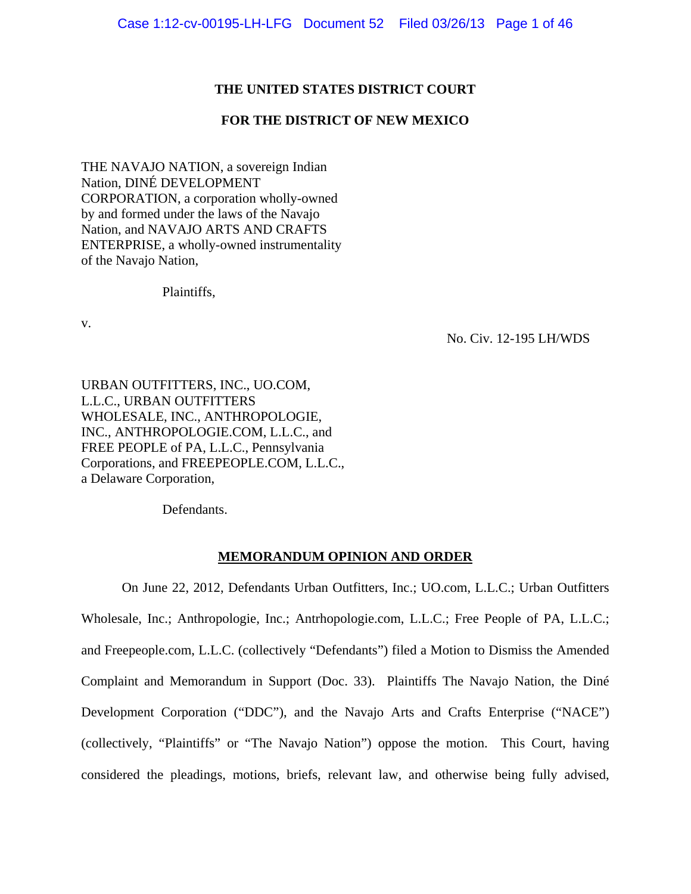**THE UNITED STATES DISTRICT COURT**

**FOR THE DISTRICT OF NEW MEXICO**

THE NAVAJO NATION, a sovereign Indian Nation, DINÉ DEVELOPMENT CORPORATION, a corporation wholly-owned by and formed under the laws of the Navajo Nation, and NAVAJO ARTS AND CRAFTS ENTERPRISE, a wholly-owned instrumentality of the Navajo Nation,

Plaintiffs,

v.

No. Civ. 12-195 LH/WDS

URBAN OUTFITTERS, INC., UO.COM, L.L.C., URBAN OUTFITTERS WHOLESALE, INC., ANTHROPOLOGIE, INC., ANTHROPOLOGIE.COM, L.L.C., and FREE PEOPLE of PA, L.L.C., Pennsylvania Corporations, and FREEPEOPLE.COM, L.L.C., a Delaware Corporation,

Defendants.

**MEMORANDUM OPINION AND ORDER**

On June 22, 2012, Defendants Urban Outfitters, Inc.; UO.com, L.L.C.; Urban Outfitters Wholesale, Inc.; Anthropologie, Inc.; Antrhopologie.com, L.L.C.; Free People of PA, L.L.C.; and Freepeople.com, L.L.C. (collectively "Defendants") filed a Motion to Dismiss the Amended Complaint and Memorandum in Support (Doc. 33). Plaintiffs The Navajo Nation, the Diné Development Corporation ("DDC"), and the Navajo Arts and Crafts Enterprise ("NACE") (collectively, "Plaintiffs" or "The Navajo Nation") oppose the motion. This Court, having considered the pleadings, motions, briefs, relevant law, and otherwise being fully advised,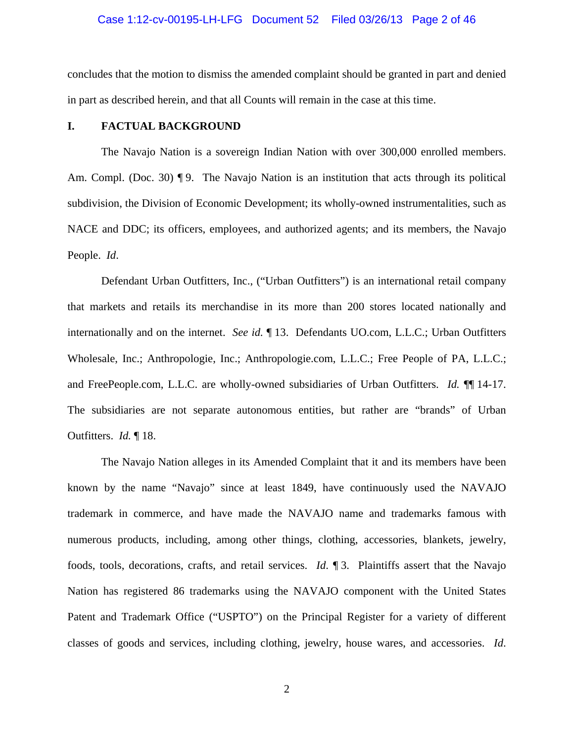concludes that the motion to dismiss the amended complaint should be granted in part and denied in part as described herein, and that all Counts will remain in the case at this time.

## I. FACTUAL BACKGROUND

The Navajo Nation is a sovereign Indian Nation with over 300,000 enrolled members. Am. Compl. (Doc. 30) ¶ 9. The Navajo Nation is an institution that acts through its political subdivision, the Division of Economic Development; its wholly-owned instrumentalities, such as NACE and DDC; its officers, employees, and authorized agents; and its members, the Navajo People. *Id*.

Defendant Urban Outfitters, Inc., ("Urban Outfitters") is an international retail company that markets and retails its merchandise in its more than 200 stores located nationally and internationally and on the internet. *See id.* ¶ 13. Defendants UO.com, L.L.C.; Urban Outfitters Wholesale, Inc.; Anthropologie, Inc.; Anthropologie.com, L.L.C.; Free People of PA, L.L.C.; and FreePeople.com, L.L.C. are wholly-owned subsidiaries of Urban Outfitters. *Id.* ¶¶ 14-17. The subsidiaries are not separate autonomous entities, but rather are "brands" of Urban Outfitters. *Id.* ¶ 18.

The Navajo Nation alleges in its Amended Complaint that it and its members have been known by the name "Navajo" since at least 1849, have continuously used the NAVAJO trademark in commerce, and have made the NAVAJO name and trademarks famous with numerous products, including, among other things, clothing, accessories, blankets, jewelry, foods, tools, decorations, crafts, and retail services. *Id.* ¶ 3. Plaintiffs assert that the Navajo Nation has registered 86 trademarks using the NAVAJO component with the United States Patent and Trademark Office ("USPTO") on the Principal Register for a variety of different classes of goods and services, including clothing, jewelry, house wares, and accessories. *Id*.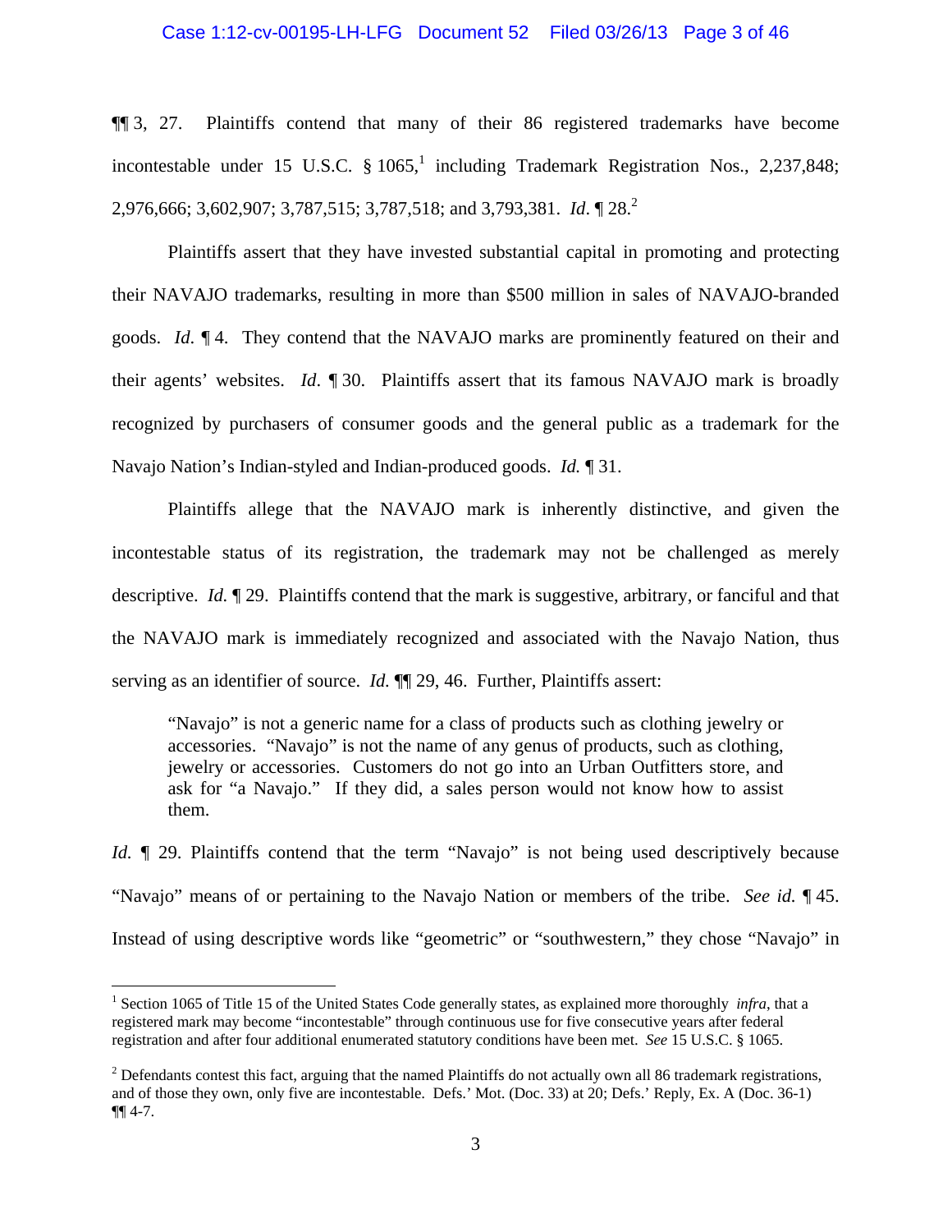¶¶ 3, 27. Plaintiffs contend that many of their 86 registered trademarks have become incontestable under 15 U.S.C. § 1065,[1] including Trademark Registration Nos., 2,237,848; 2,976,666; 3,602,907; 3,787,515; 3,787,518; and 3,793,381. *Id*. ¶ 28.[2]

Plaintiffs assert that they have invested substantial capital in promoting and protecting their NAVAJO trademarks, resulting in more than $500 million in sales of NAVAJO-branded goods. *Id*. ¶ 4. They contend that the NAVAJO marks are prominently featured on their and their agents' websites. *Id*. ¶ 30. Plaintiffs assert that its famous NAVAJO mark is broadly recognized by purchasers of consumer goods and the general public as a trademark for the Navajo Nation's Indian-styled and Indian-produced goods. *Id.* ¶ 31.

Plaintiffs allege that the NAVAJO mark is inherently distinctive, and given the incontestable status of its registration, the trademark may not be challenged as merely descriptive. *Id.* ¶ 29. Plaintiffs contend that the mark is suggestive, arbitrary, or fanciful and that the NAVAJO mark is immediately recognized and associated with the Navajo Nation, thus serving as an identifier of source. *Id.* ¶¶ 29, 46. Further, Plaintiffs assert:

> "Navajo" is not a generic name for a class of products such as clothing jewelry or accessories. "Navajo" is not the name of any genus of products, such as clothing, jewelry or accessories. Customers do not go into an Urban Outfitters store, and ask for "a Navajo." If they did, a sales person would not know how to assist them.

*Id.* ¶ 29. Plaintiffs contend that the term "Navajo" is not being used descriptively because "Navajo" means of or pertaining to the Navajo Nation or members of the tribe. *See id.* ¶ 45. Instead of using descriptive words like "geometric" or "southwestern," they chose "Navajo" in

---

[1] Section 1065 of Title 15 of the United States Code generally states, as explained more thoroughly *infra*, that a registered mark may become "incontestable" through continuous use for five consecutive years after federal registration and after four additional enumerated statutory conditions have been met. *See* 15 U.S.C. § 1065.

[2] Defendants contest this fact, arguing that the named Plaintiffs do not actually own all 86 trademark registrations, and of those they own, only five are incontestable. Defs.' Mot. (Doc. 33) at 20; Defs.' Reply, Ex. A (Doc. 36-1) ¶¶ 4-7.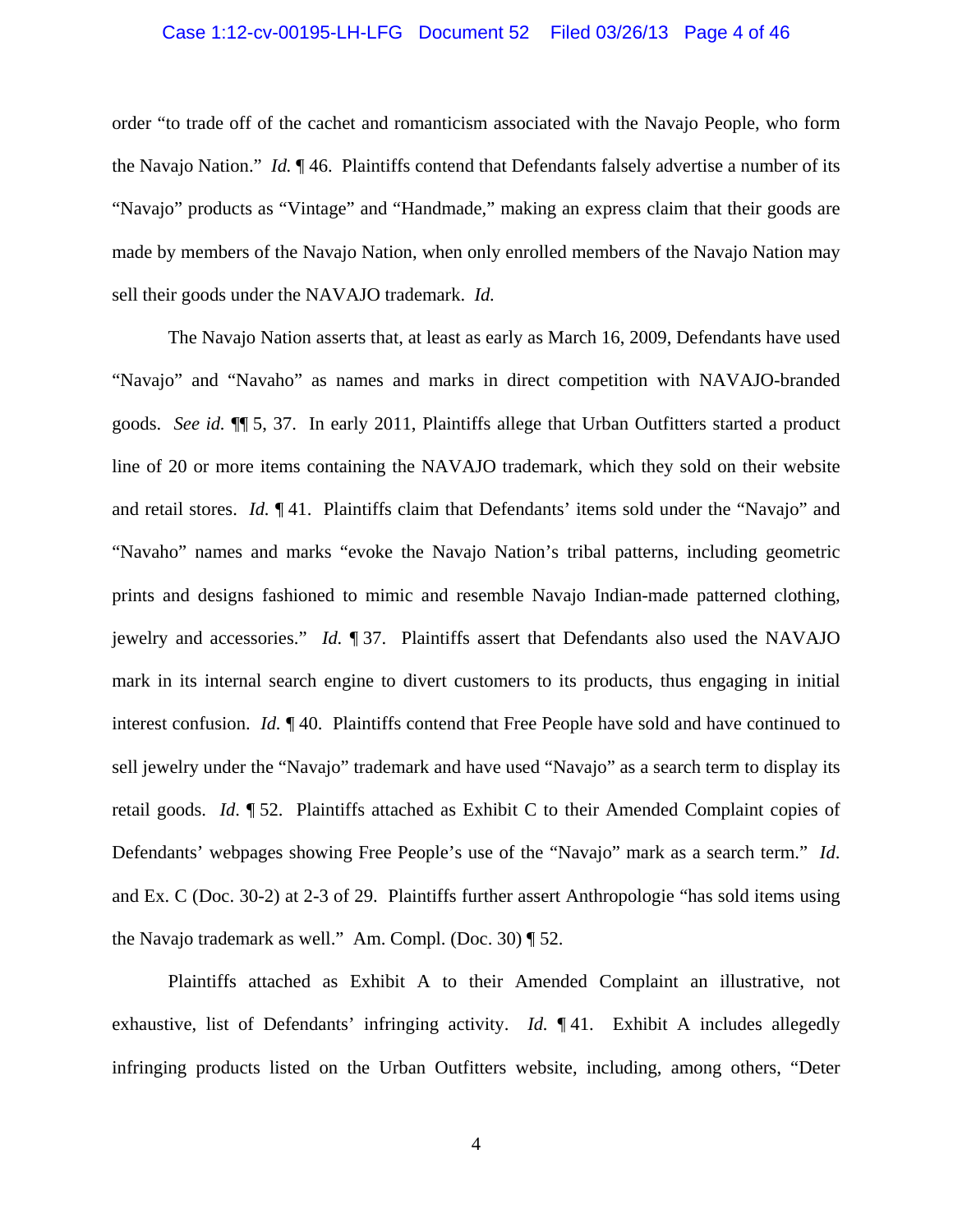order "to trade off of the cachet and romanticism associated with the Navajo People, who form the Navajo Nation." *Id.* ¶ 46. Plaintiffs contend that Defendants falsely advertise a number of its "Navajo" products as "Vintage" and "Handmade," making an express claim that their goods are made by members of the Navajo Nation, when only enrolled members of the Navajo Nation may sell their goods under the NAVAJO trademark. *Id.*

The Navajo Nation asserts that, at least as early as March 16, 2009, Defendants have used "Navajo" and "Navaho" as names and marks in direct competition with NAVAJO-branded goods. *See id.* ¶¶ 5, 37. In early 2011, Plaintiffs allege that Urban Outfitters started a product line of 20 or more items containing the NAVAJO trademark, which they sold on their website and retail stores. *Id.* ¶ 41. Plaintiffs claim that Defendants' items sold under the "Navajo" and "Navaho" names and marks "evoke the Navajo Nation's tribal patterns, including geometric prints and designs fashioned to mimic and resemble Navajo Indian-made patterned clothing, jewelry and accessories." *Id.* ¶ 37. Plaintiffs assert that Defendants also used the NAVAJO mark in its internal search engine to divert customers to its products, thus engaging in initial interest confusion. *Id.* ¶ 40. Plaintiffs contend that Free People have sold and have continued to sell jewelry under the "Navajo" trademark and have used "Navajo" as a search term to display its retail goods. *Id*. ¶ 52. Plaintiffs attached as Exhibit C to their Amended Complaint copies of Defendants' webpages showing Free People's use of the "Navajo" mark as a search term." *Id*. and Ex. C (Doc. 30-2) at 2-3 of 29. Plaintiffs further assert Anthropologie "has sold items using the Navajo trademark as well." Am. Compl. (Doc. 30) ¶ 52.

Plaintiffs attached as Exhibit A to their Amended Complaint an illustrative, not exhaustive, list of Defendants' infringing activity. *Id.* ¶ 41. Exhibit A includes allegedly infringing products listed on the Urban Outfitters website, including, among others, "Deter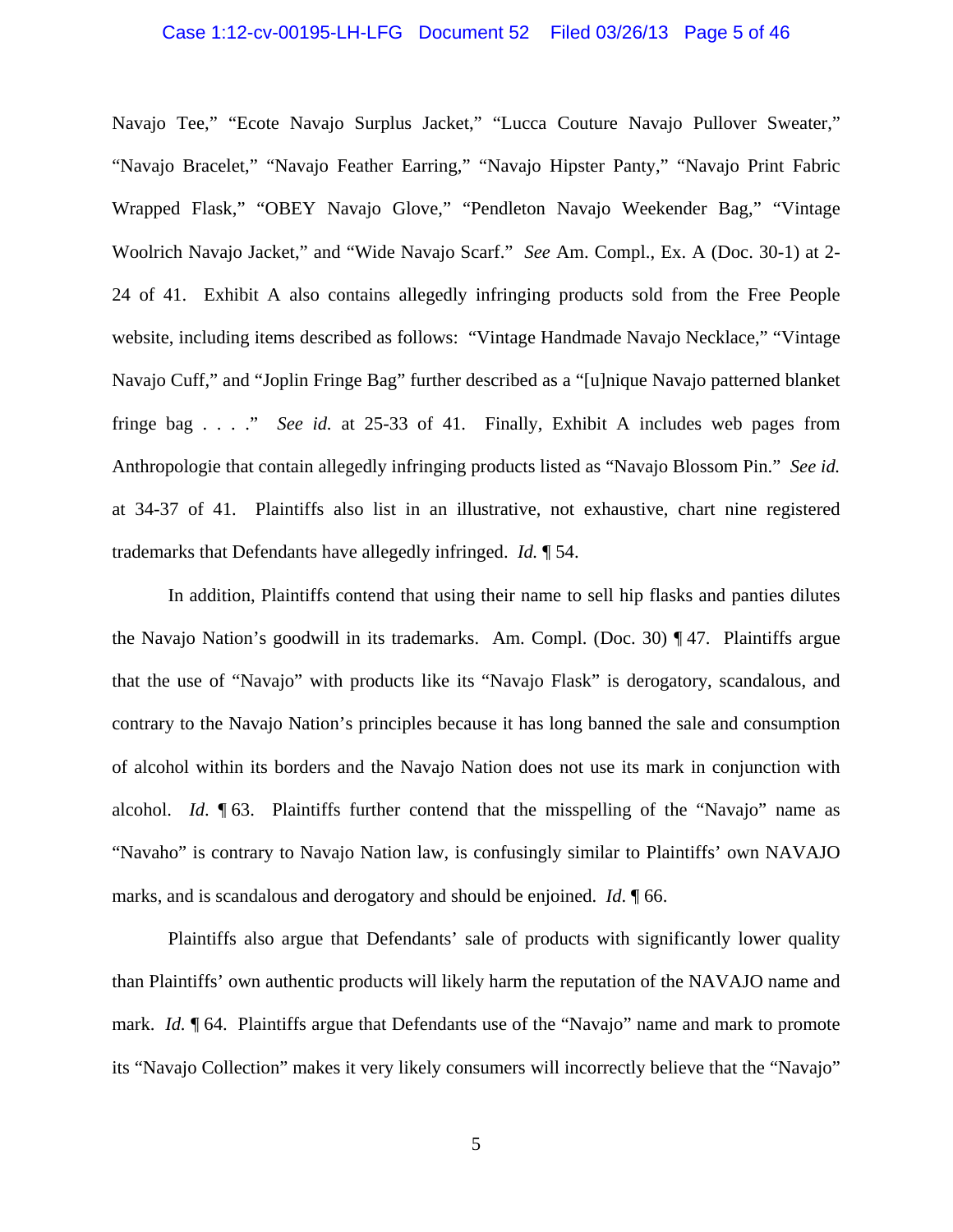Navajo Tee," "Ecote Navajo Surplus Jacket," "Lucca Couture Navajo Pullover Sweater," "Navajo Bracelet," "Navajo Feather Earring," "Navajo Hipster Panty," "Navajo Print Fabric Wrapped Flask," "OBEY Navajo Glove," "Pendleton Navajo Weekender Bag," "Vintage Woolrich Navajo Jacket," and "Wide Navajo Scarf." *See* Am. Compl., Ex. A (Doc. 30-1) at 2-24 of 41. Exhibit A also contains allegedly infringing products sold from the Free People website, including items described as follows: "Vintage Handmade Navajo Necklace," "Vintage Navajo Cuff," and "Joplin Fringe Bag" further described as a "[u]nique Navajo patterned blanket fringe bag . . . ." *See id.* at 25-33 of 41. Finally, Exhibit A includes web pages from Anthropologie that contain allegedly infringing products listed as "Navajo Blossom Pin." *See id.* at 34-37 of 41. Plaintiffs also list in an illustrative, not exhaustive, chart nine registered trademarks that Defendants have allegedly infringed. *Id.* ¶ 54.

In addition, Plaintiffs contend that using their name to sell hip flasks and panties dilutes the Navajo Nation's goodwill in its trademarks. Am. Compl. (Doc. 30) ¶ 47. Plaintiffs argue that the use of "Navajo" with products like its "Navajo Flask" is derogatory, scandalous, and contrary to the Navajo Nation's principles because it has long banned the sale and consumption of alcohol within its borders and the Navajo Nation does not use its mark in conjunction with alcohol. *Id*. ¶ 63. Plaintiffs further contend that the misspelling of the "Navajo" name as "Navaho" is contrary to Navajo Nation law, is confusingly similar to Plaintiffs' own NAVAJO marks, and is scandalous and derogatory and should be enjoined. *Id.* ¶ 66.

Plaintiffs also argue that Defendants' sale of products with significantly lower quality than Plaintiffs' own authentic products will likely harm the reputation of the NAVAJO name and mark. *Id.* ¶ 64. Plaintiffs argue that Defendants use of the "Navajo" name and mark to promote its "Navajo Collection" makes it very likely consumers will incorrectly believe that the "Navajo"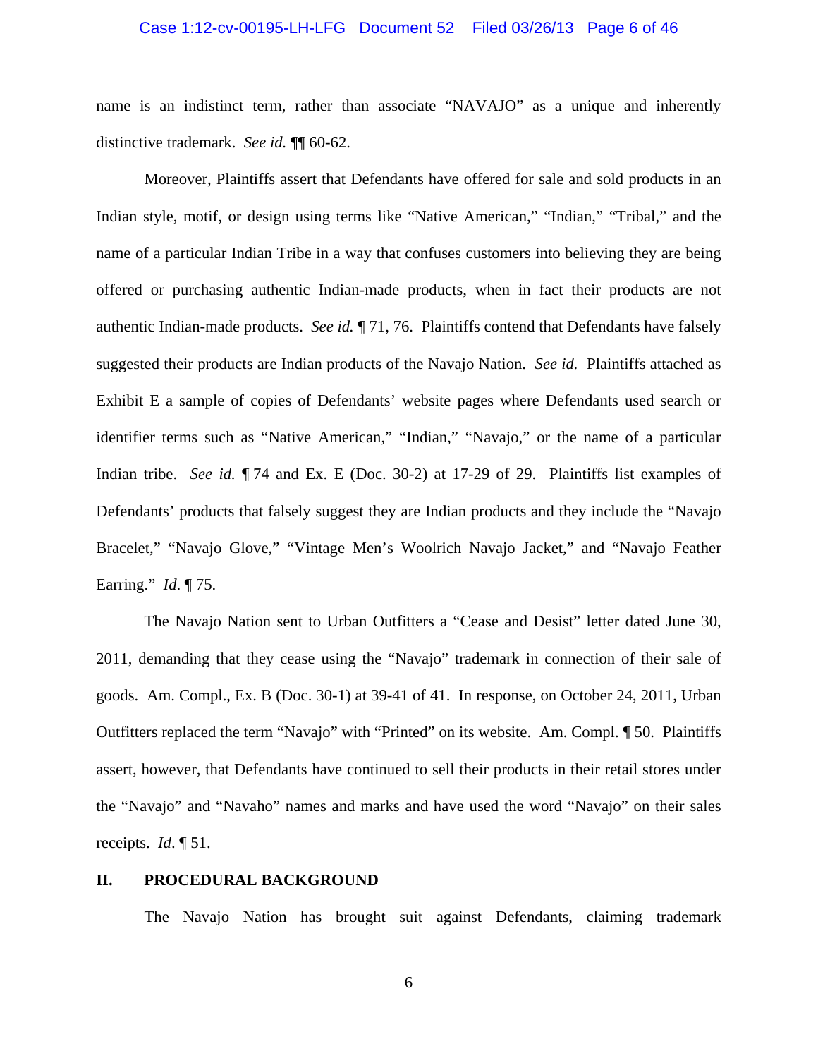name is an indistinct term, rather than associate "NAVAJO" as a unique and inherently distinctive trademark. *See id.* ¶¶ 60-62.

Moreover, Plaintiffs assert that Defendants have offered for sale and sold products in an Indian style, motif, or design using terms like "Native American," "Indian," "Tribal," and the name of a particular Indian Tribe in a way that confuses customers into believing they are being offered or purchasing authentic Indian-made products, when in fact their products are not authentic Indian-made products. *See id.* ¶ 71, 76. Plaintiffs contend that Defendants have falsely suggested their products are Indian products of the Navajo Nation. *See id.* Plaintiffs attached as Exhibit E a sample of copies of Defendants' website pages where Defendants used search or identifier terms such as "Native American," "Indian," "Navajo," or the name of a particular Indian tribe. *See id.* ¶ 74 and Ex. E (Doc. 30-2) at 17-29 of 29. Plaintiffs list examples of Defendants' products that falsely suggest they are Indian products and they include the "Navajo Bracelet," "Navajo Glove," "Vintage Men's Woolrich Navajo Jacket," and "Navajo Feather Earring." *Id*. ¶ 75.

The Navajo Nation sent to Urban Outfitters a "Cease and Desist" letter dated June 30, 2011, demanding that they cease using the "Navajo" trademark in connection of their sale of goods. Am. Compl., Ex. B (Doc. 30-1) at 39-41 of 41. In response, on October 24, 2011, Urban Outfitters replaced the term "Navajo" with "Printed" on its website. Am. Compl. ¶ 50. Plaintiffs assert, however, that Defendants have continued to sell their products in their retail stores under the "Navajo" and "Navaho" names and marks and have used the word "Navajo" on their sales receipts. *Id*. ¶ 51.

## II. PROCEDURAL BACKGROUND

The Navajo Nation has brought suit against Defendants, claiming trademark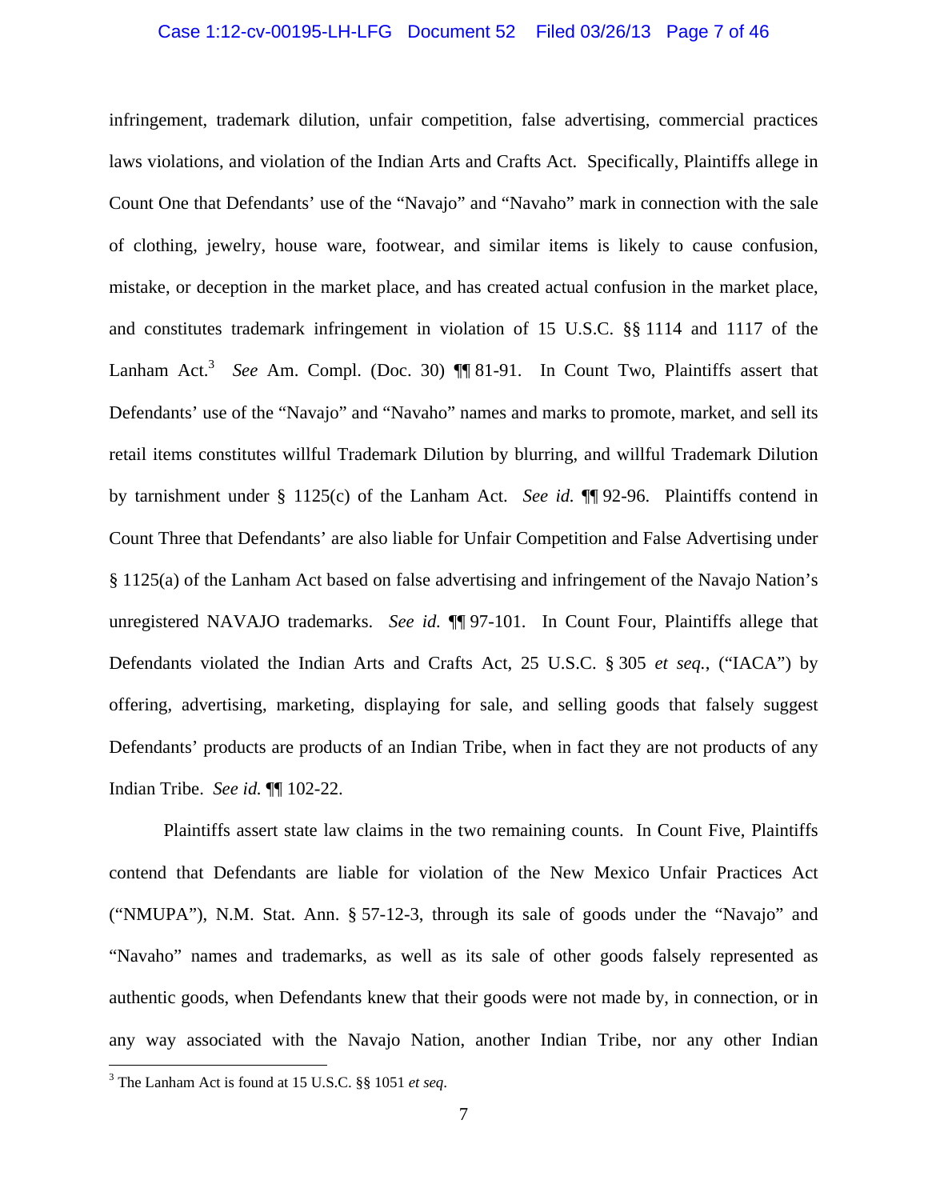infringement, trademark dilution, unfair competition, false advertising, commercial practices laws violations, and violation of the Indian Arts and Crafts Act. Specifically, Plaintiffs allege in Count One that Defendants' use of the "Navajo" and "Navaho" mark in connection with the sale of clothing, jewelry, house ware, footwear, and similar items is likely to cause confusion, mistake, or deception in the market place, and has created actual confusion in the market place, and constitutes trademark infringement in violation of 15 U.S.C. §§ 1114 and 1117 of the Lanham Act.[3] *See* Am. Compl. (Doc. 30) ¶¶ 81-91. In Count Two, Plaintiffs assert that Defendants' use of the "Navajo" and "Navaho" names and marks to promote, market, and sell its retail items constitutes willful Trademark Dilution by blurring, and willful Trademark Dilution by tarnishment under § 1125(c) of the Lanham Act. *See id.* ¶¶ 92-96. Plaintiffs contend in Count Three that Defendants' are also liable for Unfair Competition and False Advertising under § 1125(a) of the Lanham Act based on false advertising and infringement of the Navajo Nation's unregistered NAVAJO trademarks. *See id.* ¶¶ 97-101. In Count Four, Plaintiffs allege that Defendants violated the Indian Arts and Crafts Act, 25 U.S.C. § 305 *et seq.*, ("IACA") by offering, advertising, marketing, displaying for sale, and selling goods that falsely suggest Defendants' products are products of an Indian Tribe, when in fact they are not products of any Indian Tribe. *See id.* ¶¶ 102-22.

Plaintiffs assert state law claims in the two remaining counts. In Count Five, Plaintiffs contend that Defendants are liable for violation of the New Mexico Unfair Practices Act ("NMUPA"), N.M. Stat. Ann. § 57-12-3, through its sale of goods under the "Navajo" and "Navaho" names and trademarks, as well as its sale of other goods falsely represented as authentic goods, when Defendants knew that their goods were not made by, in connection, or in any way associated with the Navajo Nation, another Indian Tribe, nor any other Indian

[3] The Lanham Act is found at 15 U.S.C. §§ 1051 *et seq*.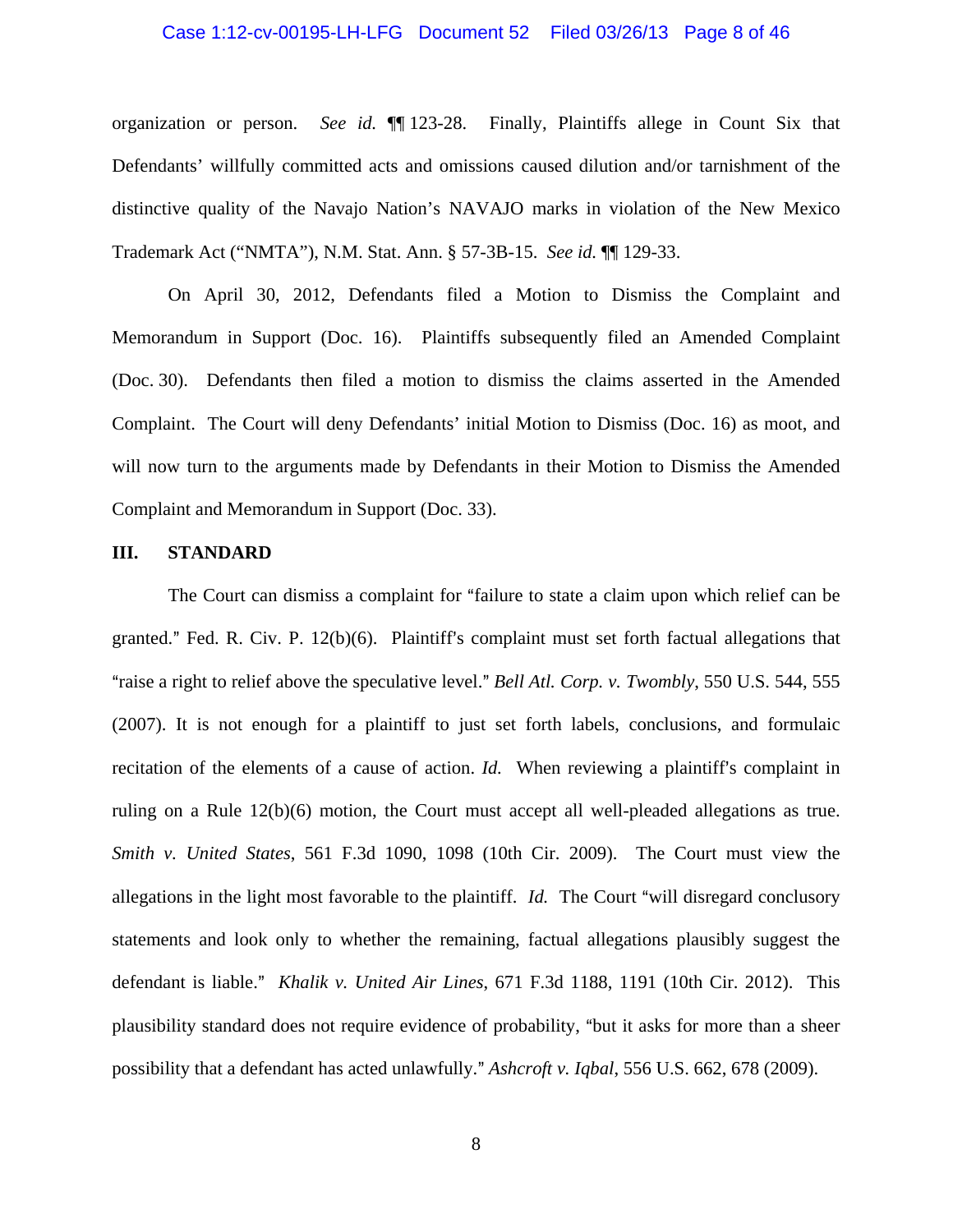organization or person. *See id.* ¶¶ 123-28. Finally, Plaintiffs allege in Count Six that Defendants' willfully committed acts and omissions caused dilution and/or tarnishment of the distinctive quality of the Navajo Nation's NAVAJO marks in violation of the New Mexico Trademark Act ("NMTA"), N.M. Stat. Ann. § 57-3B-15. *See id.* ¶¶ 129-33.

On April 30, 2012, Defendants filed a Motion to Dismiss the Complaint and Memorandum in Support (Doc. 16). Plaintiffs subsequently filed an Amended Complaint (Doc. 30). Defendants then filed a motion to dismiss the claims asserted in the Amended Complaint. The Court will deny Defendants' initial Motion to Dismiss (Doc. 16) as moot, and will now turn to the arguments made by Defendants in their Motion to Dismiss the Amended Complaint and Memorandum in Support (Doc. 33).

## III. STANDARD

The Court can dismiss a complaint for "failure to state a claim upon which relief can be granted." Fed. R. Civ. P. 12(b)(6). Plaintiff's complaint must set forth factual allegations that "raise a right to relief above the speculative level." *Bell Atl. Corp. v. Twombly*, 550 U.S. 544, 555 (2007). It is not enough for a plaintiff to just set forth labels, conclusions, and formulaic recitation of the elements of a cause of action. *Id.* When reviewing a plaintiff's complaint in ruling on a Rule 12(b)(6) motion, the Court must accept all well-pleaded allegations as true. *Smith v. United States*, 561 F.3d 1090, 1098 (10th Cir. 2009). The Court must view the allegations in the light most favorable to the plaintiff. *Id.* The Court "will disregard conclusory statements and look only to whether the remaining, factual allegations plausibly suggest the defendant is liable." *Khalik v. United Air Lines*, 671 F.3d 1188, 1191 (10th Cir. 2012). This plausibility standard does not require evidence of probability, "but it asks for more than a sheer possibility that a defendant has acted unlawfully." *Ashcroft v. Iqbal*, 556 U.S. 662, 678 (2009).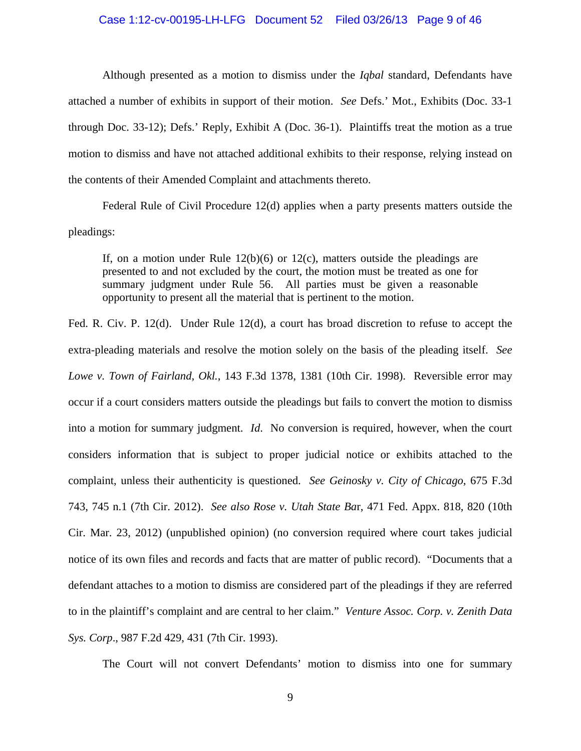Although presented as a motion to dismiss under the *Iqbal* standard, Defendants have attached a number of exhibits in support of their motion. *See* Defs.' Mot., Exhibits (Doc. 33-1 through Doc. 33-12); Defs.' Reply, Exhibit A (Doc. 36-1). Plaintiffs treat the motion as a true motion to dismiss and have not attached additional exhibits to their response, relying instead on the contents of their Amended Complaint and attachments thereto.

Federal Rule of Civil Procedure 12(d) applies when a party presents matters outside the pleadings:

> If, on a motion under Rule 12(b)(6) or 12(c), matters outside the pleadings are presented to and not excluded by the court, the motion must be treated as one for summary judgment under Rule 56. All parties must be given a reasonable opportunity to present all the material that is pertinent to the motion.

Fed. R. Civ. P. 12(d). Under Rule 12(d), a court has broad discretion to refuse to accept the extra-pleading materials and resolve the motion solely on the basis of the pleading itself. *See Lowe v. Town of Fairland, Okl.*, 143 F.3d 1378, 1381 (10th Cir. 1998). Reversible error may occur if a court considers matters outside the pleadings but fails to convert the motion to dismiss into a motion for summary judgment. *Id.* No conversion is required, however, when the court considers information that is subject to proper judicial notice or exhibits attached to the complaint, unless their authenticity is questioned. *See Geinosky v. City of Chicago*, 675 F.3d 743, 745 n.1 (7th Cir. 2012). *See also Rose v. Utah State Bar*, 471 Fed. Appx. 818, 820 (10th Cir. Mar. 23, 2012) (unpublished opinion) (no conversion required where court takes judicial notice of its own files and records and facts that are matter of public record). "Documents that a defendant attaches to a motion to dismiss are considered part of the pleadings if they are referred to in the plaintiff's complaint and are central to her claim." *Venture Assoc. Corp. v. Zenith Data Sys. Corp*., 987 F.2d 429, 431 (7th Cir. 1993).

The Court will not convert Defendants' motion to dismiss into one for summary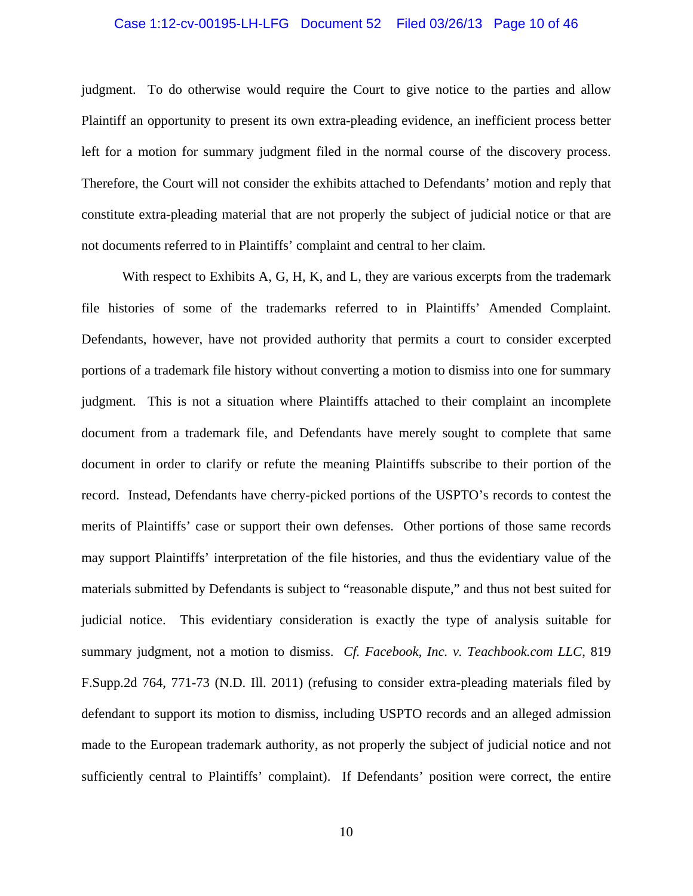judgment. To do otherwise would require the Court to give notice to the parties and allow Plaintiff an opportunity to present its own extra-pleading evidence, an inefficient process better left for a motion for summary judgment filed in the normal course of the discovery process. Therefore, the Court will not consider the exhibits attached to Defendants' motion and reply that constitute extra-pleading material that are not properly the subject of judicial notice or that are not documents referred to in Plaintiffs' complaint and central to her claim.

With respect to Exhibits A, G, H, K, and L, they are various excerpts from the trademark file histories of some of the trademarks referred to in Plaintiffs' Amended Complaint. Defendants, however, have not provided authority that permits a court to consider excerpted portions of a trademark file history without converting a motion to dismiss into one for summary judgment. This is not a situation where Plaintiffs attached to their complaint an incomplete document from a trademark file, and Defendants have merely sought to complete that same document in order to clarify or refute the meaning Plaintiffs subscribe to their portion of the record. Instead, Defendants have cherry-picked portions of the USPTO's records to contest the merits of Plaintiffs' case or support their own defenses. Other portions of those same records may support Plaintiffs' interpretation of the file histories, and thus the evidentiary value of the materials submitted by Defendants is subject to "reasonable dispute," and thus not best suited for judicial notice. This evidentiary consideration is exactly the type of analysis suitable for summary judgment, not a motion to dismiss. *Cf. Facebook, Inc. v. Teachbook.com LLC*, 819 F.Supp.2d 764, 771-73 (N.D. Ill. 2011) (refusing to consider extra-pleading materials filed by defendant to support its motion to dismiss, including USPTO records and an alleged admission made to the European trademark authority, as not properly the subject of judicial notice and not sufficiently central to Plaintiffs' complaint). If Defendants' position were correct, the entire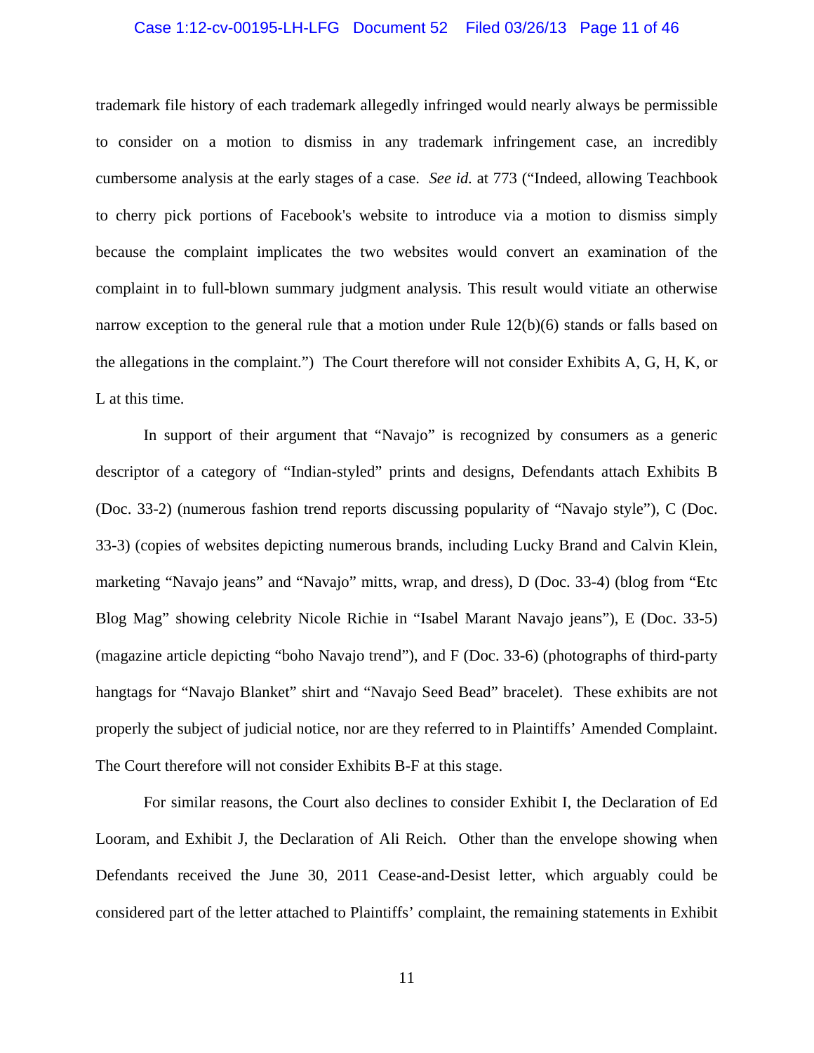trademark file history of each trademark allegedly infringed would nearly always be permissible to consider on a motion to dismiss in any trademark infringement case, an incredibly cumbersome analysis at the early stages of a case. *See id.* at 773 ("Indeed, allowing Teachbook to cherry pick portions of Facebook's website to introduce via a motion to dismiss simply because the complaint implicates the two websites would convert an examination of the complaint in to full-blown summary judgment analysis. This result would vitiate an otherwise narrow exception to the general rule that a motion under Rule 12(b)(6) stands or falls based on the allegations in the complaint.") The Court therefore will not consider Exhibits A, G, H, K, or L at this time.

In support of their argument that "Navajo" is recognized by consumers as a generic descriptor of a category of "Indian-styled" prints and designs, Defendants attach Exhibits B (Doc. 33-2) (numerous fashion trend reports discussing popularity of "Navajo style"), C (Doc. 33-3) (copies of websites depicting numerous brands, including Lucky Brand and Calvin Klein, marketing "Navajo jeans" and "Navajo" mitts, wrap, and dress), D (Doc. 33-4) (blog from "Etc Blog Mag" showing celebrity Nicole Richie in "Isabel Marant Navajo jeans"), E (Doc. 33-5) (magazine article depicting "boho Navajo trend"), and F (Doc. 33-6) (photographs of third-party hangtags for "Navajo Blanket" shirt and "Navajo Seed Bead" bracelet). These exhibits are not properly the subject of judicial notice, nor are they referred to in Plaintiffs' Amended Complaint. The Court therefore will not consider Exhibits B-F at this stage.

For similar reasons, the Court also declines to consider Exhibit I, the Declaration of Ed Looram, and Exhibit J, the Declaration of Ali Reich. Other than the envelope showing when Defendants received the June 30, 2011 Cease-and-Desist letter, which arguably could be considered part of the letter attached to Plaintiffs' complaint, the remaining statements in Exhibit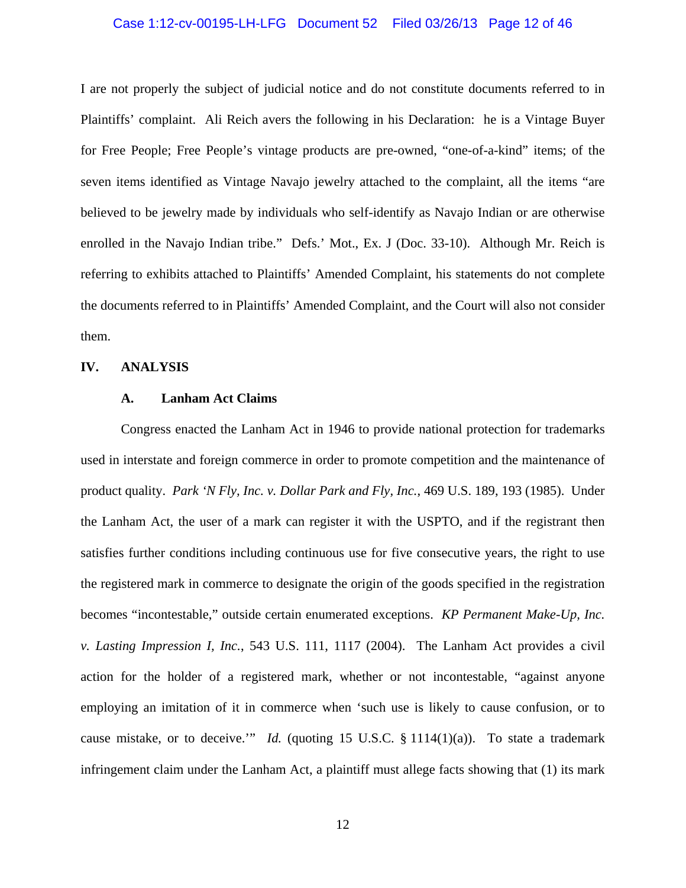I are not properly the subject of judicial notice and do not constitute documents referred to in Plaintiffs' complaint. Ali Reich avers the following in his Declaration: he is a Vintage Buyer for Free People; Free People's vintage products are pre-owned, "one-of-a-kind" items; of the seven items identified as Vintage Navajo jewelry attached to the complaint, all the items "are believed to be jewelry made by individuals who self-identify as Navajo Indian or are otherwise enrolled in the Navajo Indian tribe." Defs.' Mot., Ex. J (Doc. 33-10). Although Mr. Reich is referring to exhibits attached to Plaintiffs' Amended Complaint, his statements do not complete the documents referred to in Plaintiffs' Amended Complaint, and the Court will also not consider them.

## IV. ANALYSIS

### A. Lanham Act Claims

Congress enacted the Lanham Act in 1946 to provide national protection for trademarks used in interstate and foreign commerce in order to promote competition and the maintenance of product quality. *Park 'N Fly, Inc. v. Dollar Park and Fly, Inc.*, 469 U.S. 189, 193 (1985). Under the Lanham Act, the user of a mark can register it with the USPTO, and if the registrant then satisfies further conditions including continuous use for five consecutive years, the right to use the registered mark in commerce to designate the origin of the goods specified in the registration becomes "incontestable," outside certain enumerated exceptions. *KP Permanent Make-Up, Inc. v. Lasting Impression I, Inc.*, 543 U.S. 111, 1117 (2004). The Lanham Act provides a civil action for the holder of a registered mark, whether or not incontestable, "against anyone employing an imitation of it in commerce when 'such use is likely to cause confusion, or to cause mistake, or to deceive.'" *Id.* (quoting 15 U.S.C. § 1114(1)(a)). To state a trademark infringement claim under the Lanham Act, a plaintiff must allege facts showing that (1) its mark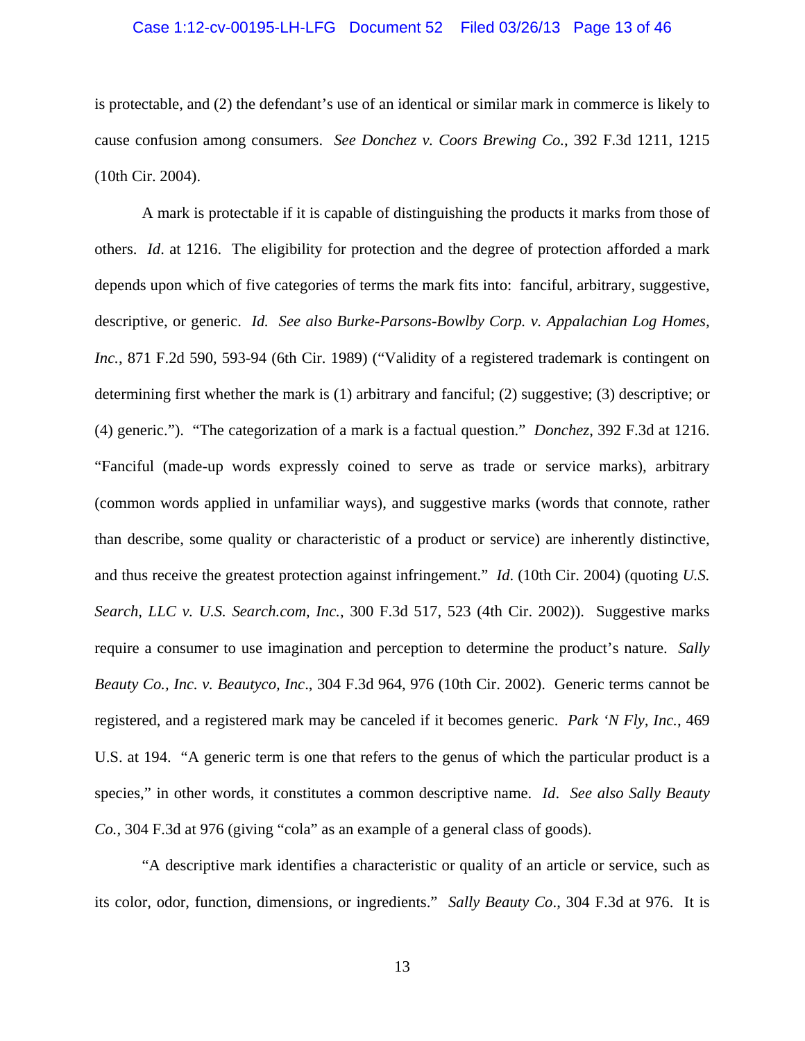is protectable, and (2) the defendant's use of an identical or similar mark in commerce is likely to cause confusion among consumers. *See Donchez v. Coors Brewing Co.*, 392 F.3d 1211, 1215 (10th Cir. 2004).

A mark is protectable if it is capable of distinguishing the products it marks from those of others. *Id*. at 1216. The eligibility for protection and the degree of protection afforded a mark depends upon which of five categories of terms the mark fits into: fanciful, arbitrary, suggestive, descriptive, or generic. *Id. See also Burke-Parsons-Bowlby Corp. v. Appalachian Log Homes, Inc.*, 871 F.2d 590, 593-94 (6th Cir. 1989) ("Validity of a registered trademark is contingent on determining first whether the mark is (1) arbitrary and fanciful; (2) suggestive; (3) descriptive; or (4) generic."). "The categorization of a mark is a factual question." *Donchez*, 392 F.3d at 1216. "Fanciful (made-up words expressly coined to serve as trade or service marks), arbitrary (common words applied in unfamiliar ways), and suggestive marks (words that connote, rather than describe, some quality or characteristic of a product or service) are inherently distinctive, and thus receive the greatest protection against infringement." *Id*. (10th Cir. 2004) (quoting *U.S. Search, LLC v. U.S. Search.com, Inc.*, 300 F.3d 517, 523 (4th Cir. 2002)). Suggestive marks require a consumer to use imagination and perception to determine the product's nature. *Sally Beauty Co., Inc. v. Beautyco, Inc*., 304 F.3d 964, 976 (10th Cir. 2002). Generic terms cannot be registered, and a registered mark may be canceled if it becomes generic. *Park 'N Fly, Inc.*, 469 U.S. at 194. "A generic term is one that refers to the genus of which the particular product is a species," in other words, it constitutes a common descriptive name. *Id*. *See also Sally Beauty Co.*, 304 F.3d at 976 (giving "cola" as an example of a general class of goods).

"A descriptive mark identifies a characteristic or quality of an article or service, such as its color, odor, function, dimensions, or ingredients." *Sally Beauty Co*., 304 F.3d at 976. It is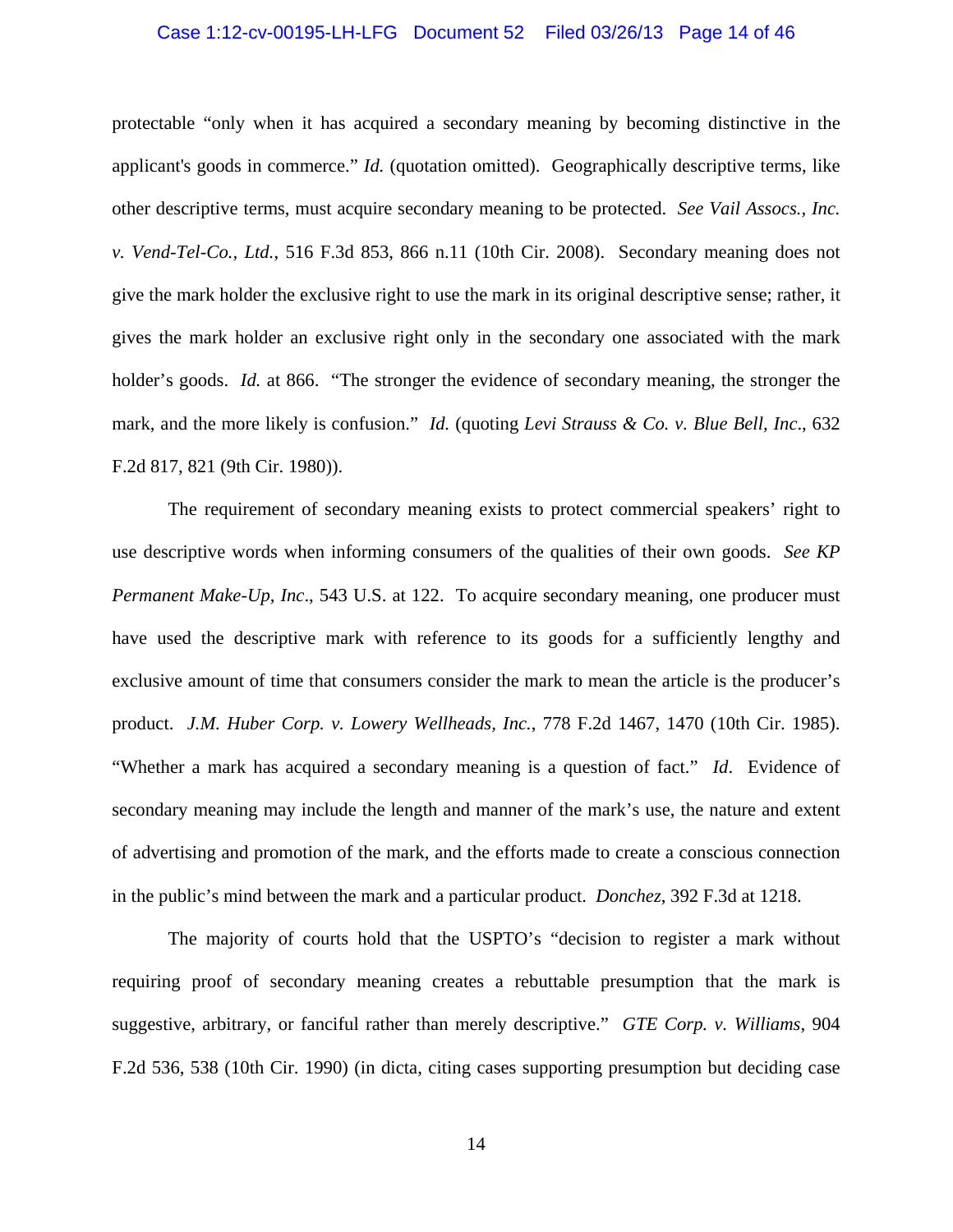protectable "only when it has acquired a secondary meaning by becoming distinctive in the applicant's goods in commerce." *Id.* (quotation omitted). Geographically descriptive terms, like other descriptive terms, must acquire secondary meaning to be protected. *See Vail Assocs., Inc. v. Vend-Tel-Co., Ltd.*, 516 F.3d 853, 866 n.11 (10th Cir. 2008). Secondary meaning does not give the mark holder the exclusive right to use the mark in its original descriptive sense; rather, it gives the mark holder an exclusive right only in the secondary one associated with the mark holder's goods. *Id.* at 866. "The stronger the evidence of secondary meaning, the stronger the mark, and the more likely is confusion." *Id.* (quoting *Levi Strauss & Co. v. Blue Bell, Inc*., 632 F.2d 817, 821 (9th Cir. 1980)).

The requirement of secondary meaning exists to protect commercial speakers' right to use descriptive words when informing consumers of the qualities of their own goods. *See KP Permanent Make-Up, Inc*., 543 U.S. at 122. To acquire secondary meaning, one producer must have used the descriptive mark with reference to its goods for a sufficiently lengthy and exclusive amount of time that consumers consider the mark to mean the article is the producer's product. *J.M. Huber Corp. v. Lowery Wellheads, Inc.*, 778 F.2d 1467, 1470 (10th Cir. 1985). "Whether a mark has acquired a secondary meaning is a question of fact." *Id*. Evidence of secondary meaning may include the length and manner of the mark's use, the nature and extent of advertising and promotion of the mark, and the efforts made to create a conscious connection in the public's mind between the mark and a particular product. *Donchez*, 392 F.3d at 1218.

The majority of courts hold that the USPTO's "decision to register a mark without requiring proof of secondary meaning creates a rebuttable presumption that the mark is suggestive, arbitrary, or fanciful rather than merely descriptive." *GTE Corp. v. Williams*, 904 F.2d 536, 538 (10th Cir. 1990) (in dicta, citing cases supporting presumption but deciding case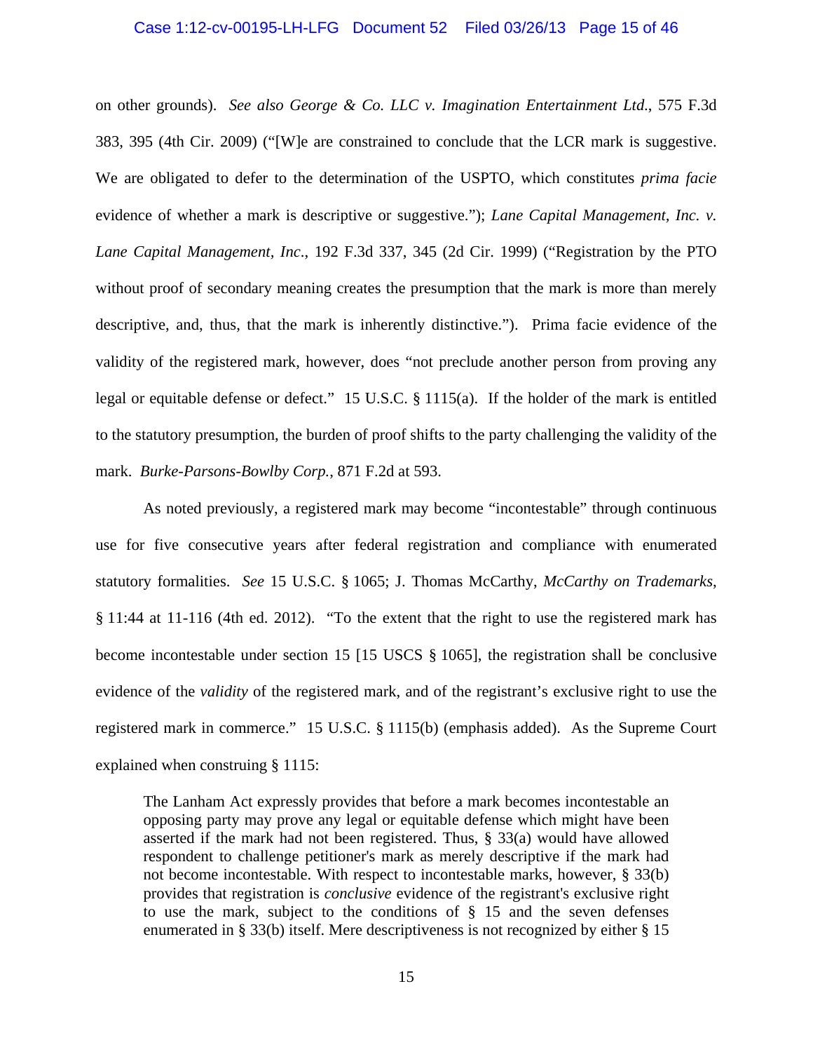on other grounds). *See also George & Co. LLC v. Imagination Entertainment Ltd.*, 575 F.3d 383, 395 (4th Cir. 2009) ("[W]e are constrained to conclude that the LCR mark is suggestive. We are obligated to defer to the determination of the USPTO, which constitutes *prima facie* evidence of whether a mark is descriptive or suggestive."); *Lane Capital Management, Inc. v. Lane Capital Management, Inc*., 192 F.3d 337, 345 (2d Cir. 1999) ("Registration by the PTO without proof of secondary meaning creates the presumption that the mark is more than merely descriptive, and, thus, that the mark is inherently distinctive."). Prima facie evidence of the validity of the registered mark, however, does "not preclude another person from proving any legal or equitable defense or defect." 15 U.S.C. § 1115(a). If the holder of the mark is entitled to the statutory presumption, the burden of proof shifts to the party challenging the validity of the mark. *Burke-Parsons-Bowlby Corp.*, 871 F.2d at 593.

As noted previously, a registered mark may become "incontestable" through continuous use for five consecutive years after federal registration and compliance with enumerated statutory formalities. *See* 15 U.S.C. § 1065; J. Thomas McCarthy, *McCarthy on Trademarks*, § 11:44 at 11-116 (4th ed. 2012). "To the extent that the right to use the registered mark has become incontestable under section 15 [15 USCS § 1065], the registration shall be conclusive evidence of the *validity* of the registered mark, and of the registrant's exclusive right to use the registered mark in commerce." 15 U.S.C. § 1115(b) (emphasis added). As the Supreme Court explained when construing § 1115:

> The Lanham Act expressly provides that before a mark becomes incontestable an opposing party may prove any legal or equitable defense which might have been asserted if the mark had not been registered. Thus, § 33(a) would have allowed respondent to challenge petitioner's mark as merely descriptive if the mark had not become incontestable. With respect to incontestable marks, however, § 33(b) provides that registration is *conclusive* evidence of the registrant's exclusive right to use the mark, subject to the conditions of § 15 and the seven defenses enumerated in § 33(b) itself. Mere descriptiveness is not recognized by either § 15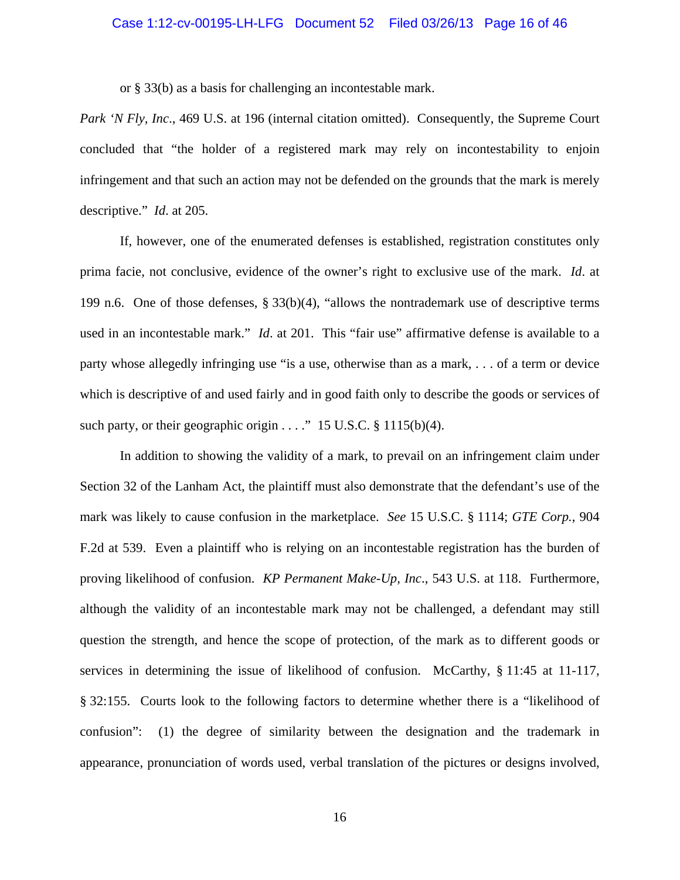or § 33(b) as a basis for challenging an incontestable mark.

*Park 'N Fly, Inc*., 469 U.S. at 196 (internal citation omitted). Consequently, the Supreme Court concluded that "the holder of a registered mark may rely on incontestability to enjoin infringement and that such an action may not be defended on the grounds that the mark is merely descriptive." *Id*. at 205.

If, however, one of the enumerated defenses is established, registration constitutes only prima facie, not conclusive, evidence of the owner's right to exclusive use of the mark. *Id*. at 199 n.6. One of those defenses, § 33(b)(4), "allows the nontrademark use of descriptive terms used in an incontestable mark." *Id*. at 201. This "fair use" affirmative defense is available to a party whose allegedly infringing use "is a use, otherwise than as a mark, . . . of a term or device which is descriptive of and used fairly and in good faith only to describe the goods or services of such party, or their geographic origin . . . ." 15 U.S.C. § 1115(b)(4).

In addition to showing the validity of a mark, to prevail on an infringement claim under Section 32 of the Lanham Act, the plaintiff must also demonstrate that the defendant's use of the mark was likely to cause confusion in the marketplace. *See* 15 U.S.C. § 1114; *GTE Corp.*, 904 F.2d at 539. Even a plaintiff who is relying on an incontestable registration has the burden of proving likelihood of confusion. *KP Permanent Make-Up, Inc*., 543 U.S. at 118. Furthermore, although the validity of an incontestable mark may not be challenged, a defendant may still question the strength, and hence the scope of protection, of the mark as to different goods or services in determining the issue of likelihood of confusion. McCarthy, § 11:45 at 11-117, § 32:155. Courts look to the following factors to determine whether there is a "likelihood of confusion": (1) the degree of similarity between the designation and the trademark in appearance, pronunciation of words used, verbal translation of the pictures or designs involved,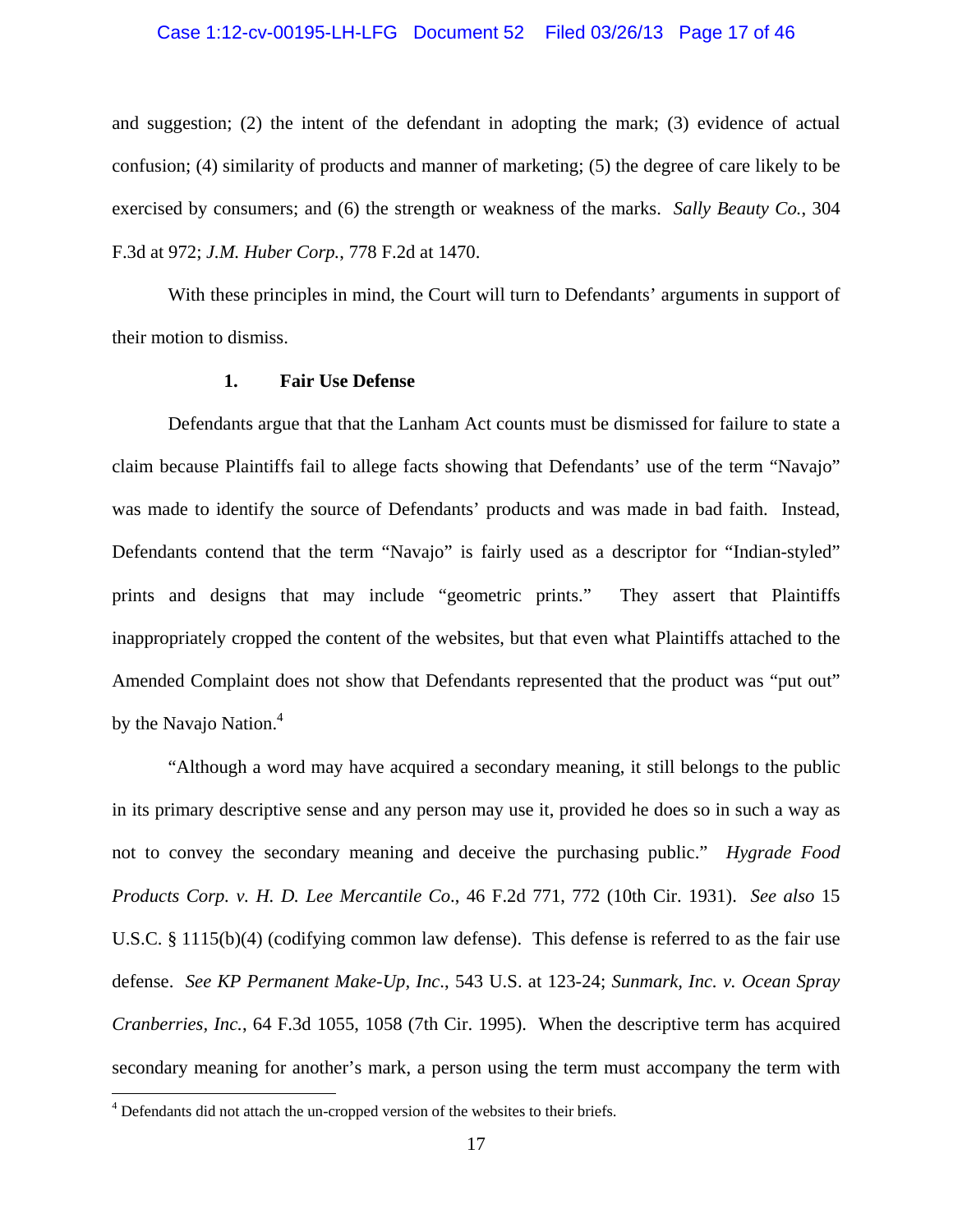and suggestion; (2) the intent of the defendant in adopting the mark; (3) evidence of actual confusion; (4) similarity of products and manner of marketing; (5) the degree of care likely to be exercised by consumers; and (6) the strength or weakness of the marks. *Sally Beauty Co.*, 304 F.3d at 972; *J.M. Huber Corp.*, 778 F.2d at 1470.

With these principles in mind, the Court will turn to Defendants' arguments in support of their motion to dismiss.

### 1. Fair Use Defense

Defendants argue that that the Lanham Act counts must be dismissed for failure to state a claim because Plaintiffs fail to allege facts showing that Defendants' use of the term "Navajo" was made to identify the source of Defendants' products and was made in bad faith. Instead, Defendants contend that the term "Navajo" is fairly used as a descriptor for "Indian-styled" prints and designs that may include "geometric prints." They assert that Plaintiffs inappropriately cropped the content of the websites, but that even what Plaintiffs attached to the Amended Complaint does not show that Defendants represented that the product was "put out" by the Navajo Nation.[4]

"Although a word may have acquired a secondary meaning, it still belongs to the public in its primary descriptive sense and any person may use it, provided he does so in such a way as not to convey the secondary meaning and deceive the purchasing public." *Hygrade Food Products Corp. v. H. D. Lee Mercantile Co.*, 46 F.2d 771, 772 (10th Cir. 1931). *See also* 15 U.S.C. § 1115(b)(4) (codifying common law defense). This defense is referred to as the fair use defense. *See KP Permanent Make-Up, Inc.*, 543 U.S. at 123-24; *Sunmark, Inc. v. Ocean Spray Cranberries, Inc.*, 64 F.3d 1055, 1058 (7th Cir. 1995). When the descriptive term has acquired secondary meaning for another's mark, a person using the term must accompany the term with

[4] Defendants did not attach the un-cropped version of the websites to their briefs.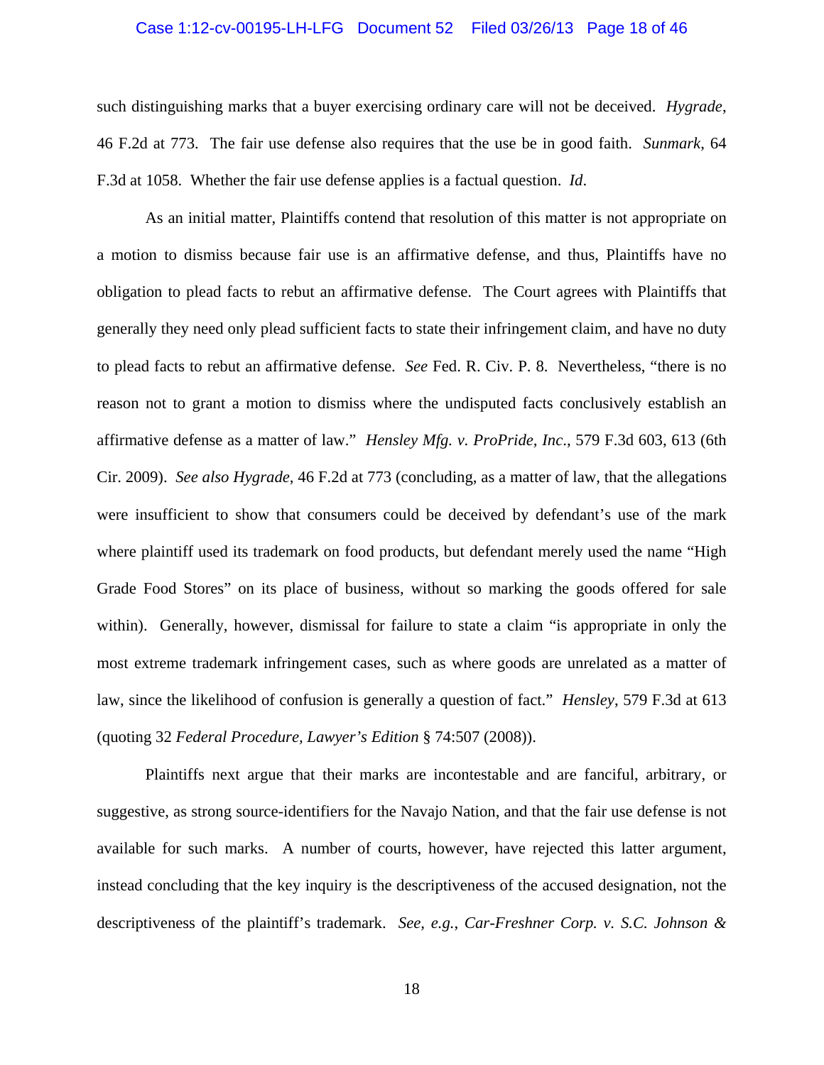such distinguishing marks that a buyer exercising ordinary care will not be deceived. *Hygrade*, 46 F.2d at 773. The fair use defense also requires that the use be in good faith. *Sunmark*, 64 F.3d at 1058. Whether the fair use defense applies is a factual question. *Id*.

As an initial matter, Plaintiffs contend that resolution of this matter is not appropriate on a motion to dismiss because fair use is an affirmative defense, and thus, Plaintiffs have no obligation to plead facts to rebut an affirmative defense. The Court agrees with Plaintiffs that generally they need only plead sufficient facts to state their infringement claim, and have no duty to plead facts to rebut an affirmative defense. *See* Fed. R. Civ. P. 8. Nevertheless, "there is no reason not to grant a motion to dismiss where the undisputed facts conclusively establish an affirmative defense as a matter of law." *Hensley Mfg. v. ProPride, Inc*., 579 F.3d 603, 613 (6th Cir. 2009). *See also Hygrade*, 46 F.2d at 773 (concluding, as a matter of law, that the allegations were insufficient to show that consumers could be deceived by defendant's use of the mark where plaintiff used its trademark on food products, but defendant merely used the name "High Grade Food Stores" on its place of business, without so marking the goods offered for sale within). Generally, however, dismissal for failure to state a claim "is appropriate in only the most extreme trademark infringement cases, such as where goods are unrelated as a matter of law, since the likelihood of confusion is generally a question of fact." *Hensley*, 579 F.3d at 613 (quoting 32 *Federal Procedure, Lawyer's Edition* § 74:507 (2008)).

Plaintiffs next argue that their marks are incontestable and are fanciful, arbitrary, or suggestive, as strong source-identifiers for the Navajo Nation, and that the fair use defense is not available for such marks. A number of courts, however, have rejected this latter argument, instead concluding that the key inquiry is the descriptiveness of the accused designation, not the descriptiveness of the plaintiff's trademark. *See, e.g.*, *Car-Freshner Corp. v. S.C. Johnson &*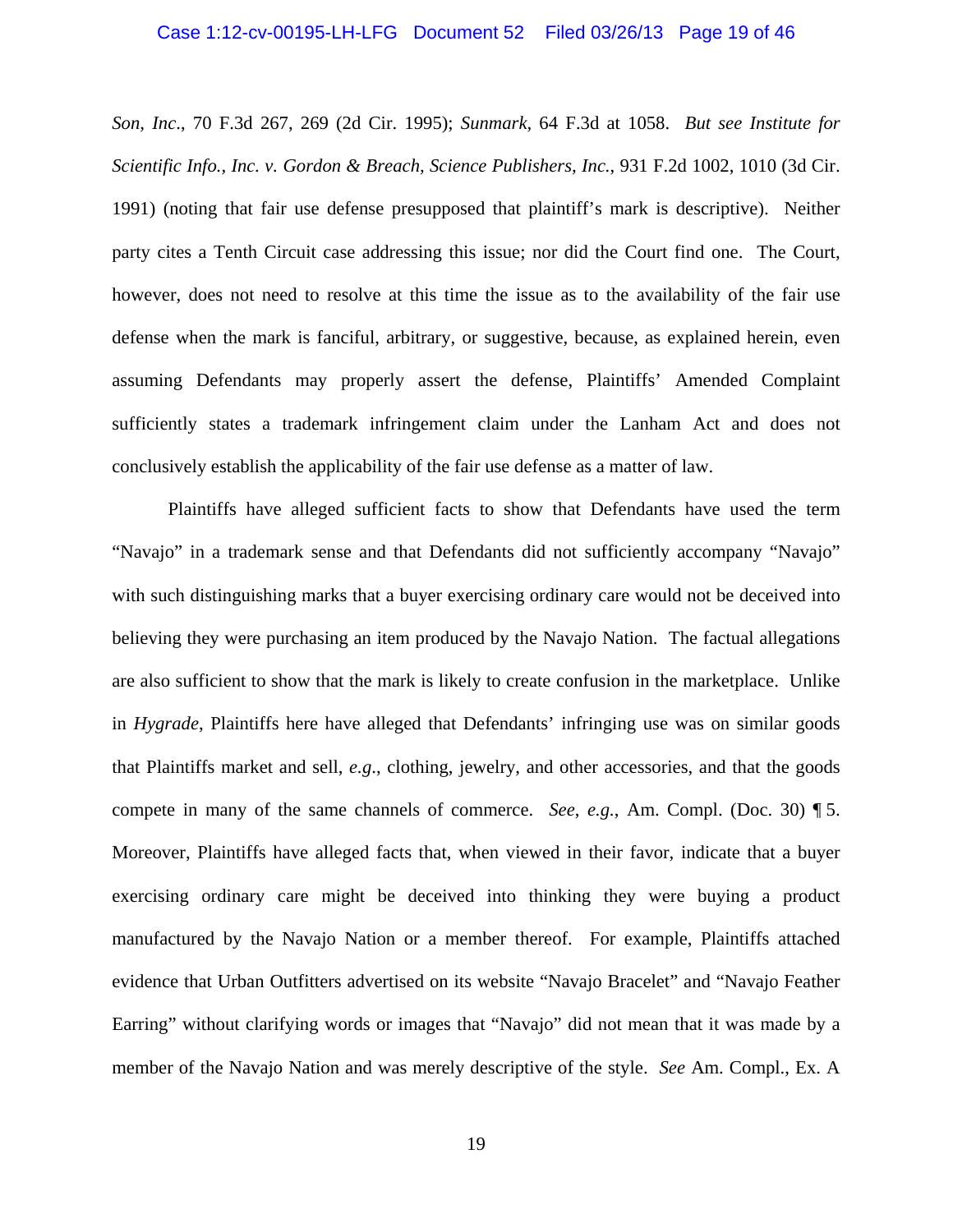*Son, Inc*., 70 F.3d 267, 269 (2d Cir. 1995); *Sunmark*, 64 F.3d at 1058. *But see Institute for Scientific Info., Inc. v. Gordon & Breach, Science Publishers, Inc.*, 931 F.2d 1002, 1010 (3d Cir. 1991) (noting that fair use defense presupposed that plaintiff's mark is descriptive). Neither party cites a Tenth Circuit case addressing this issue; nor did the Court find one. The Court, however, does not need to resolve at this time the issue as to the availability of the fair use defense when the mark is fanciful, arbitrary, or suggestive, because, as explained herein, even assuming Defendants may properly assert the defense, Plaintiffs' Amended Complaint sufficiently states a trademark infringement claim under the Lanham Act and does not conclusively establish the applicability of the fair use defense as a matter of law.

Plaintiffs have alleged sufficient facts to show that Defendants have used the term "Navajo" in a trademark sense and that Defendants did not sufficiently accompany "Navajo" with such distinguishing marks that a buyer exercising ordinary care would not be deceived into believing they were purchasing an item produced by the Navajo Nation. The factual allegations are also sufficient to show that the mark is likely to create confusion in the marketplace. Unlike in *Hygrade*, Plaintiffs here have alleged that Defendants' infringing use was on similar goods that Plaintiffs market and sell, *e.g*., clothing, jewelry, and other accessories, and that the goods compete in many of the same channels of commerce. *See*, *e.g.*, Am. Compl. (Doc. 30) ¶ 5. Moreover, Plaintiffs have alleged facts that, when viewed in their favor, indicate that a buyer exercising ordinary care might be deceived into thinking they were buying a product manufactured by the Navajo Nation or a member thereof. For example, Plaintiffs attached evidence that Urban Outfitters advertised on its website "Navajo Bracelet" and "Navajo Feather Earring" without clarifying words or images that "Navajo" did not mean that it was made by a member of the Navajo Nation and was merely descriptive of the style. *See* Am. Compl., Ex. A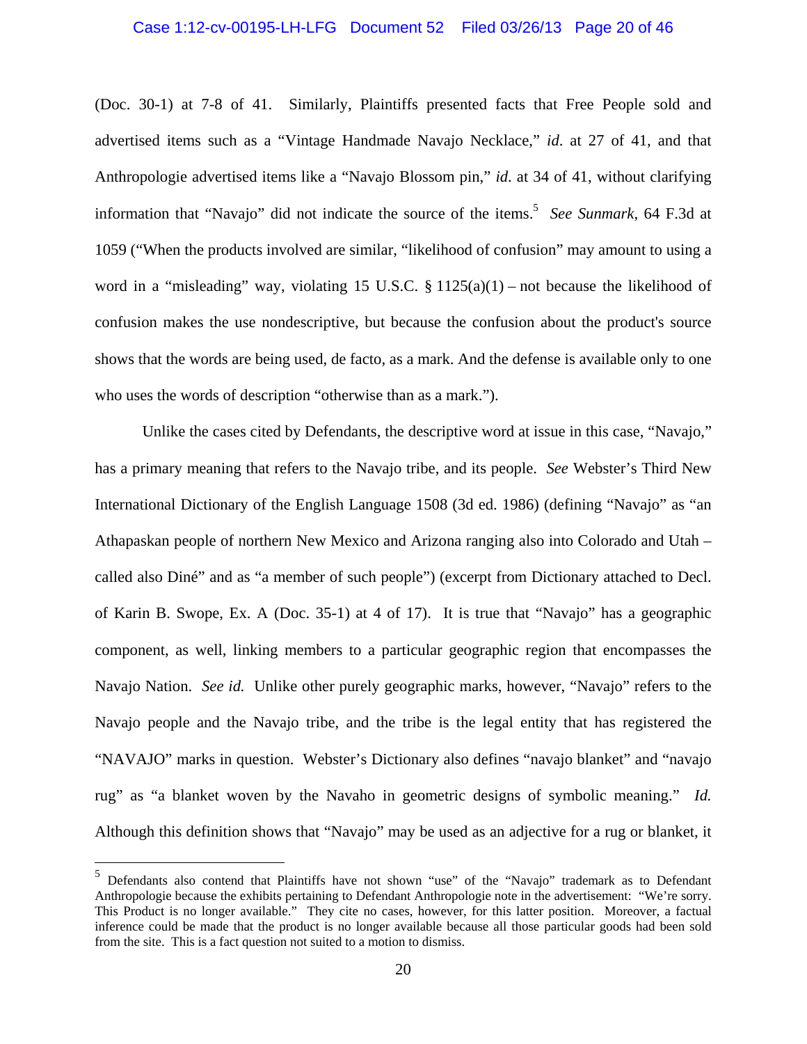(Doc. 30-1) at 7-8 of 41. Similarly, Plaintiffs presented facts that Free People sold and advertised items such as a "Vintage Handmade Navajo Necklace," *id*. at 27 of 41, and that Anthropologie advertised items like a "Navajo Blossom pin," *id*. at 34 of 41, without clarifying information that "Navajo" did not indicate the source of the items.[5] *See Sunmark*, 64 F.3d at 1059 ("When the products involved are similar, "likelihood of confusion" may amount to using a word in a "misleading" way, violating 15 U.S.C. § 1125(a)(1) – not because the likelihood of confusion makes the use nondescriptive, but because the confusion about the product's source shows that the words are being used, de facto, as a mark. And the defense is available only to one who uses the words of description "otherwise than as a mark.").

Unlike the cases cited by Defendants, the descriptive word at issue in this case, "Navajo," has a primary meaning that refers to the Navajo tribe, and its people. *See* Webster's Third New International Dictionary of the English Language 1508 (3d ed. 1986) (defining "Navajo" as "an Athapaskan people of northern New Mexico and Arizona ranging also into Colorado and Utah – called also Diné" and as "a member of such people") (excerpt from Dictionary attached to Decl. of Karin B. Swope, Ex. A (Doc. 35-1) at 4 of 17). It is true that "Navajo" has a geographic component, as well, linking members to a particular geographic region that encompasses the Navajo Nation. *See id.* Unlike other purely geographic marks, however, "Navajo" refers to the Navajo people and the Navajo tribe, and the tribe is the legal entity that has registered the "NAVAJO" marks in question. Webster's Dictionary also defines "navajo blanket" and "navajo rug" as "a blanket woven by the Navaho in geometric designs of symbolic meaning." *Id.* Although this definition shows that "Navajo" may be used as an adjective for a rug or blanket, it

---

[5] Defendants also contend that Plaintiffs have not shown "use" of the "Navajo" trademark as to Defendant Anthropologie because the exhibits pertaining to Defendant Anthropologie note in the advertisement: "We're sorry. This Product is no longer available." They cite no cases, however, for this latter position. Moreover, a factual inference could be made that the product is no longer available because all those particular goods had been sold from the site. This is a fact question not suited to a motion to dismiss.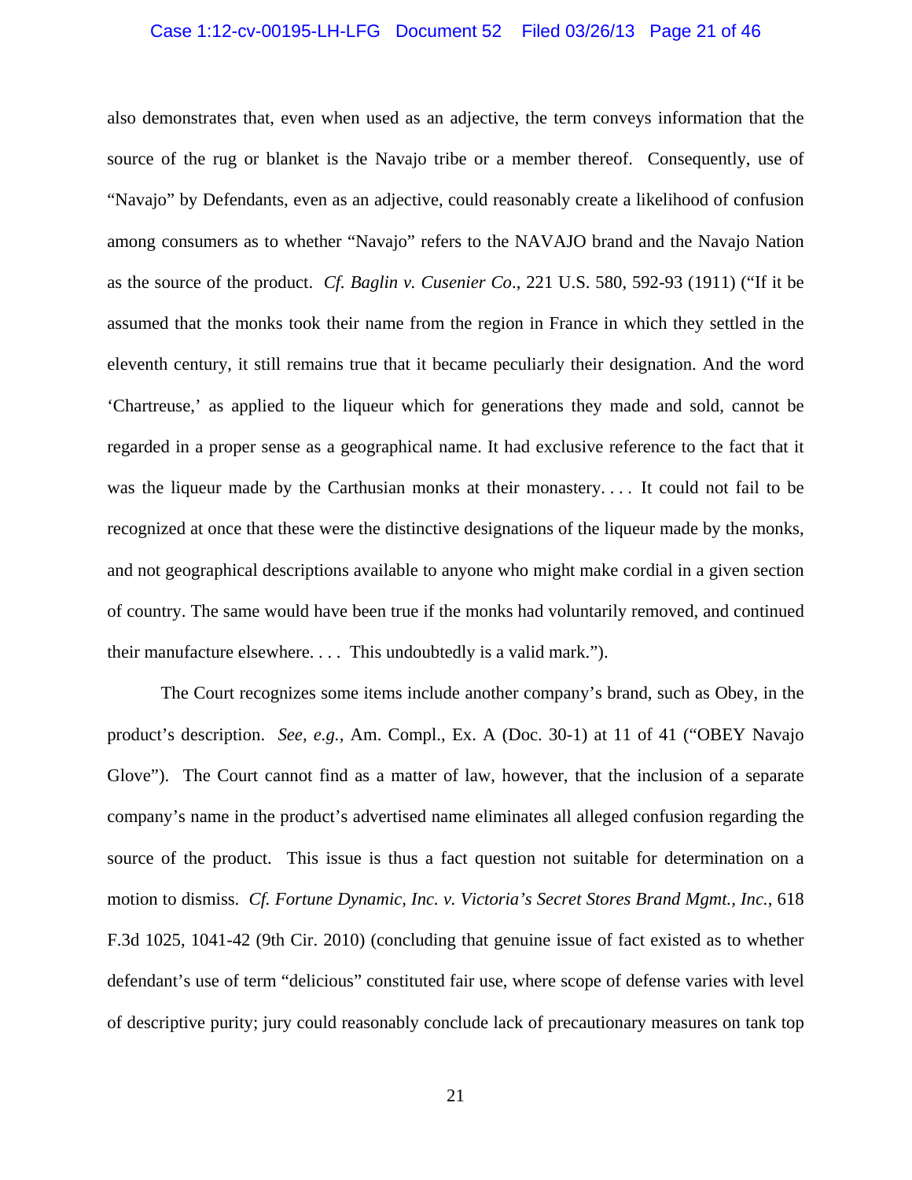also demonstrates that, even when used as an adjective, the term conveys information that the source of the rug or blanket is the Navajo tribe or a member thereof. Consequently, use of "Navajo" by Defendants, even as an adjective, could reasonably create a likelihood of confusion among consumers as to whether "Navajo" refers to the NAVAJO brand and the Navajo Nation as the source of the product. *Cf. Baglin v. Cusenier Co*., 221 U.S. 580, 592-93 (1911) ("If it be assumed that the monks took their name from the region in France in which they settled in the eleventh century, it still remains true that it became peculiarly their designation. And the word 'Chartreuse,' as applied to the liqueur which for generations they made and sold, cannot be regarded in a proper sense as a geographical name. It had exclusive reference to the fact that it was the liqueur made by the Carthusian monks at their monastery. . . . It could not fail to be recognized at once that these were the distinctive designations of the liqueur made by the monks, and not geographical descriptions available to anyone who might make cordial in a given section of country. The same would have been true if the monks had voluntarily removed, and continued their manufacture elsewhere. . . . This undoubtedly is a valid mark.").

The Court recognizes some items include another company's brand, such as Obey, in the product's description. *See, e.g.,* Am. Compl., Ex. A (Doc. 30-1) at 11 of 41 ("OBEY Navajo Glove"). The Court cannot find as a matter of law, however, that the inclusion of a separate company's name in the product's advertised name eliminates all alleged confusion regarding the source of the product. This issue is thus a fact question not suitable for determination on a motion to dismiss. *Cf. Fortune Dynamic, Inc. v. Victoria's Secret Stores Brand Mgmt., Inc.*, 618 F.3d 1025, 1041-42 (9th Cir. 2010) (concluding that genuine issue of fact existed as to whether defendant's use of term "delicious" constituted fair use, where scope of defense varies with level of descriptive purity; jury could reasonably conclude lack of precautionary measures on tank top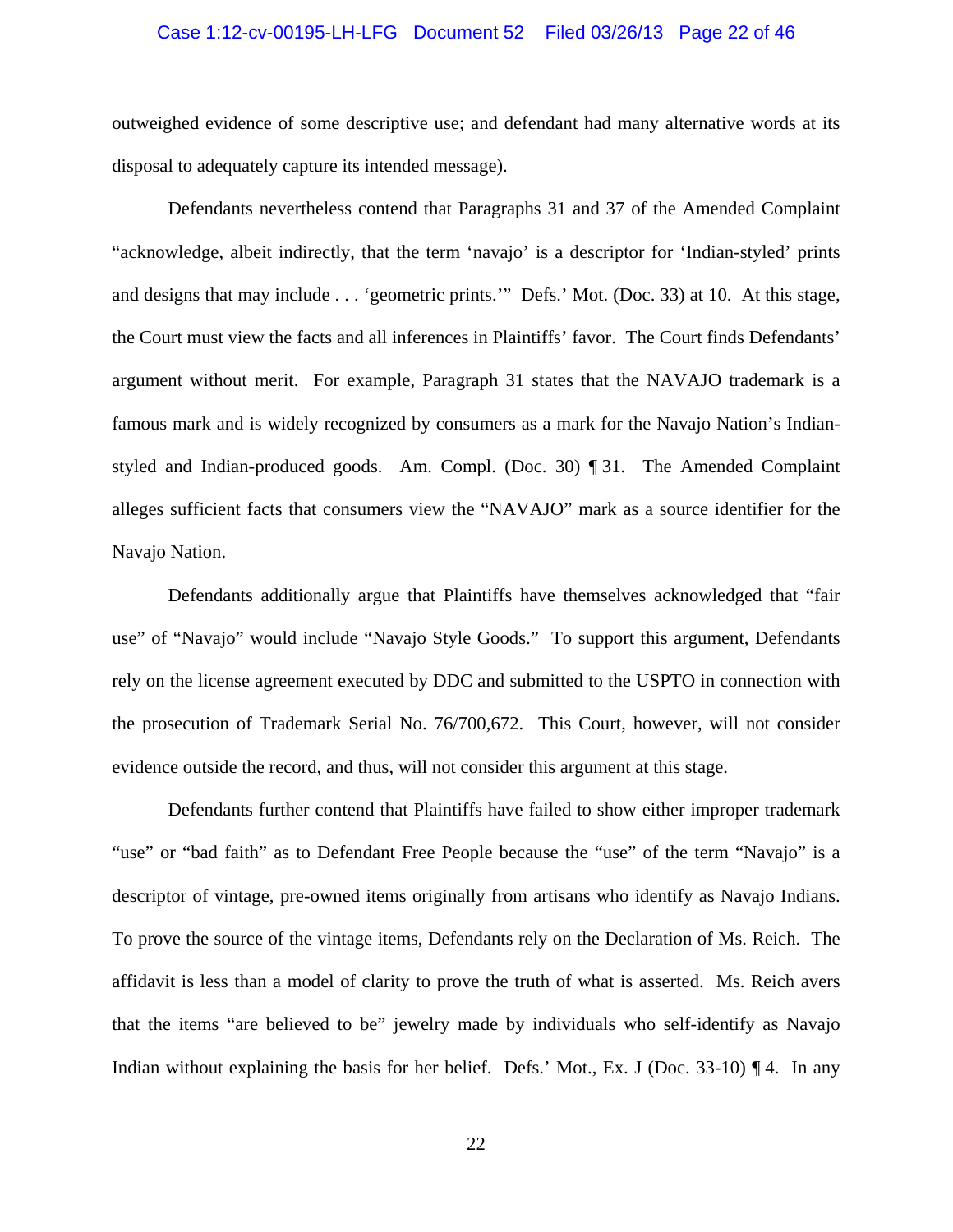outweighed evidence of some descriptive use; and defendant had many alternative words at its disposal to adequately capture its intended message).

Defendants nevertheless contend that Paragraphs 31 and 37 of the Amended Complaint "acknowledge, albeit indirectly, that the term 'navajo' is a descriptor for 'Indian-styled' prints and designs that may include . . . 'geometric prints.'" Defs.' Mot. (Doc. 33) at 10. At this stage, the Court must view the facts and all inferences in Plaintiffs' favor. The Court finds Defendants' argument without merit. For example, Paragraph 31 states that the NAVAJO trademark is a famous mark and is widely recognized by consumers as a mark for the Navajo Nation's Indian-styled and Indian-produced goods. Am. Compl. (Doc. 30) ¶ 31. The Amended Complaint alleges sufficient facts that consumers view the "NAVAJO" mark as a source identifier for the Navajo Nation.

Defendants additionally argue that Plaintiffs have themselves acknowledged that "fair use" of "Navajo" would include "Navajo Style Goods." To support this argument, Defendants rely on the license agreement executed by DDC and submitted to the USPTO in connection with the prosecution of Trademark Serial No. 76/700,672. This Court, however, will not consider evidence outside the record, and thus, will not consider this argument at this stage.

Defendants further contend that Plaintiffs have failed to show either improper trademark "use" or "bad faith" as to Defendant Free People because the "use" of the term "Navajo" is a descriptor of vintage, pre-owned items originally from artisans who identify as Navajo Indians. To prove the source of the vintage items, Defendants rely on the Declaration of Ms. Reich. The affidavit is less than a model of clarity to prove the truth of what is asserted. Ms. Reich avers that the items "are believed to be" jewelry made by individuals who self-identify as Navajo Indian without explaining the basis for her belief. Defs.' Mot., Ex. J (Doc. 33-10) ¶ 4. In any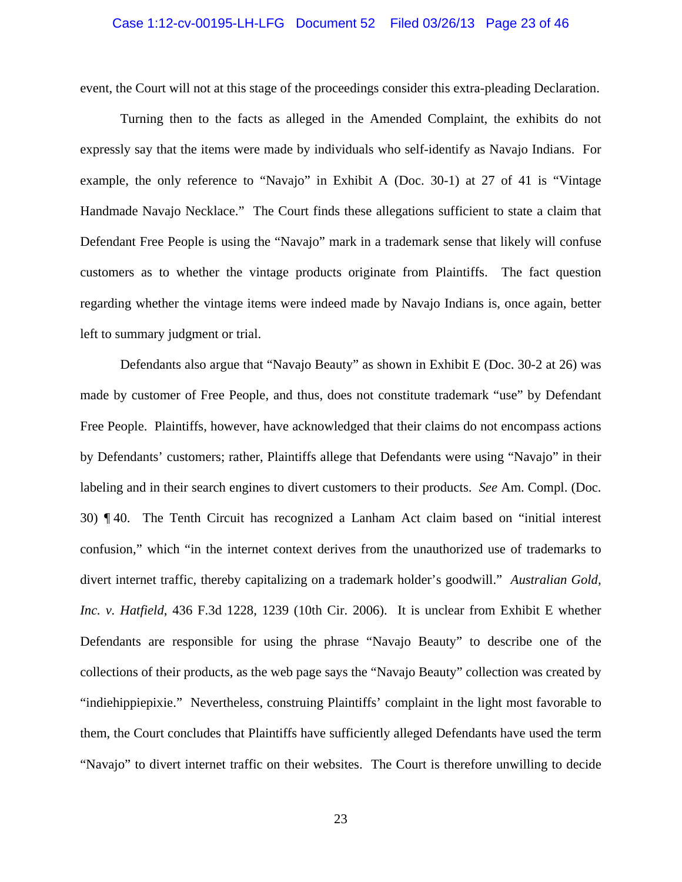event, the Court will not at this stage of the proceedings consider this extra-pleading Declaration.

Turning then to the facts as alleged in the Amended Complaint, the exhibits do not expressly say that the items were made by individuals who self-identify as Navajo Indians. For example, the only reference to "Navajo" in Exhibit A (Doc. 30-1) at 27 of 41 is "Vintage Handmade Navajo Necklace." The Court finds these allegations sufficient to state a claim that Defendant Free People is using the "Navajo" mark in a trademark sense that likely will confuse customers as to whether the vintage products originate from Plaintiffs. The fact question regarding whether the vintage items were indeed made by Navajo Indians is, once again, better left to summary judgment or trial.

Defendants also argue that "Navajo Beauty" as shown in Exhibit E (Doc. 30-2 at 26) was made by customer of Free People, and thus, does not constitute trademark "use" by Defendant Free People. Plaintiffs, however, have acknowledged that their claims do not encompass actions by Defendants' customers; rather, Plaintiffs allege that Defendants were using "Navajo" in their labeling and in their search engines to divert customers to their products. *See* Am. Compl. (Doc. 30) ¶ 40. The Tenth Circuit has recognized a Lanham Act claim based on "initial interest confusion," which "in the internet context derives from the unauthorized use of trademarks to divert internet traffic, thereby capitalizing on a trademark holder's goodwill." *Australian Gold, Inc. v. Hatfield*, 436 F.3d 1228, 1239 (10th Cir. 2006). It is unclear from Exhibit E whether Defendants are responsible for using the phrase "Navajo Beauty" to describe one of the collections of their products, as the web page says the "Navajo Beauty" collection was created by "indiehippiepixie." Nevertheless, construing Plaintiffs' complaint in the light most favorable to them, the Court concludes that Plaintiffs have sufficiently alleged Defendants have used the term "Navajo" to divert internet traffic on their websites. The Court is therefore unwilling to decide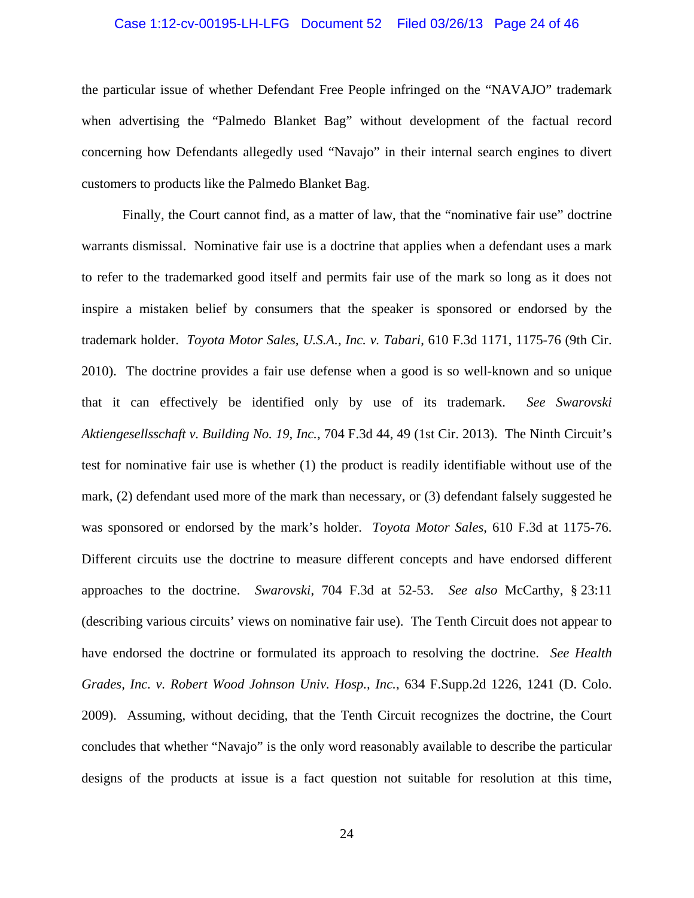the particular issue of whether Defendant Free People infringed on the "NAVAJO" trademark when advertising the "Palmedo Blanket Bag" without development of the factual record concerning how Defendants allegedly used "Navajo" in their internal search engines to divert customers to products like the Palmedo Blanket Bag.

Finally, the Court cannot find, as a matter of law, that the "nominative fair use" doctrine warrants dismissal. Nominative fair use is a doctrine that applies when a defendant uses a mark to refer to the trademarked good itself and permits fair use of the mark so long as it does not inspire a mistaken belief by consumers that the speaker is sponsored or endorsed by the trademark holder. *Toyota Motor Sales, U.S.A., Inc. v. Tabari*, 610 F.3d 1171, 1175-76 (9th Cir. 2010). The doctrine provides a fair use defense when a good is so well-known and so unique that it can effectively be identified only by use of its trademark. *See Swarovski Aktiengesellsschaft v. Building No. 19, Inc.*, 704 F.3d 44, 49 (1st Cir. 2013). The Ninth Circuit's test for nominative fair use is whether (1) the product is readily identifiable without use of the mark, (2) defendant used more of the mark than necessary, or (3) defendant falsely suggested he was sponsored or endorsed by the mark's holder. *Toyota Motor Sales*, 610 F.3d at 1175-76. Different circuits use the doctrine to measure different concepts and have endorsed different approaches to the doctrine. *Swarovski*, 704 F.3d at 52-53. *See also* McCarthy, § 23:11 (describing various circuits' views on nominative fair use). The Tenth Circuit does not appear to have endorsed the doctrine or formulated its approach to resolving the doctrine. *See Health Grades, Inc. v. Robert Wood Johnson Univ. Hosp., Inc.*, 634 F.Supp.2d 1226, 1241 (D. Colo. 2009). Assuming, without deciding, that the Tenth Circuit recognizes the doctrine, the Court concludes that whether "Navajo" is the only word reasonably available to describe the particular designs of the products at issue is a fact question not suitable for resolution at this time,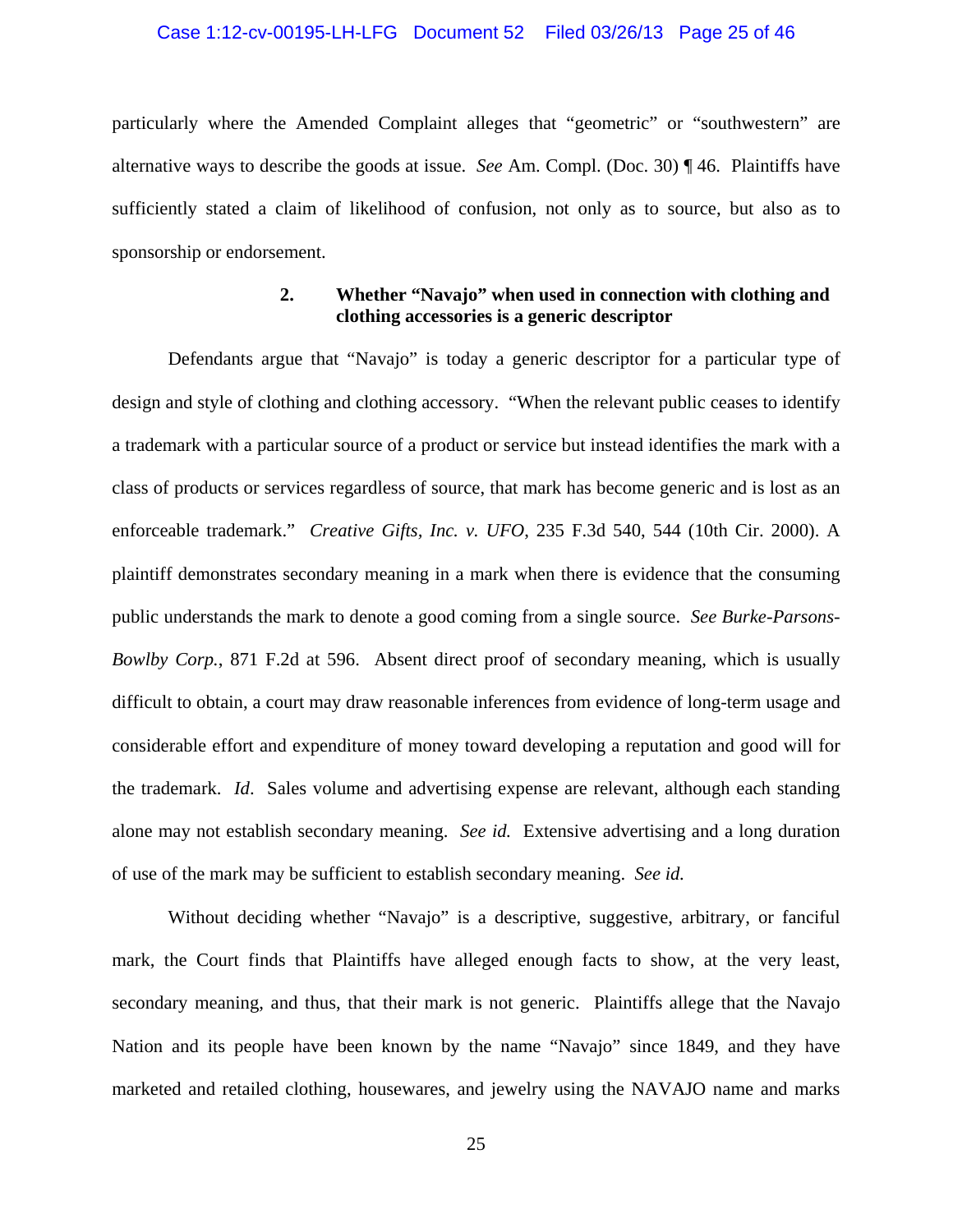particularly where the Amended Complaint alleges that "geometric" or "southwestern" are alternative ways to describe the goods at issue. *See* Am. Compl. (Doc. 30) ¶ 46. Plaintiffs have sufficiently stated a claim of likelihood of confusion, not only as to source, but also as to sponsorship or endorsement.

### 2. Whether "Navajo" when used in connection with clothing and clothing accessories is a generic descriptor

Defendants argue that "Navajo" is today a generic descriptor for a particular type of design and style of clothing and clothing accessory. "When the relevant public ceases to identify a trademark with a particular source of a product or service but instead identifies the mark with a class of products or services regardless of source, that mark has become generic and is lost as an enforceable trademark." *Creative Gifts, Inc. v. UFO*, 235 F.3d 540, 544 (10th Cir. 2000). A plaintiff demonstrates secondary meaning in a mark when there is evidence that the consuming public understands the mark to denote a good coming from a single source. *See Burke-Parsons-Bowlby Corp.*, 871 F.2d at 596. Absent direct proof of secondary meaning, which is usually difficult to obtain, a court may draw reasonable inferences from evidence of long-term usage and considerable effort and expenditure of money toward developing a reputation and good will for the trademark. *Id*. Sales volume and advertising expense are relevant, although each standing alone may not establish secondary meaning. *See id.* Extensive advertising and a long duration of use of the mark may be sufficient to establish secondary meaning. *See id.*

Without deciding whether "Navajo" is a descriptive, suggestive, arbitrary, or fanciful mark, the Court finds that Plaintiffs have alleged enough facts to show, at the very least, secondary meaning, and thus, that their mark is not generic. Plaintiffs allege that the Navajo Nation and its people have been known by the name "Navajo" since 1849, and they have marketed and retailed clothing, housewares, and jewelry using the NAVAJO name and marks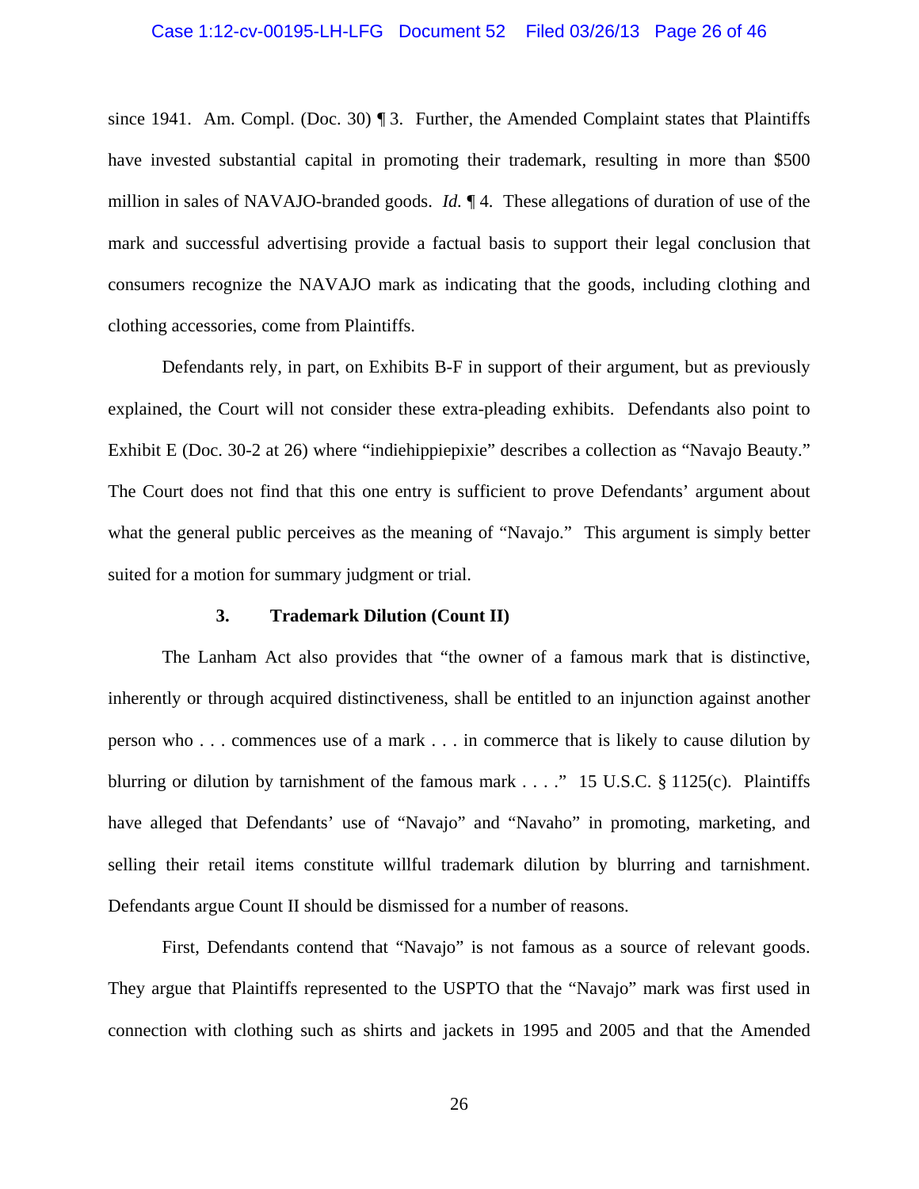since 1941. Am. Compl. (Doc. 30) ¶ 3. Further, the Amended Complaint states that Plaintiffs have invested substantial capital in promoting their trademark, resulting in more than $500 million in sales of NAVAJO-branded goods. *Id.* ¶ 4. These allegations of duration of use of the mark and successful advertising provide a factual basis to support their legal conclusion that consumers recognize the NAVAJO mark as indicating that the goods, including clothing and clothing accessories, come from Plaintiffs.

Defendants rely, in part, on Exhibits B-F in support of their argument, but as previously explained, the Court will not consider these extra-pleading exhibits. Defendants also point to Exhibit E (Doc. 30-2 at 26) where "indiehippiepixie" describes a collection as "Navajo Beauty." The Court does not find that this one entry is sufficient to prove Defendants' argument about what the general public perceives as the meaning of "Navajo." This argument is simply better suited for a motion for summary judgment or trial.

### 3. Trademark Dilution (Count II)

The Lanham Act also provides that "the owner of a famous mark that is distinctive, inherently or through acquired distinctiveness, shall be entitled to an injunction against another person who . . . commences use of a mark . . . in commerce that is likely to cause dilution by blurring or dilution by tarnishment of the famous mark . . . ." 15 U.S.C. § 1125(c). Plaintiffs have alleged that Defendants' use of "Navajo" and "Navaho" in promoting, marketing, and selling their retail items constitute willful trademark dilution by blurring and tarnishment. Defendants argue Count II should be dismissed for a number of reasons.

First, Defendants contend that "Navajo" is not famous as a source of relevant goods. They argue that Plaintiffs represented to the USPTO that the "Navajo" mark was first used in connection with clothing such as shirts and jackets in 1995 and 2005 and that the Amended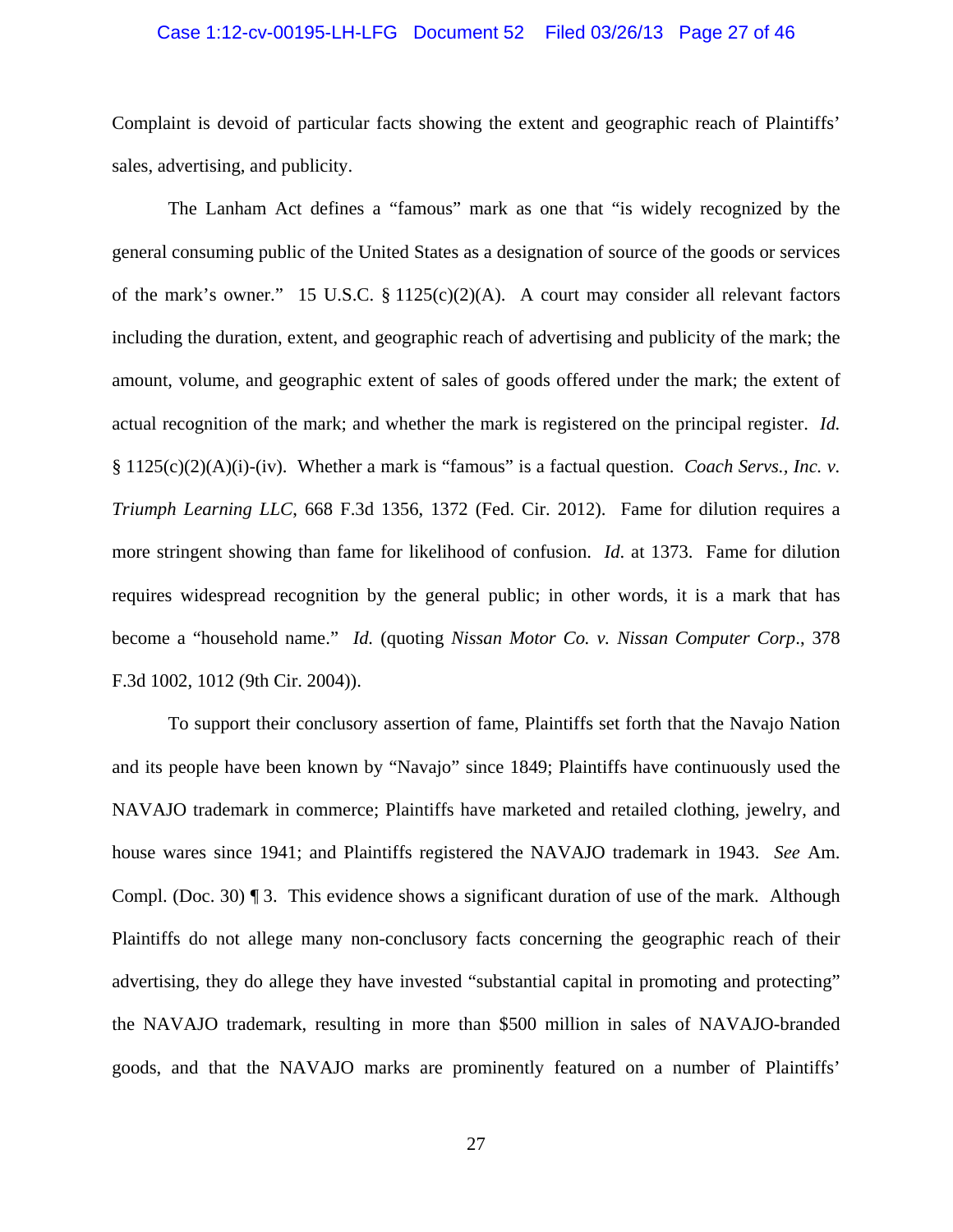Complaint is devoid of particular facts showing the extent and geographic reach of Plaintiffs' sales, advertising, and publicity.

The Lanham Act defines a "famous" mark as one that "is widely recognized by the general consuming public of the United States as a designation of source of the goods or services of the mark's owner." 15 U.S.C. § 1125(c)(2)(A). A court may consider all relevant factors including the duration, extent, and geographic reach of advertising and publicity of the mark; the amount, volume, and geographic extent of sales of goods offered under the mark; the extent of actual recognition of the mark; and whether the mark is registered on the principal register. *Id.* § 1125(c)(2)(A)(i)-(iv). Whether a mark is "famous" is a factual question. *Coach Servs., Inc. v. Triumph Learning LLC*, 668 F.3d 1356, 1372 (Fed. Cir. 2012). Fame for dilution requires a more stringent showing than fame for likelihood of confusion. *Id*. at 1373. Fame for dilution requires widespread recognition by the general public; in other words, it is a mark that has become a "household name." *Id.* (quoting *Nissan Motor Co. v. Nissan Computer Corp*., 378 F.3d 1002, 1012 (9th Cir. 2004)).

To support their conclusory assertion of fame, Plaintiffs set forth that the Navajo Nation and its people have been known by "Navajo" since 1849; Plaintiffs have continuously used the NAVAJO trademark in commerce; Plaintiffs have marketed and retailed clothing, jewelry, and house wares since 1941; and Plaintiffs registered the NAVAJO trademark in 1943. *See* Am. Compl. (Doc. 30) ¶ 3. This evidence shows a significant duration of use of the mark. Although Plaintiffs do not allege many non-conclusory facts concerning the geographic reach of their advertising, they do allege they have invested "substantial capital in promoting and protecting" the NAVAJO trademark, resulting in more than $500 million in sales of NAVAJO-branded goods, and that the NAVAJO marks are prominently featured on a number of Plaintiffs'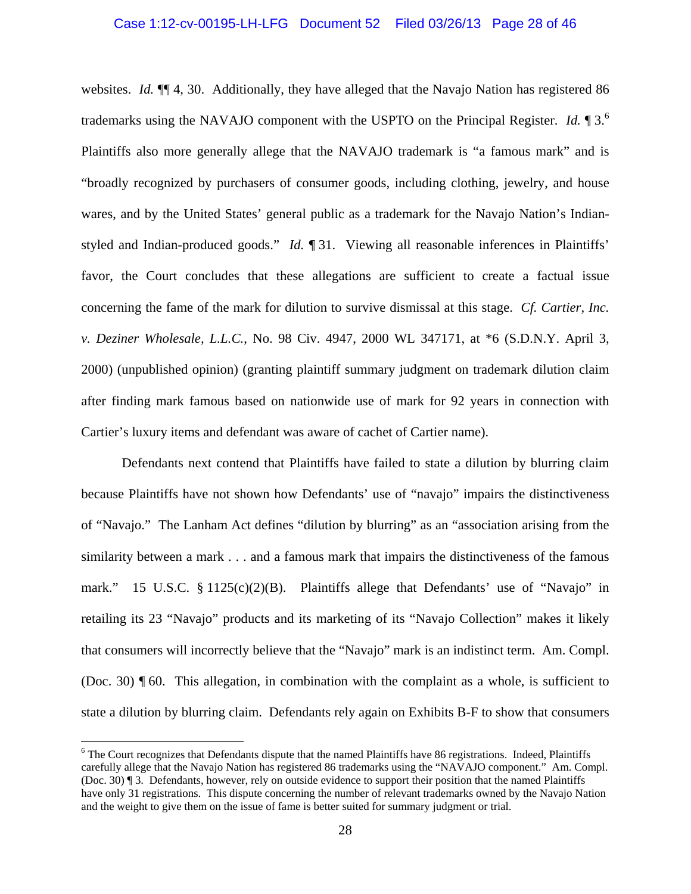websites. *Id.* ¶¶ 4, 30. Additionally, they have alleged that the Navajo Nation has registered 86 trademarks using the NAVAJO component with the USPTO on the Principal Register. *Id.* ¶ 3.[6] Plaintiffs also more generally allege that the NAVAJO trademark is "a famous mark" and is "broadly recognized by purchasers of consumer goods, including clothing, jewelry, and house wares, and by the United States' general public as a trademark for the Navajo Nation's Indian-styled and Indian-produced goods." *Id.* ¶ 31. Viewing all reasonable inferences in Plaintiffs' favor, the Court concludes that these allegations are sufficient to create a factual issue concerning the fame of the mark for dilution to survive dismissal at this stage. *Cf. Cartier, Inc. v. Deziner Wholesale, L.L.C.*, No. 98 Civ. 4947, 2000 WL 347171, at *6 (S.D.N.Y. April 3, 2000) (unpublished opinion) (granting plaintiff summary judgment on trademark dilution claim after finding mark famous based on nationwide use of mark for 92 years in connection with Cartier's luxury items and defendant was aware of cachet of Cartier name).

Defendants next contend that Plaintiffs have failed to state a dilution by blurring claim because Plaintiffs have not shown how Defendants' use of "navajo" impairs the distinctiveness of "Navajo." The Lanham Act defines "dilution by blurring" as an "association arising from the similarity between a mark . . . and a famous mark that impairs the distinctiveness of the famous mark." 15 U.S.C. § 1125(c)(2)(B). Plaintiffs allege that Defendants' use of "Navajo" in retailing its 23 "Navajo" products and its marketing of its "Navajo Collection" makes it likely that consumers will incorrectly believe that the "Navajo" mark is an indistinct term. Am. Compl. (Doc. 30) ¶ 60. This allegation, in combination with the complaint as a whole, is sufficient to state a dilution by blurring claim. Defendants rely again on Exhibits B-F to show that consumers

[6] The Court recognizes that Defendants dispute that the named Plaintiffs have 86 registrations. Indeed, Plaintiffs carefully allege that the Navajo Nation has registered 86 trademarks using the "NAVAJO component." Am. Compl. (Doc. 30) ¶ 3. Defendants, however, rely on outside evidence to support their position that the named Plaintiffs have only 31 registrations. This dispute concerning the number of relevant trademarks owned by the Navajo Nation and the weight to give them on the issue of fame is better suited for summary judgment or trial.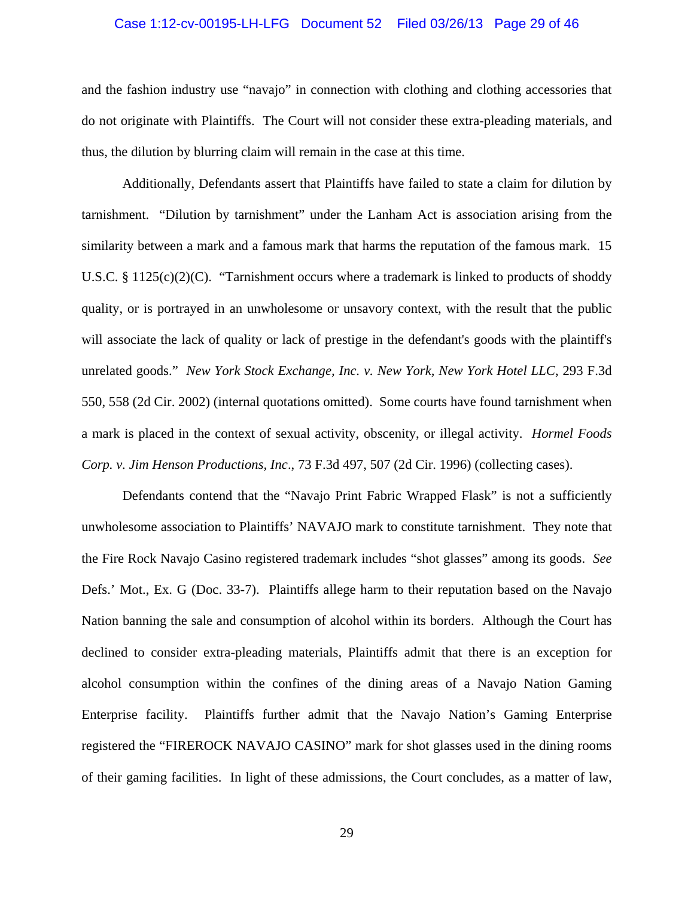and the fashion industry use "navajo" in connection with clothing and clothing accessories that do not originate with Plaintiffs. The Court will not consider these extra-pleading materials, and thus, the dilution by blurring claim will remain in the case at this time.

Additionally, Defendants assert that Plaintiffs have failed to state a claim for dilution by tarnishment. "Dilution by tarnishment" under the Lanham Act is association arising from the similarity between a mark and a famous mark that harms the reputation of the famous mark. 15 U.S.C. § 1125(c)(2)(C). "Tarnishment occurs where a trademark is linked to products of shoddy quality, or is portrayed in an unwholesome or unsavory context, with the result that the public will associate the lack of quality or lack of prestige in the defendant's goods with the plaintiff's unrelated goods." *New York Stock Exchange, Inc. v. New York, New York Hotel LLC*, 293 F.3d 550, 558 (2d Cir. 2002) (internal quotations omitted). Some courts have found tarnishment when a mark is placed in the context of sexual activity, obscenity, or illegal activity. *Hormel Foods Corp. v. Jim Henson Productions, Inc*., 73 F.3d 497, 507 (2d Cir. 1996) (collecting cases).

Defendants contend that the "Navajo Print Fabric Wrapped Flask" is not a sufficiently unwholesome association to Plaintiffs' NAVAJO mark to constitute tarnishment. They note that the Fire Rock Navajo Casino registered trademark includes "shot glasses" among its goods. *See* Defs.' Mot., Ex. G (Doc. 33-7). Plaintiffs allege harm to their reputation based on the Navajo Nation banning the sale and consumption of alcohol within its borders. Although the Court has declined to consider extra-pleading materials, Plaintiffs admit that there is an exception for alcohol consumption within the confines of the dining areas of a Navajo Nation Gaming Enterprise facility. Plaintiffs further admit that the Navajo Nation's Gaming Enterprise registered the "FIREROCK NAVAJO CASINO" mark for shot glasses used in the dining rooms of their gaming facilities. In light of these admissions, the Court concludes, as a matter of law,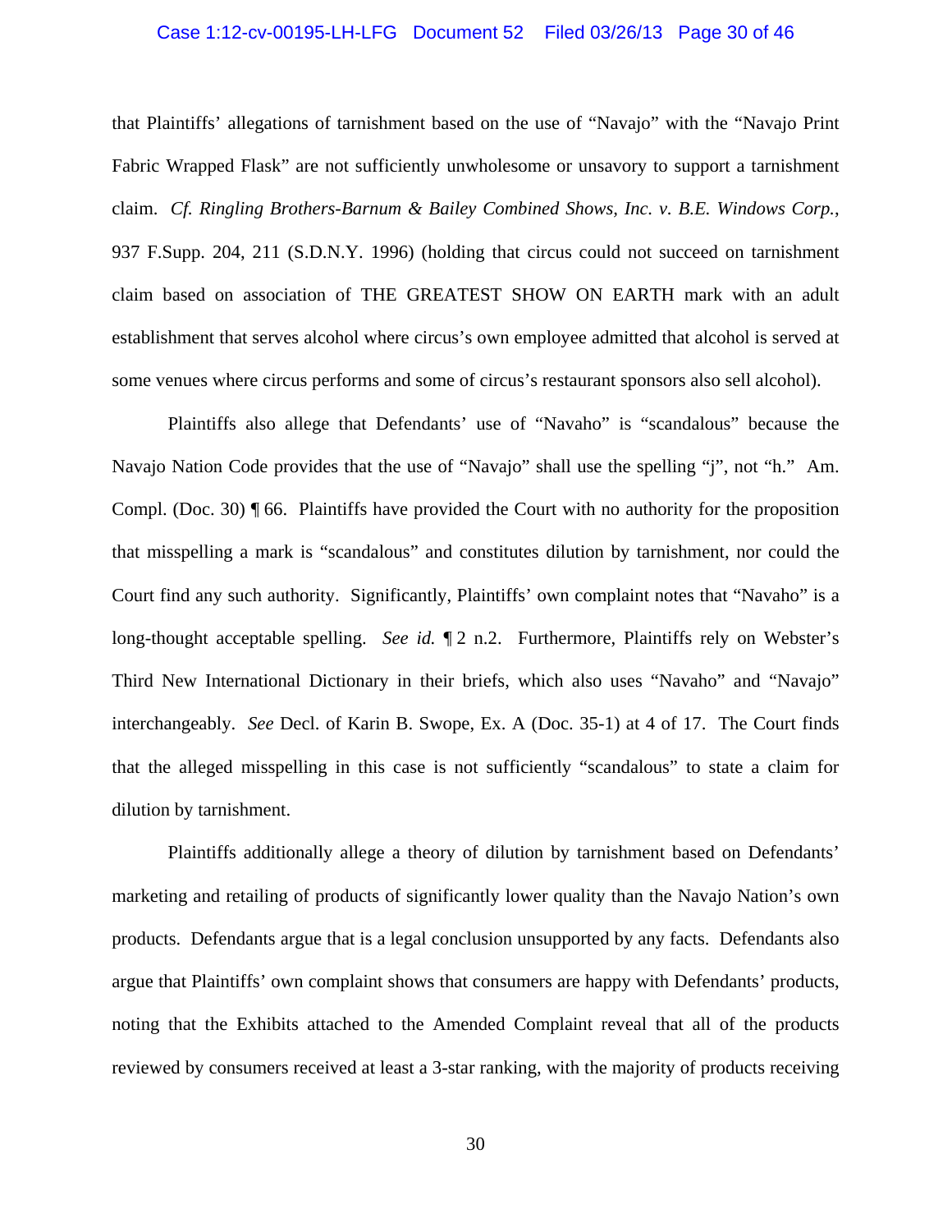that Plaintiffs' allegations of tarnishment based on the use of "Navajo" with the "Navajo Print Fabric Wrapped Flask" are not sufficiently unwholesome or unsavory to support a tarnishment claim. *Cf. Ringling Brothers-Barnum & Bailey Combined Shows, Inc. v. B.E. Windows Corp.*, 937 F.Supp. 204, 211 (S.D.N.Y. 1996) (holding that circus could not succeed on tarnishment claim based on association of THE GREATEST SHOW ON EARTH mark with an adult establishment that serves alcohol where circus's own employee admitted that alcohol is served at some venues where circus performs and some of circus's restaurant sponsors also sell alcohol).

Plaintiffs also allege that Defendants' use of "Navaho" is "scandalous" because the Navajo Nation Code provides that the use of "Navajo" shall use the spelling "j", not "h." Am. Compl. (Doc. 30) ¶ 66. Plaintiffs have provided the Court with no authority for the proposition that misspelling a mark is "scandalous" and constitutes dilution by tarnishment, nor could the Court find any such authority. Significantly, Plaintiffs' own complaint notes that "Navaho" is a long-thought acceptable spelling. *See id.* ¶ 2 n.2. Furthermore, Plaintiffs rely on Webster's Third New International Dictionary in their briefs, which also uses "Navaho" and "Navajo" interchangeably. *See* Decl. of Karin B. Swope, Ex. A (Doc. 35-1) at 4 of 17. The Court finds that the alleged misspelling in this case is not sufficiently "scandalous" to state a claim for dilution by tarnishment.

Plaintiffs additionally allege a theory of dilution by tarnishment based on Defendants' marketing and retailing of products of significantly lower quality than the Navajo Nation's own products. Defendants argue that is a legal conclusion unsupported by any facts. Defendants also argue that Plaintiffs' own complaint shows that consumers are happy with Defendants' products, noting that the Exhibits attached to the Amended Complaint reveal that all of the products reviewed by consumers received at least a 3-star ranking, with the majority of products receiving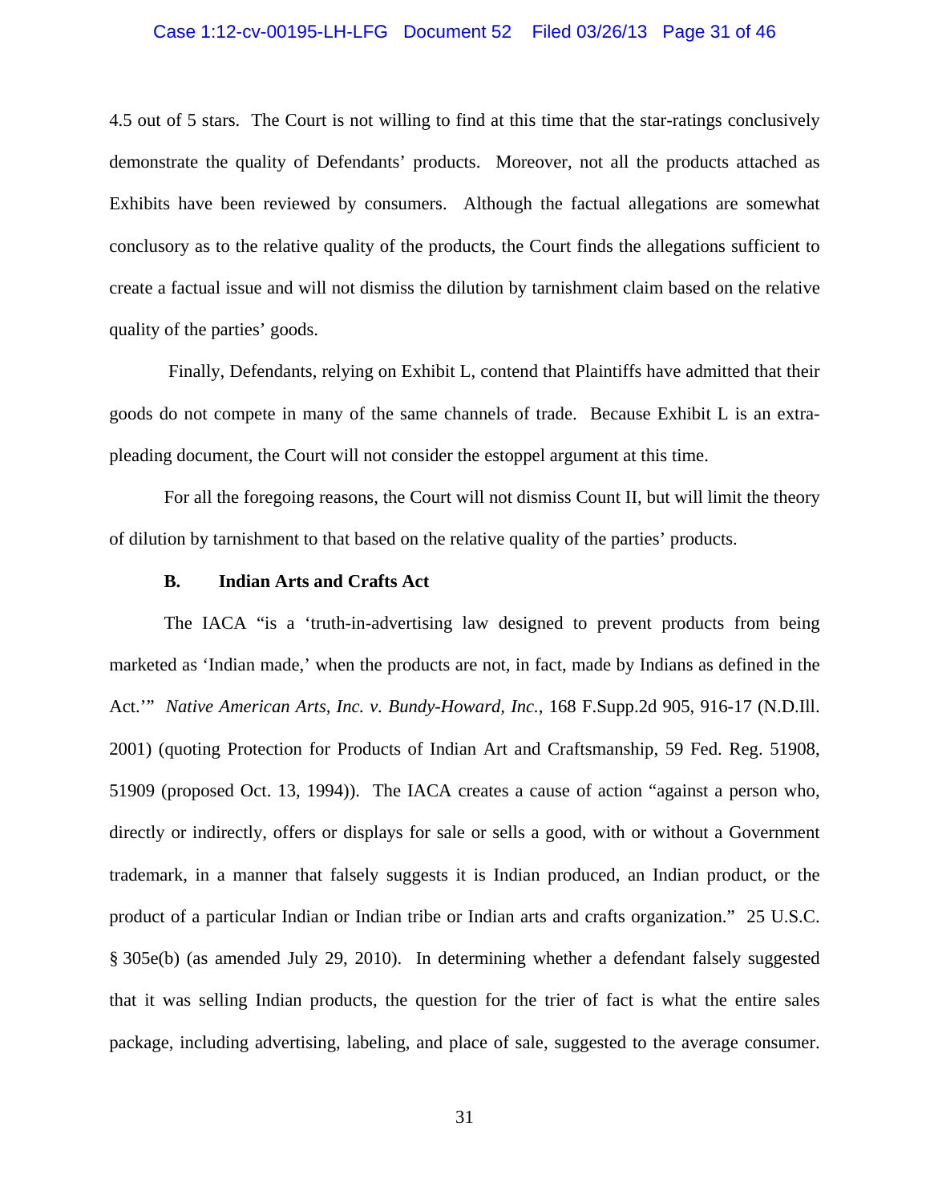4.5 out of 5 stars. The Court is not willing to find at this time that the star-ratings conclusively demonstrate the quality of Defendants' products. Moreover, not all the products attached as Exhibits have been reviewed by consumers. Although the factual allegations are somewhat conclusory as to the relative quality of the products, the Court finds the allegations sufficient to create a factual issue and will not dismiss the dilution by tarnishment claim based on the relative quality of the parties' goods.

Finally, Defendants, relying on Exhibit L, contend that Plaintiffs have admitted that their goods do not compete in many of the same channels of trade. Because Exhibit L is an extra-pleading document, the Court will not consider the estoppel argument at this time.

For all the foregoing reasons, the Court will not dismiss Count II, but will limit the theory of dilution by tarnishment to that based on the relative quality of the parties' products.

### B. Indian Arts and Crafts Act

The IACA "is a 'truth-in-advertising law designed to prevent products from being marketed as 'Indian made,' when the products are not, in fact, made by Indians as defined in the Act.'" *Native American Arts, Inc. v. Bundy-Howard, Inc.*, 168 F.Supp.2d 905, 916-17 (N.D.Ill. 2001) (quoting Protection for Products of Indian Art and Craftsmanship, 59 Fed. Reg. 51908, 51909 (proposed Oct. 13, 1994)). The IACA creates a cause of action "against a person who, directly or indirectly, offers or displays for sale or sells a good, with or without a Government trademark, in a manner that falsely suggests it is Indian produced, an Indian product, or the product of a particular Indian or Indian tribe or Indian arts and crafts organization." 25 U.S.C. § 305e(b) (as amended July 29, 2010). In determining whether a defendant falsely suggested that it was selling Indian products, the question for the trier of fact is what the entire sales package, including advertising, labeling, and place of sale, suggested to the average consumer.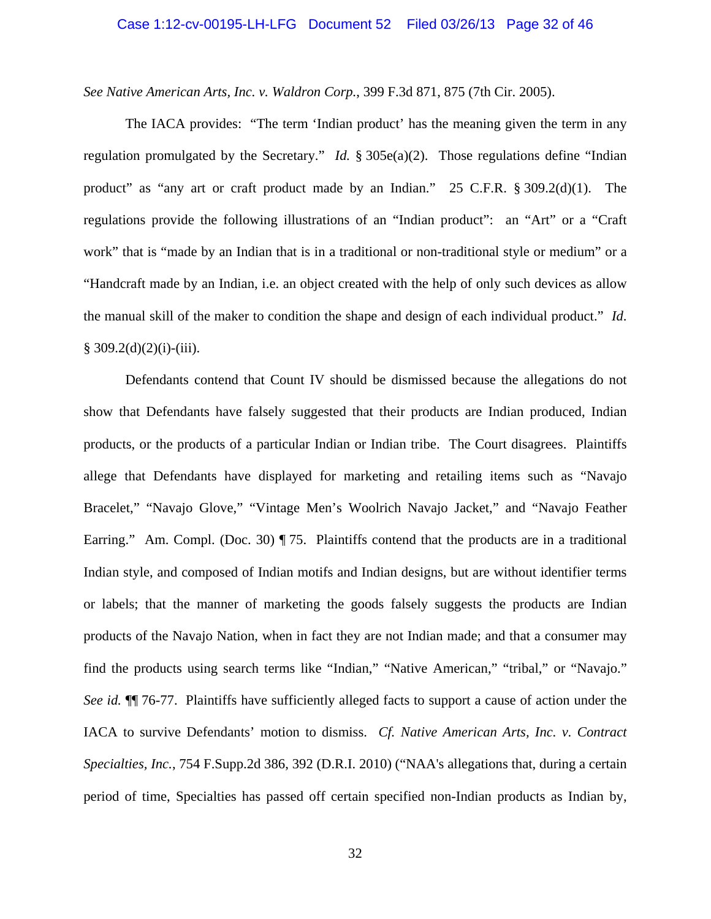*See Native American Arts, Inc. v. Waldron Corp.*, 399 F.3d 871, 875 (7th Cir. 2005).

The IACA provides: "The term 'Indian product' has the meaning given the term in any regulation promulgated by the Secretary." *Id.* § 305e(a)(2). Those regulations define "Indian product" as "any art or craft product made by an Indian." 25 C.F.R. § 309.2(d)(1). The regulations provide the following illustrations of an "Indian product": an "Art" or a "Craft work" that is "made by an Indian that is in a traditional or non-traditional style or medium" or a "Handcraft made by an Indian, i.e. an object created with the help of only such devices as allow the manual skill of the maker to condition the shape and design of each individual product." *Id*. § 309.2(d)(2)(i)-(iii).

Defendants contend that Count IV should be dismissed because the allegations do not show that Defendants have falsely suggested that their products are Indian produced, Indian products, or the products of a particular Indian or Indian tribe. The Court disagrees. Plaintiffs allege that Defendants have displayed for marketing and retailing items such as "Navajo Bracelet," "Navajo Glove," "Vintage Men's Woolrich Navajo Jacket," and "Navajo Feather Earring." Am. Compl. (Doc. 30) ¶ 75. Plaintiffs contend that the products are in a traditional Indian style, and composed of Indian motifs and Indian designs, but are without identifier terms or labels; that the manner of marketing the goods falsely suggests the products are Indian products of the Navajo Nation, when in fact they are not Indian made; and that a consumer may find the products using search terms like "Indian," "Native American," "tribal," or "Navajo." *See id.* ¶¶ 76-77. Plaintiffs have sufficiently alleged facts to support a cause of action under the IACA to survive Defendants' motion to dismiss. *Cf. Native American Arts, Inc. v. Contract Specialties, Inc.*, 754 F.Supp.2d 386, 392 (D.R.I. 2010) ("NAA's allegations that, during a certain period of time, Specialties has passed off certain specified non-Indian products as Indian by,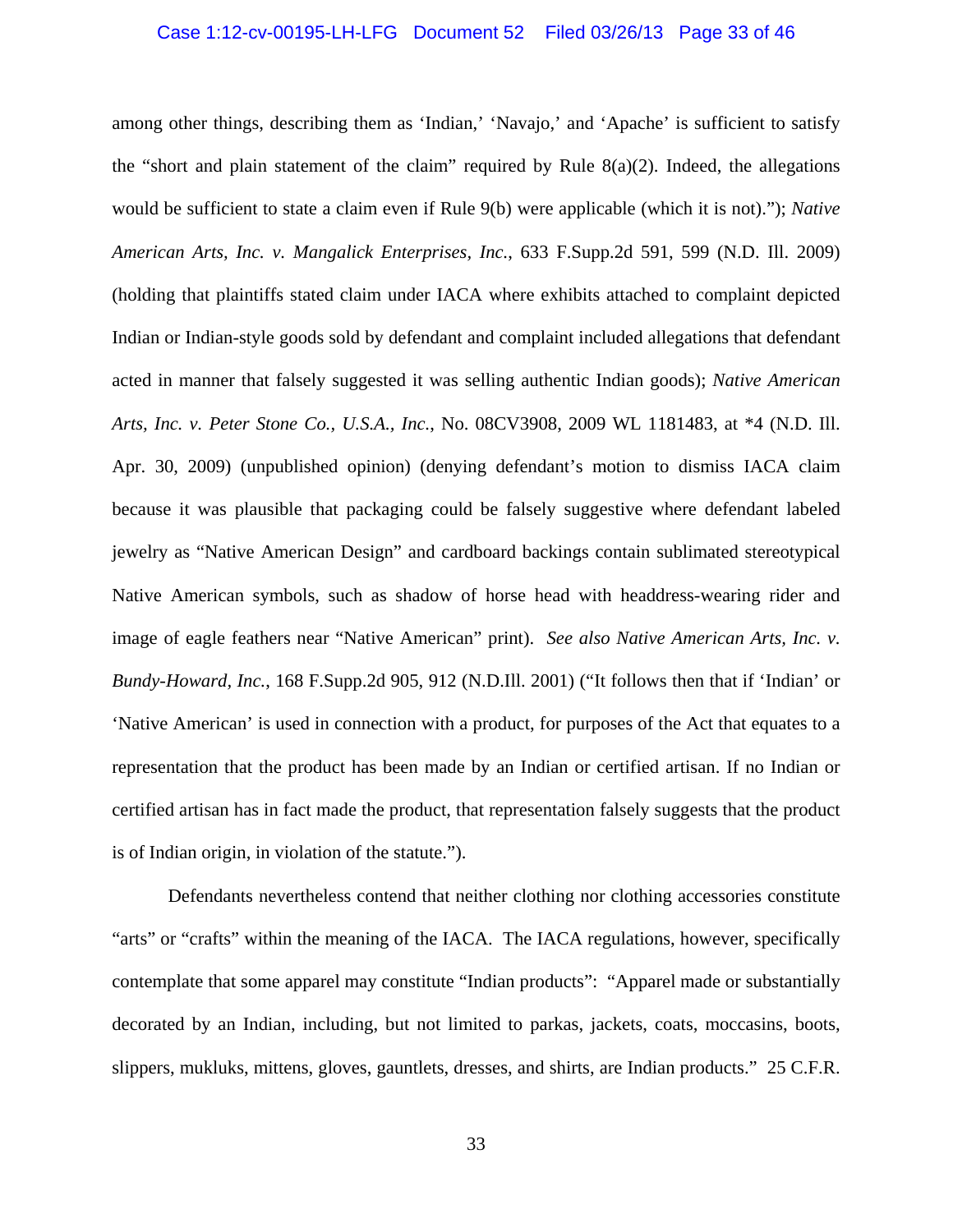among other things, describing them as 'Indian,' 'Navajo,' and 'Apache' is sufficient to satisfy the "short and plain statement of the claim" required by Rule 8(a)(2). Indeed, the allegations would be sufficient to state a claim even if Rule 9(b) were applicable (which it is not)."); *Native American Arts, Inc. v. Mangalick Enterprises, Inc.*, 633 F.Supp.2d 591, 599 (N.D. Ill. 2009) (holding that plaintiffs stated claim under IACA where exhibits attached to complaint depicted Indian or Indian-style goods sold by defendant and complaint included allegations that defendant acted in manner that falsely suggested it was selling authentic Indian goods); *Native American Arts, Inc. v. Peter Stone Co., U.S.A., Inc.*, No. 08CV3908, 2009 WL 1181483, at *4 (N.D. Ill. Apr. 30, 2009) (unpublished opinion) (denying defendant's motion to dismiss IACA claim because it was plausible that packaging could be falsely suggestive where defendant labeled jewelry as "Native American Design" and cardboard backings contain sublimated stereotypical Native American symbols, such as shadow of horse head with headdress-wearing rider and image of eagle feathers near "Native American" print). *See also Native American Arts, Inc. v. Bundy-Howard, Inc.*, 168 F.Supp.2d 905, 912 (N.D.Ill. 2001) ("It follows then that if 'Indian' or 'Native American' is used in connection with a product, for purposes of the Act that equates to a representation that the product has been made by an Indian or certified artisan. If no Indian or certified artisan has in fact made the product, that representation falsely suggests that the product is of Indian origin, in violation of the statute.").

Defendants nevertheless contend that neither clothing nor clothing accessories constitute "arts" or "crafts" within the meaning of the IACA. The IACA regulations, however, specifically contemplate that some apparel may constitute "Indian products": "Apparel made or substantially decorated by an Indian, including, but not limited to parkas, jackets, coats, moccasins, boots, slippers, mukluks, mittens, gloves, gauntlets, dresses, and shirts, are Indian products." 25 C.F.R.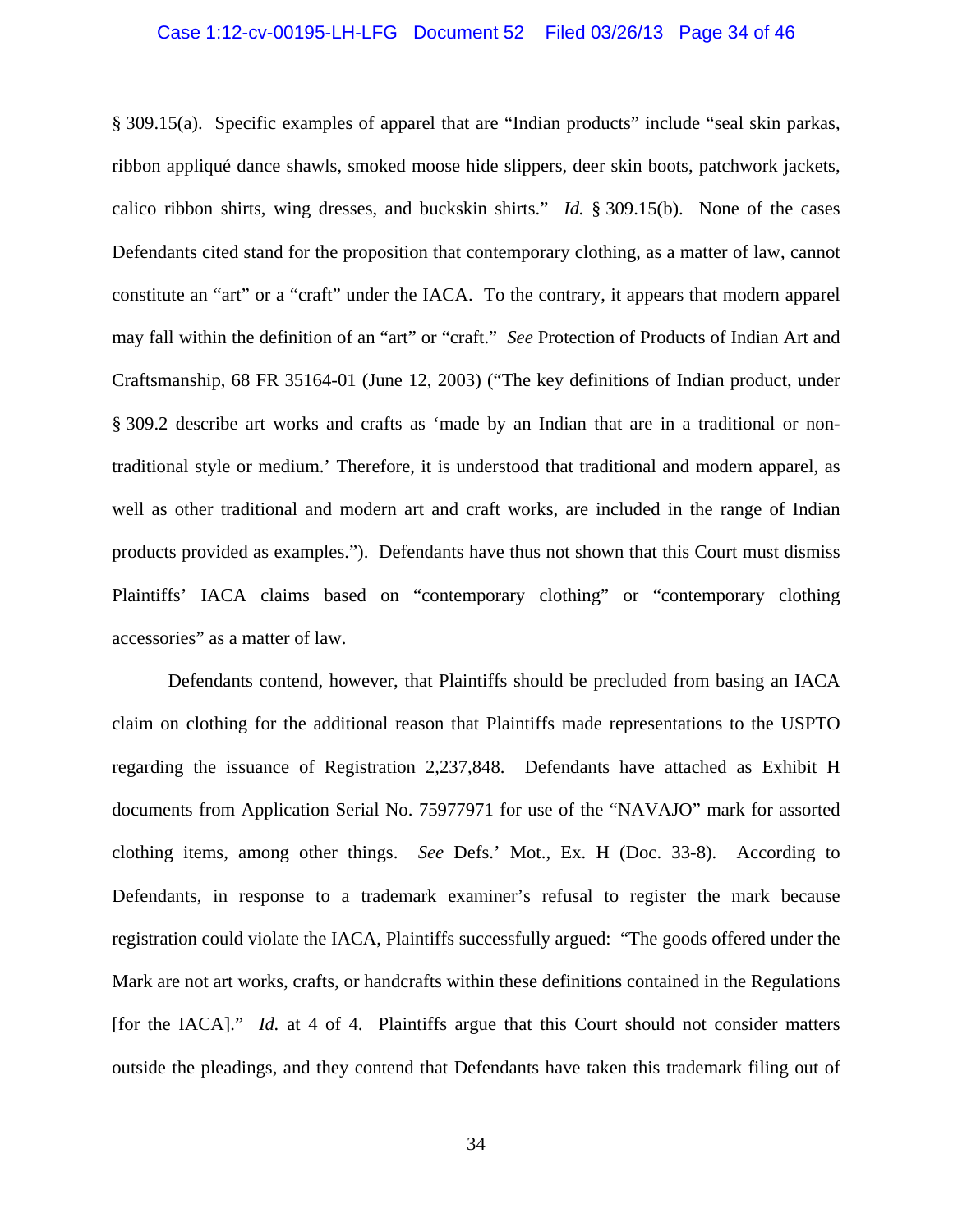§ 309.15(a). Specific examples of apparel that are "Indian products" include "seal skin parkas, ribbon appliqué dance shawls, smoked moose hide slippers, deer skin boots, patchwork jackets, calico ribbon shirts, wing dresses, and buckskin shirts." *Id.* § 309.15(b). None of the cases Defendants cited stand for the proposition that contemporary clothing, as a matter of law, cannot constitute an "art" or a "craft" under the IACA. To the contrary, it appears that modern apparel may fall within the definition of an "art" or "craft." *See* Protection of Products of Indian Art and Craftsmanship, 68 FR 35164-01 (June 12, 2003) ("The key definitions of Indian product, under § 309.2 describe art works and crafts as 'made by an Indian that are in a traditional or non-traditional style or medium.' Therefore, it is understood that traditional and modern apparel, as well as other traditional and modern art and craft works, are included in the range of Indian products provided as examples."). Defendants have thus not shown that this Court must dismiss Plaintiffs' IACA claims based on "contemporary clothing" or "contemporary clothing accessories" as a matter of law.

Defendants contend, however, that Plaintiffs should be precluded from basing an IACA claim on clothing for the additional reason that Plaintiffs made representations to the USPTO regarding the issuance of Registration 2,237,848. Defendants have attached as Exhibit H documents from Application Serial No. 75977971 for use of the "NAVAJO" mark for assorted clothing items, among other things. *See* Defs.' Mot., Ex. H (Doc. 33-8). According to Defendants, in response to a trademark examiner's refusal to register the mark because registration could violate the IACA, Plaintiffs successfully argued: "The goods offered under the Mark are not art works, crafts, or handcrafts within these definitions contained in the Regulations [for the IACA]." *Id.* at 4 of 4. Plaintiffs argue that this Court should not consider matters outside the pleadings, and they contend that Defendants have taken this trademark filing out of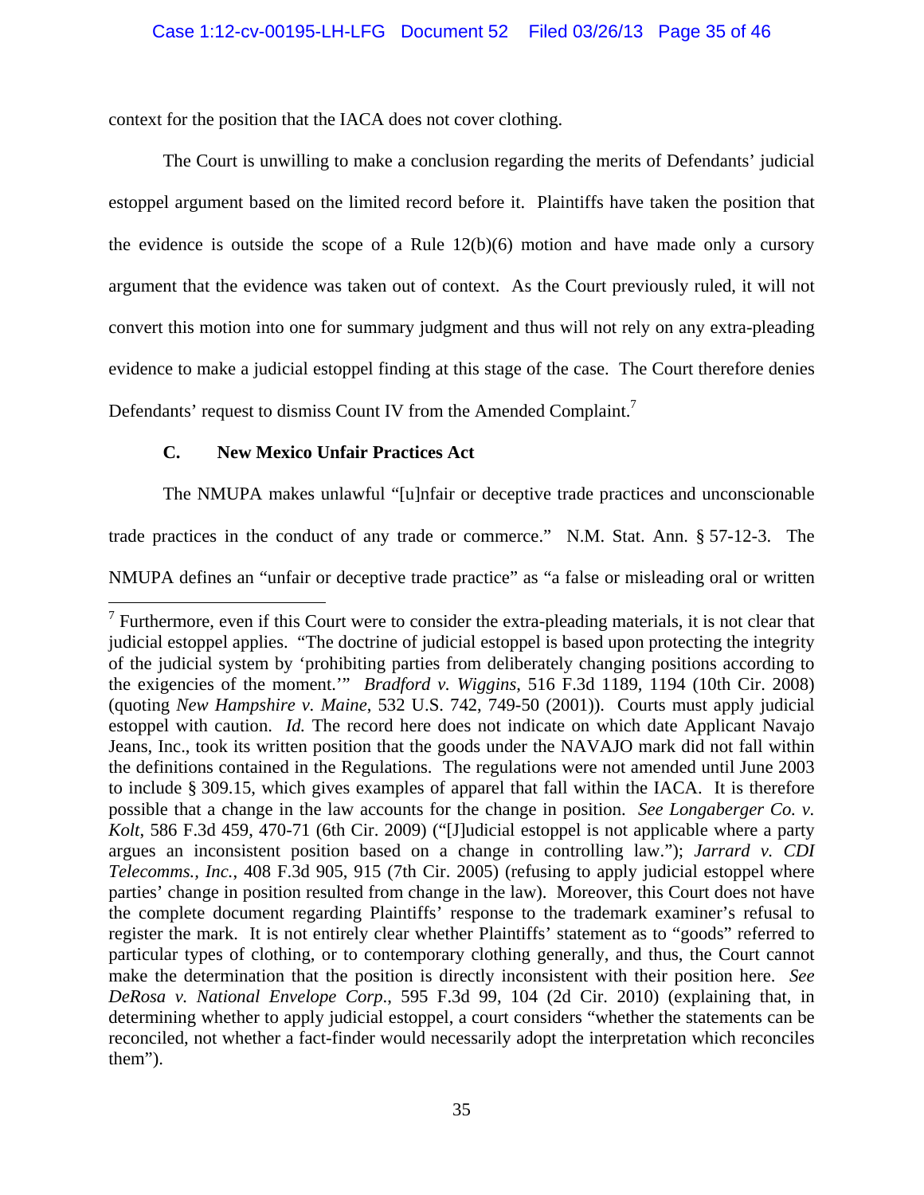context for the position that the IACA does not cover clothing.

The Court is unwilling to make a conclusion regarding the merits of Defendants' judicial estoppel argument based on the limited record before it. Plaintiffs have taken the position that the evidence is outside the scope of a Rule 12(b)(6) motion and have made only a cursory argument that the evidence was taken out of context. As the Court previously ruled, it will not convert this motion into one for summary judgment and thus will not rely on any extra-pleading evidence to make a judicial estoppel finding at this stage of the case. The Court therefore denies Defendants' request to dismiss Count IV from the Amended Complaint.[7]

### C. New Mexico Unfair Practices Act

The NMUPA makes unlawful "[u]nfair or deceptive trade practices and unconscionable trade practices in the conduct of any trade or commerce." N.M. Stat. Ann. § 57-12-3. The NMUPA defines an "unfair or deceptive trade practice" as "a false or misleading oral or written

---

[7] Furthermore, even if this Court were to consider the extra-pleading materials, it is not clear that judicial estoppel applies. "The doctrine of judicial estoppel is based upon protecting the integrity of the judicial system by 'prohibiting parties from deliberately changing positions according to the exigencies of the moment.'" *Bradford v. Wiggins*, 516 F.3d 1189, 1194 (10th Cir. 2008) (quoting *New Hampshire v. Maine*, 532 U.S. 742, 749-50 (2001)). Courts must apply judicial estoppel with caution. *Id.* The record here does not indicate on which date Applicant Navajo Jeans, Inc., took its written position that the goods under the NAVAJO mark did not fall within the definitions contained in the Regulations. The regulations were not amended until June 2003 to include § 309.15, which gives examples of apparel that fall within the IACA. It is therefore possible that a change in the law accounts for the change in position. *See Longaberger Co. v. Kolt*, 586 F.3d 459, 470-71 (6th Cir. 2009) ("[J]udicial estoppel is not applicable where a party argues an inconsistent position based on a change in controlling law."); *Jarrard v. CDI Telecomms., Inc.*, 408 F.3d 905, 915 (7th Cir. 2005) (refusing to apply judicial estoppel where parties' change in position resulted from change in the law). Moreover, this Court does not have the complete document regarding Plaintiffs' response to the trademark examiner's refusal to register the mark. It is not entirely clear whether Plaintiffs' statement as to "goods" referred to particular types of clothing, or to contemporary clothing generally, and thus, the Court cannot make the determination that the position is directly inconsistent with their position here. *See DeRosa v. National Envelope Corp.*, 595 F.3d 99, 104 (2d Cir. 2010) (explaining that, in determining whether to apply judicial estoppel, a court considers "whether the statements can be reconciled, not whether a fact-finder would necessarily adopt the interpretation which reconciles them").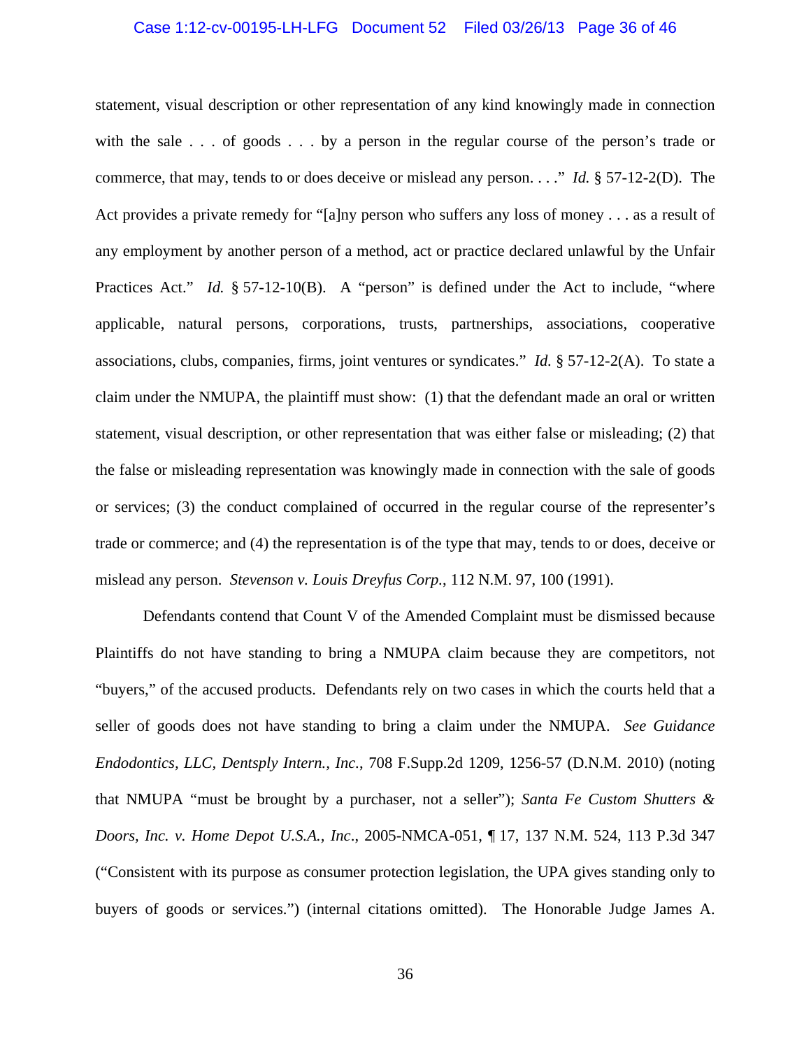statement, visual description or other representation of any kind knowingly made in connection with the sale . . . of goods . . . by a person in the regular course of the person's trade or commerce, that may, tends to or does deceive or mislead any person. . . ." *Id.* § 57-12-2(D). The Act provides a private remedy for "[a]ny person who suffers any loss of money . . . as a result of any employment by another person of a method, act or practice declared unlawful by the Unfair Practices Act." *Id.* § 57-12-10(B). A "person" is defined under the Act to include, "where applicable, natural persons, corporations, trusts, partnerships, associations, cooperative associations, clubs, companies, firms, joint ventures or syndicates." *Id.* § 57-12-2(A). To state a claim under the NMUPA, the plaintiff must show: (1) that the defendant made an oral or written statement, visual description, or other representation that was either false or misleading; (2) that the false or misleading representation was knowingly made in connection with the sale of goods or services; (3) the conduct complained of occurred in the regular course of the representer's trade or commerce; and (4) the representation is of the type that may, tends to or does, deceive or mislead any person. *Stevenson v. Louis Dreyfus Corp.*, 112 N.M. 97, 100 (1991).

Defendants contend that Count V of the Amended Complaint must be dismissed because Plaintiffs do not have standing to bring a NMUPA claim because they are competitors, not "buyers," of the accused products. Defendants rely on two cases in which the courts held that a seller of goods does not have standing to bring a claim under the NMUPA. *See Guidance Endodontics, LLC, Dentsply Intern., Inc.*, 708 F.Supp.2d 1209, 1256-57 (D.N.M. 2010) (noting that NMUPA "must be brought by a purchaser, not a seller"); *Santa Fe Custom Shutters & Doors, Inc. v. Home Depot U.S.A., Inc*., 2005-NMCA-051, ¶ 17, 137 N.M. 524, 113 P.3d 347 ("Consistent with its purpose as consumer protection legislation, the UPA gives standing only to buyers of goods or services.") (internal citations omitted). The Honorable Judge James A.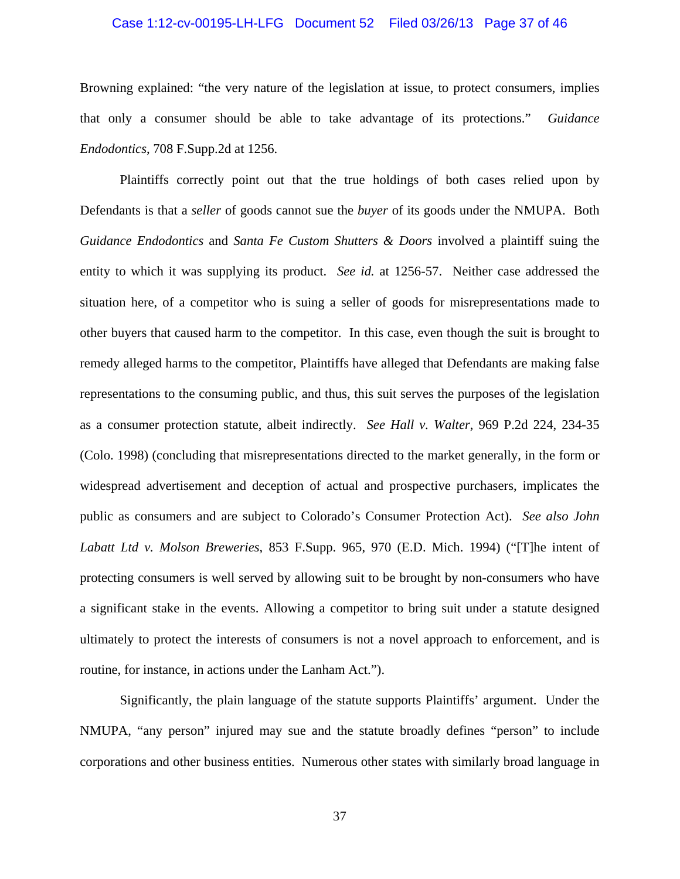Browning explained: "the very nature of the legislation at issue, to protect consumers, implies that only a consumer should be able to take advantage of its protections." *Guidance Endodontics*, 708 F.Supp.2d at 1256.

Plaintiffs correctly point out that the true holdings of both cases relied upon by Defendants is that a *seller* of goods cannot sue the *buyer* of its goods under the NMUPA. Both *Guidance Endodontics* and *Santa Fe Custom Shutters & Doors* involved a plaintiff suing the entity to which it was supplying its product. *See id.* at 1256-57. Neither case addressed the situation here, of a competitor who is suing a seller of goods for misrepresentations made to other buyers that caused harm to the competitor. In this case, even though the suit is brought to remedy alleged harms to the competitor, Plaintiffs have alleged that Defendants are making false representations to the consuming public, and thus, this suit serves the purposes of the legislation as a consumer protection statute, albeit indirectly. *See Hall v. Walter*, 969 P.2d 224, 234-35 (Colo. 1998) (concluding that misrepresentations directed to the market generally, in the form or widespread advertisement and deception of actual and prospective purchasers, implicates the public as consumers and are subject to Colorado's Consumer Protection Act). *See also John Labatt Ltd v. Molson Breweries*, 853 F.Supp. 965, 970 (E.D. Mich. 1994) ("[T]he intent of protecting consumers is well served by allowing suit to be brought by non-consumers who have a significant stake in the events. Allowing a competitor to bring suit under a statute designed ultimately to protect the interests of consumers is not a novel approach to enforcement, and is routine, for instance, in actions under the Lanham Act.").

Significantly, the plain language of the statute supports Plaintiffs' argument. Under the NMUPA, "any person" injured may sue and the statute broadly defines "person" to include corporations and other business entities. Numerous other states with similarly broad language in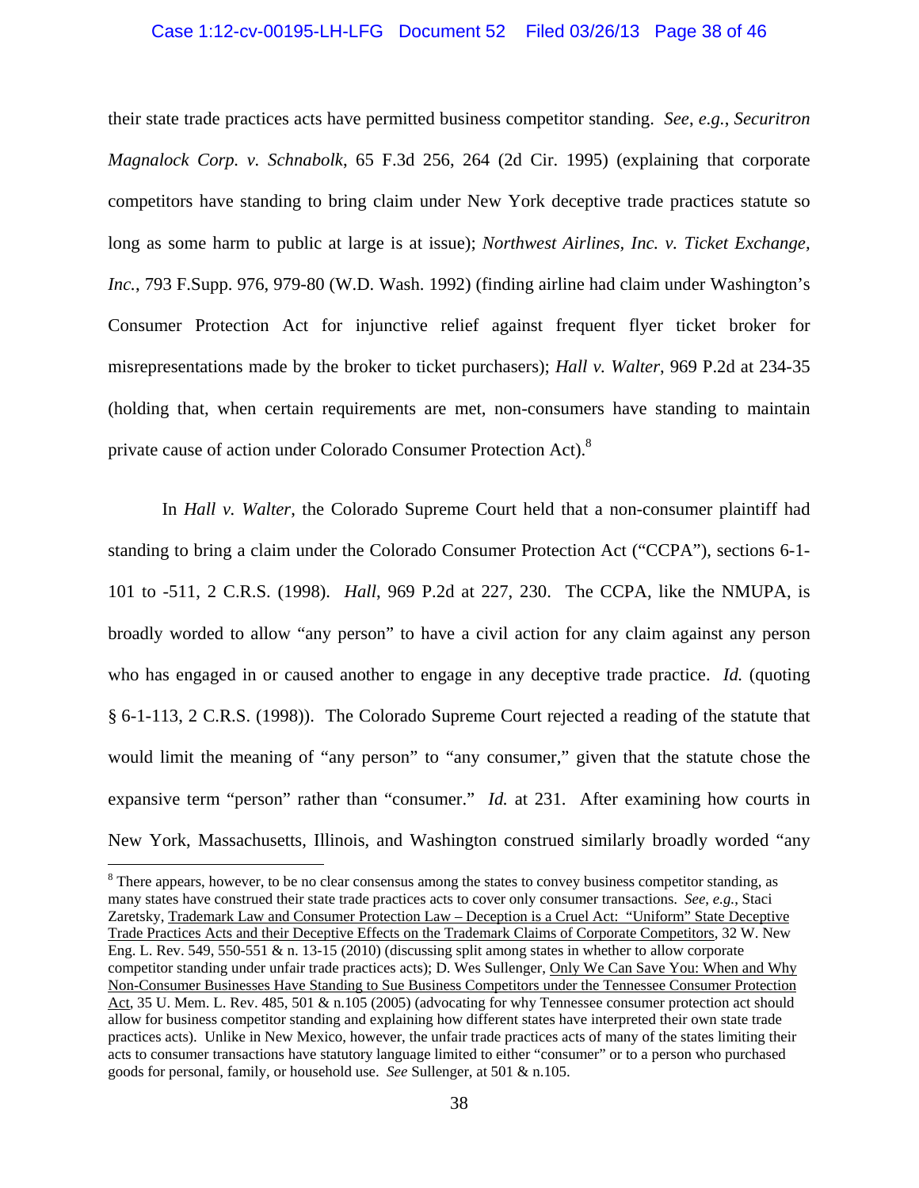their state trade practices acts have permitted business competitor standing. *See*, *e.g.*, *Securitron Magnalock Corp. v. Schnabolk*, 65 F.3d 256, 264 (2d Cir. 1995) (explaining that corporate competitors have standing to bring claim under New York deceptive trade practices statute so long as some harm to public at large is at issue); *Northwest Airlines, Inc. v. Ticket Exchange, Inc.*, 793 F.Supp. 976, 979-80 (W.D. Wash. 1992) (finding airline had claim under Washington's Consumer Protection Act for injunctive relief against frequent flyer ticket broker for misrepresentations made by the broker to ticket purchasers); *Hall v. Walter*, 969 P.2d at 234-35 (holding that, when certain requirements are met, non-consumers have standing to maintain private cause of action under Colorado Consumer Protection Act).[8]

In *Hall v. Walter*, the Colorado Supreme Court held that a non-consumer plaintiff had standing to bring a claim under the Colorado Consumer Protection Act ("CCPA"), sections 6-1-101 to -511, 2 C.R.S. (1998). *Hall*, 969 P.2d at 227, 230. The CCPA, like the NMUPA, is broadly worded to allow "any person" to have a civil action for any claim against any person who has engaged in or caused another to engage in any deceptive trade practice. *Id.* (quoting § 6-1-113, 2 C.R.S. (1998)). The Colorado Supreme Court rejected a reading of the statute that would limit the meaning of "any person" to "any consumer," given that the statute chose the expansive term "person" rather than "consumer." *Id.* at 231. After examining how courts in New York, Massachusetts, Illinois, and Washington construed similarly broadly worded "any

---

[8] There appears, however, to be no clear consensus among the states to convey business competitor standing, as many states have construed their state trade practices acts to cover only consumer transactions. *See*, *e.g.*, Staci Zaretsky, Trademark Law and Consumer Protection Law – Deception is a Cruel Act: "Uniform" State Deceptive Trade Practices Acts and their Deceptive Effects on the Trademark Claims of Corporate Competitors, 32 W. New Eng. L. Rev. 549, 550-551 & n. 13-15 (2010) (discussing split among states in whether to allow corporate competitor standing under unfair trade practices acts); D. Wes Sullenger, Only We Can Save You: When and Why Non-Consumer Businesses Have Standing to Sue Business Competitors under the Tennessee Consumer Protection Act, 35 U. Mem. L. Rev. 485, 501 & n.105 (2005) (advocating for why Tennessee consumer protection act should allow for business competitor standing and explaining how different states have interpreted their own state trade practices acts). Unlike in New Mexico, however, the unfair trade practices acts of many of the states limiting their acts to consumer transactions have statutory language limited to either "consumer" or to a person who purchased goods for personal, family, or household use. *See* Sullenger, at 501 & n.105.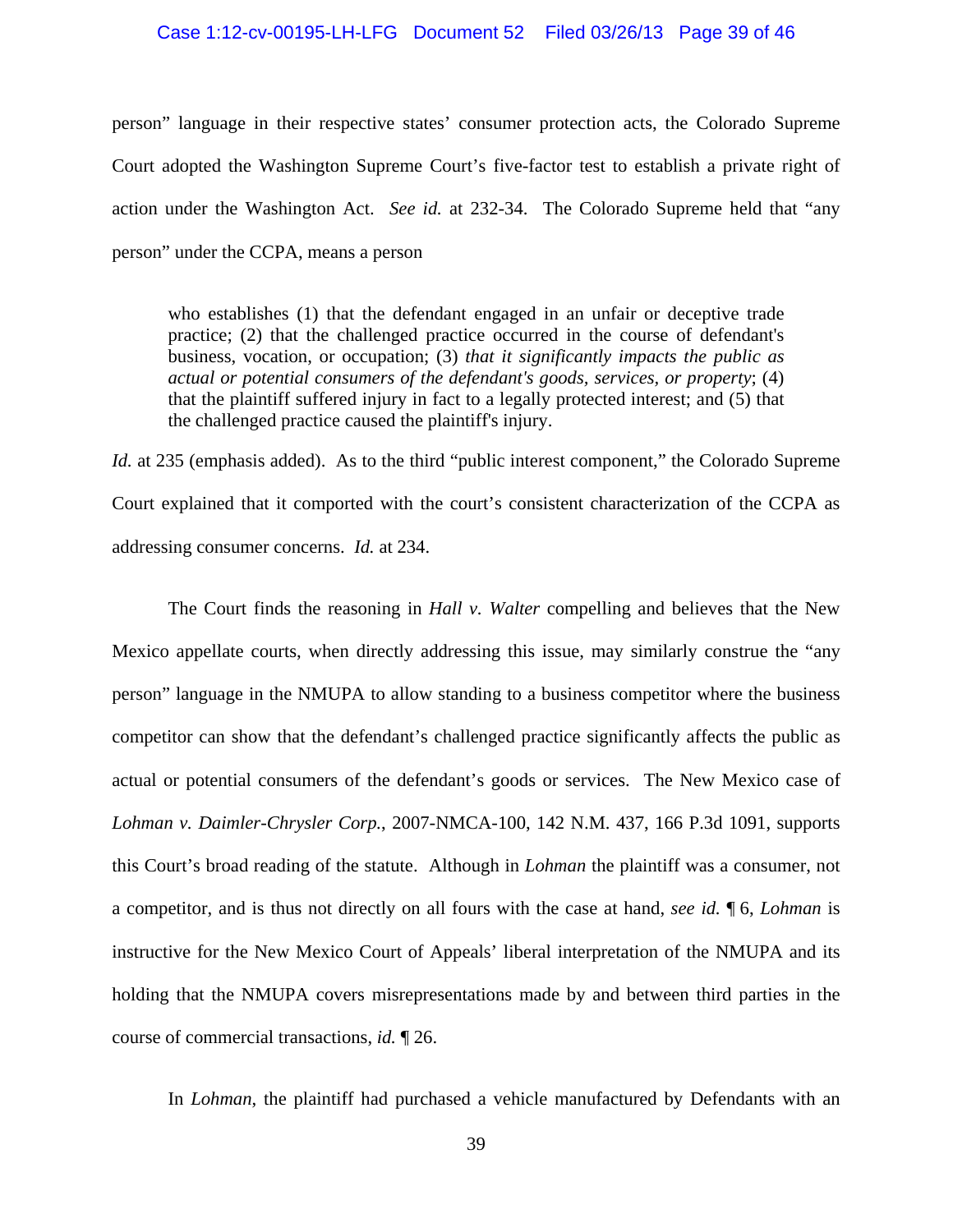person" language in their respective states' consumer protection acts, the Colorado Supreme Court adopted the Washington Supreme Court's five-factor test to establish a private right of action under the Washington Act. *See id.* at 232-34. The Colorado Supreme held that "any person" under the CCPA, means a person

> who establishes (1) that the defendant engaged in an unfair or deceptive trade practice; (2) that the challenged practice occurred in the course of defendant's business, vocation, or occupation; (3) *that it significantly impacts the public as actual or potential consumers of the defendant's goods, services, or property*; (4) that the plaintiff suffered injury in fact to a legally protected interest; and (5) that the challenged practice caused the plaintiff's injury.

*Id.* at 235 (emphasis added). As to the third "public interest component," the Colorado Supreme Court explained that it comported with the court's consistent characterization of the CCPA as addressing consumer concerns. *Id.* at 234.

The Court finds the reasoning in *Hall v. Walter* compelling and believes that the New Mexico appellate courts, when directly addressing this issue, may similarly construe the "any person" language in the NMUPA to allow standing to a business competitor where the business competitor can show that the defendant's challenged practice significantly affects the public as actual or potential consumers of the defendant's goods or services. The New Mexico case of *Lohman v. Daimler-Chrysler Corp.*, 2007-NMCA-100, 142 N.M. 437, 166 P.3d 1091, supports this Court's broad reading of the statute. Although in *Lohman* the plaintiff was a consumer, not a competitor, and is thus not directly on all fours with the case at hand, *see id.* ¶ 6, *Lohman* is instructive for the New Mexico Court of Appeals' liberal interpretation of the NMUPA and its holding that the NMUPA covers misrepresentations made by and between third parties in the course of commercial transactions, *id.* ¶ 26.

In *Lohman*, the plaintiff had purchased a vehicle manufactured by Defendants with an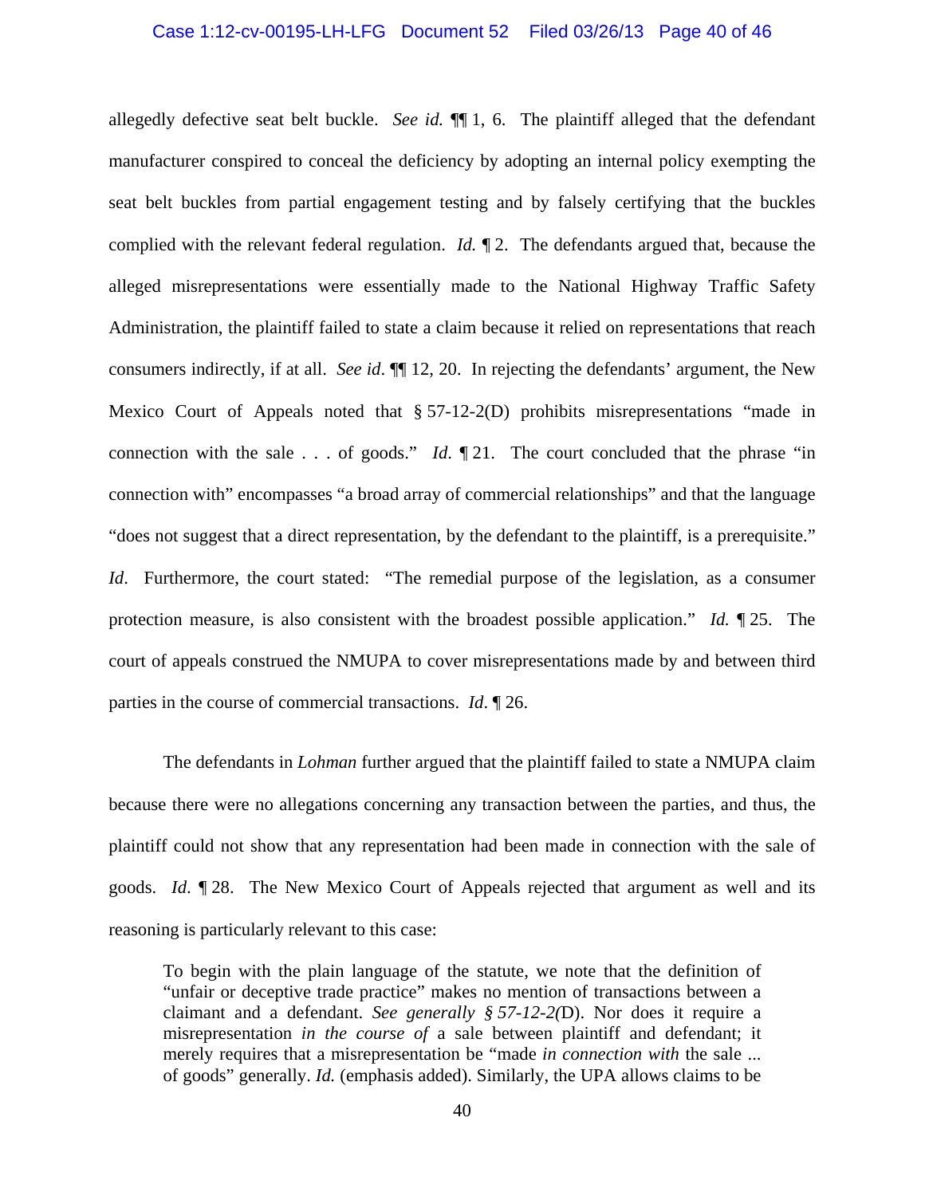allegedly defective seat belt buckle. *See id.* ¶¶ 1, 6. The plaintiff alleged that the defendant manufacturer conspired to conceal the deficiency by adopting an internal policy exempting the seat belt buckles from partial engagement testing and by falsely certifying that the buckles complied with the relevant federal regulation. *Id.* ¶ 2. The defendants argued that, because the alleged misrepresentations were essentially made to the National Highway Traffic Safety Administration, the plaintiff failed to state a claim because it relied on representations that reach consumers indirectly, if at all. *See id*. ¶¶ 12, 20. In rejecting the defendants' argument, the New Mexico Court of Appeals noted that § 57-12-2(D) prohibits misrepresentations "made in connection with the sale . . . of goods." *Id.* ¶ 21. The court concluded that the phrase "in connection with" encompasses "a broad array of commercial relationships" and that the language "does not suggest that a direct representation, by the defendant to the plaintiff, is a prerequisite." *Id*. Furthermore, the court stated: "The remedial purpose of the legislation, as a consumer protection measure, is also consistent with the broadest possible application." *Id.* ¶ 25. The court of appeals construed the NMUPA to cover misrepresentations made by and between third parties in the course of commercial transactions. *Id*. ¶ 26.

The defendants in *Lohman* further argued that the plaintiff failed to state a NMUPA claim because there were no allegations concerning any transaction between the parties, and thus, the plaintiff could not show that any representation had been made in connection with the sale of goods. *Id*. ¶ 28. The New Mexico Court of Appeals rejected that argument as well and its reasoning is particularly relevant to this case:

> To begin with the plain language of the statute, we note that the definition of "unfair or deceptive trade practice" makes no mention of transactions between a claimant and a defendant. *See generally § 57-12-2(*D). Nor does it require a misrepresentation *in the course of* a sale between plaintiff and defendant; it merely requires that a misrepresentation be "made *in connection with* the sale ... of goods" generally. *Id.* (emphasis added). Similarly, the UPA allows claims to be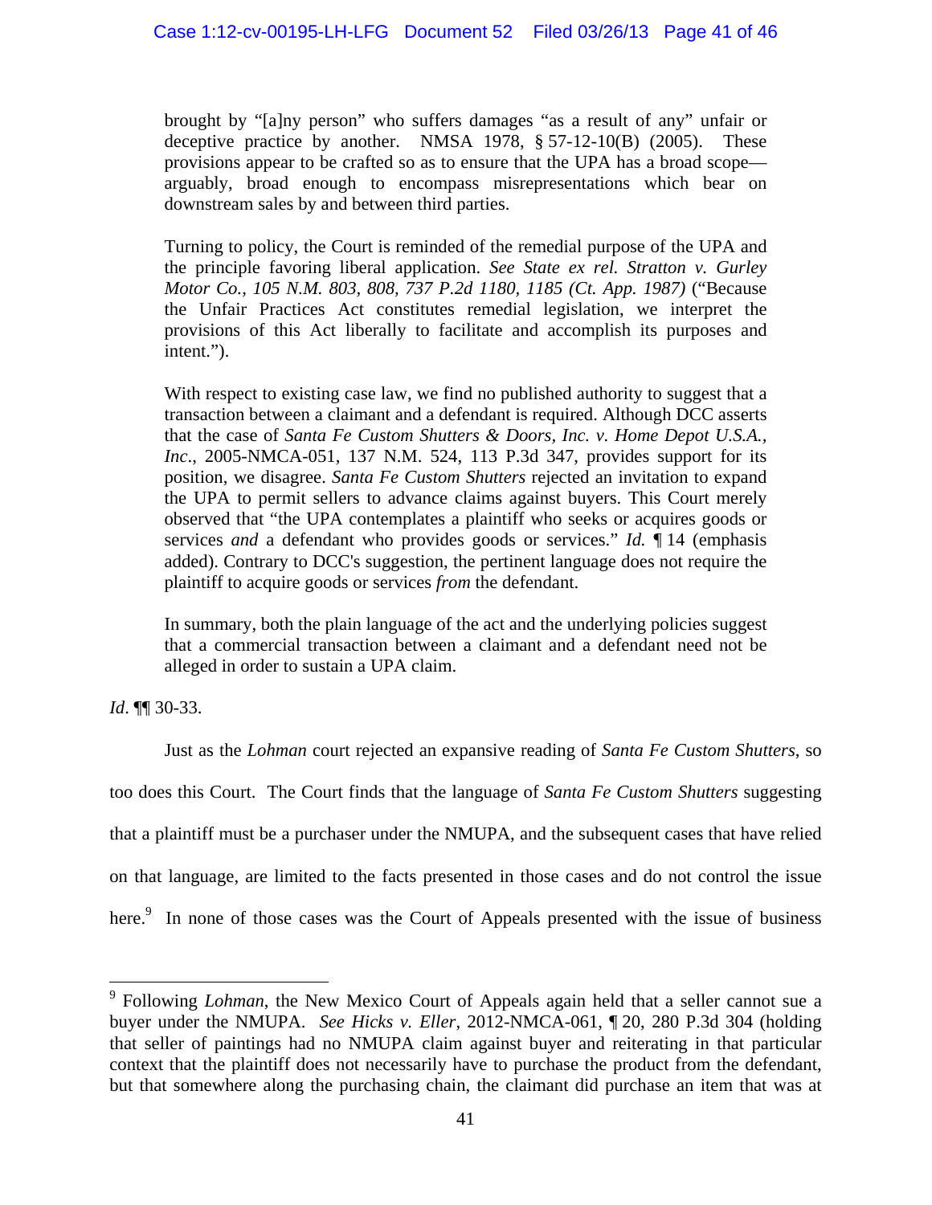> brought by "[a]ny person" who suffers damages "as a result of any" unfair or deceptive practice by another. NMSA 1978, § 57-12-10(B) (2005). These provisions appear to be crafted so as to ensure that the UPA has a broad scope—arguably, broad enough to encompass misrepresentations which bear on downstream sales by and between third parties.
>
> Turning to policy, the Court is reminded of the remedial purpose of the UPA and the principle favoring liberal application. *See State ex rel. Stratton v. Gurley Motor Co., 105 N.M. 803, 808, 737 P.2d 1180, 1185 (Ct. App. 1987)* ("Because the Unfair Practices Act constitutes remedial legislation, we interpret the provisions of this Act liberally to facilitate and accomplish its purposes and intent.").
>
> With respect to existing case law, we find no published authority to suggest that a transaction between a claimant and a defendant is required. Although DCC asserts that the case of *Santa Fe Custom Shutters & Doors, Inc. v. Home Depot U.S.A., Inc.*, 2005-NMCA-051, 137 N.M. 524, 113 P.3d 347, provides support for its position, we disagree. *Santa Fe Custom Shutters* rejected an invitation to expand the UPA to permit sellers to advance claims against buyers. This Court merely observed that "the UPA contemplates a plaintiff who seeks or acquires goods or services *and* a defendant who provides goods or services." *Id.* ¶ 14 (emphasis added). Contrary to DCC's suggestion, the pertinent language does not require the plaintiff to acquire goods or services *from* the defendant.
>
> In summary, both the plain language of the act and the underlying policies suggest that a commercial transaction between a claimant and a defendant need not be alleged in order to sustain a UPA claim.

*Id*. ¶¶ 30-33.

Just as the *Lohman* court rejected an expansive reading of *Santa Fe Custom Shutters*, so too does this Court. The Court finds that the language of *Santa Fe Custom Shutters* suggesting that a plaintiff must be a purchaser under the NMUPA, and the subsequent cases that have relied on that language, are limited to the facts presented in those cases and do not control the issue here.[9] In none of those cases was the Court of Appeals presented with the issue of business

---

[9] Following *Lohman*, the New Mexico Court of Appeals again held that a seller cannot sue a buyer under the NMUPA. *See Hicks v. Eller*, 2012-NMCA-061, ¶ 20, 280 P.3d 304 (holding that seller of paintings had no NMUPA claim against buyer and reiterating in that particular context that the plaintiff does not necessarily have to purchase the product from the defendant, but that somewhere along the purchasing chain, the claimant did purchase an item that was at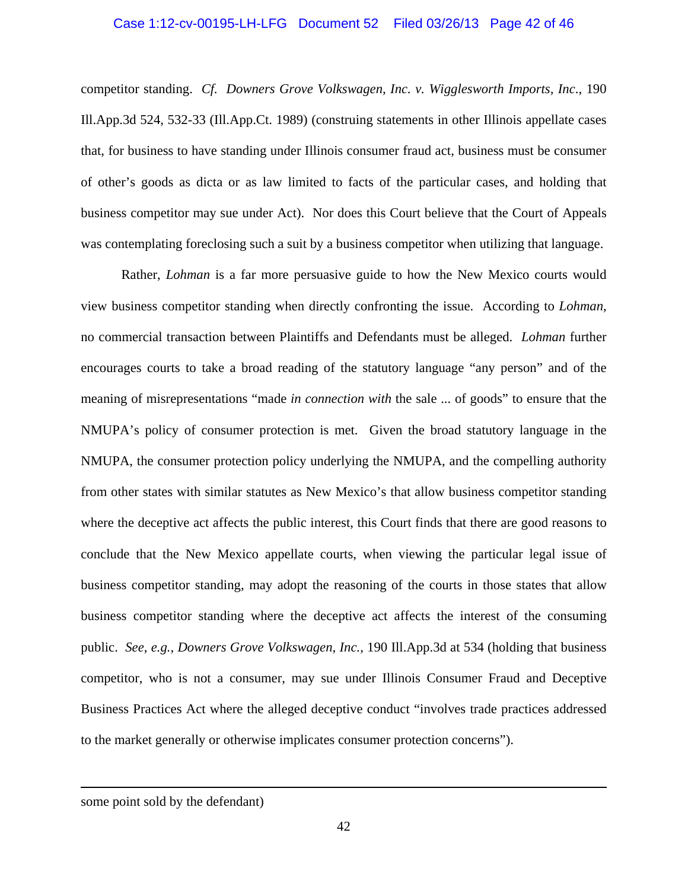competitor standing. *Cf. Downers Grove Volkswagen, Inc. v. Wigglesworth Imports, Inc*., 190 Ill.App.3d 524, 532-33 (Ill.App.Ct. 1989) (construing statements in other Illinois appellate cases that, for business to have standing under Illinois consumer fraud act, business must be consumer of other's goods as dicta or as law limited to facts of the particular cases, and holding that business competitor may sue under Act). Nor does this Court believe that the Court of Appeals was contemplating foreclosing such a suit by a business competitor when utilizing that language.

Rather, *Lohman* is a far more persuasive guide to how the New Mexico courts would view business competitor standing when directly confronting the issue. According to *Lohman*, no commercial transaction between Plaintiffs and Defendants must be alleged. *Lohman* further encourages courts to take a broad reading of the statutory language "any person" and of the meaning of misrepresentations "made *in connection with* the sale ... of goods" to ensure that the NMUPA's policy of consumer protection is met. Given the broad statutory language in the NMUPA, the consumer protection policy underlying the NMUPA, and the compelling authority from other states with similar statutes as New Mexico's that allow business competitor standing where the deceptive act affects the public interest, this Court finds that there are good reasons to conclude that the New Mexico appellate courts, when viewing the particular legal issue of business competitor standing, may adopt the reasoning of the courts in those states that allow business competitor standing where the deceptive act affects the interest of the consuming public. *See*, *e.g.*, *Downers Grove Volkswagen, Inc.,* 190 Ill.App.3d at 534 (holding that business competitor, who is not a consumer, may sue under Illinois Consumer Fraud and Deceptive Business Practices Act where the alleged deceptive conduct "involves trade practices addressed to the market generally or otherwise implicates consumer protection concerns").

---

some point sold by the defendant)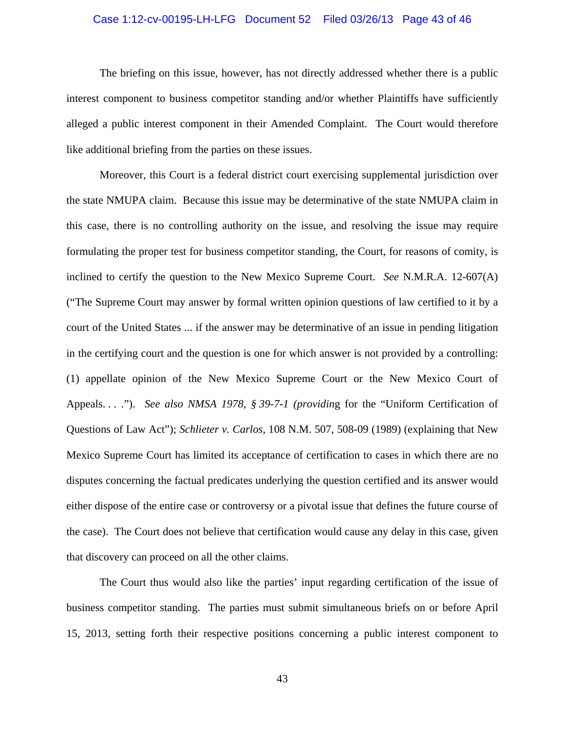The briefing on this issue, however, has not directly addressed whether there is a public interest component to business competitor standing and/or whether Plaintiffs have sufficiently alleged a public interest component in their Amended Complaint. The Court would therefore like additional briefing from the parties on these issues.

Moreover, this Court is a federal district court exercising supplemental jurisdiction over the state NMUPA claim. Because this issue may be determinative of the state NMUPA claim in this case, there is no controlling authority on the issue, and resolving the issue may require formulating the proper test for business competitor standing, the Court, for reasons of comity, is inclined to certify the question to the New Mexico Supreme Court. *See* N.M.R.A. 12-607(A) ("The Supreme Court may answer by formal written opinion questions of law certified to it by a court of the United States ... if the answer may be determinative of an issue in pending litigation in the certifying court and the question is one for which answer is not provided by a controlling: (1) appellate opinion of the New Mexico Supreme Court or the New Mexico Court of Appeals. . . ."). *See also NMSA 1978, § 39-7-1 (providin*g for the "Uniform Certification of Questions of Law Act"); *Schlieter v. Carlos*, 108 N.M. 507, 508-09 (1989) (explaining that New Mexico Supreme Court has limited its acceptance of certification to cases in which there are no disputes concerning the factual predicates underlying the question certified and its answer would either dispose of the entire case or controversy or a pivotal issue that defines the future course of the case). The Court does not believe that certification would cause any delay in this case, given that discovery can proceed on all the other claims.

The Court thus would also like the parties' input regarding certification of the issue of business competitor standing. The parties must submit simultaneous briefs on or before April 15, 2013, setting forth their respective positions concerning a public interest component to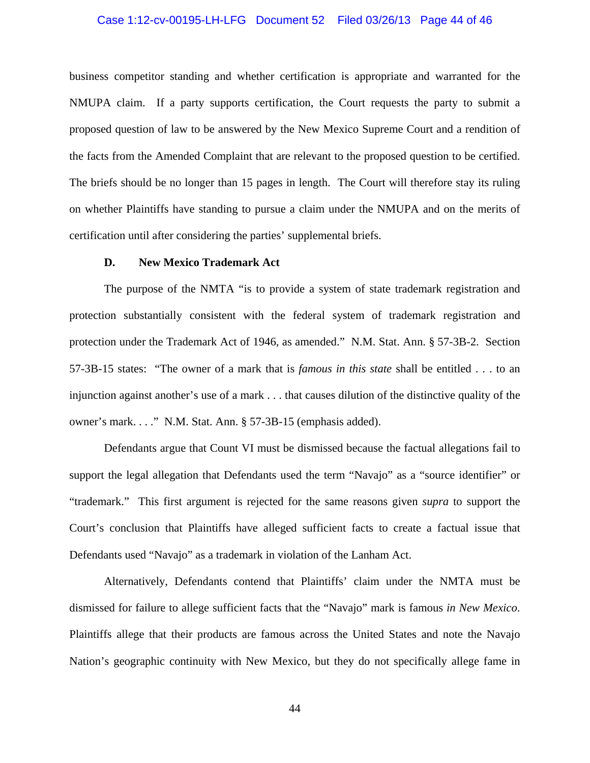business competitor standing and whether certification is appropriate and warranted for the NMUPA claim. If a party supports certification, the Court requests the party to submit a proposed question of law to be answered by the New Mexico Supreme Court and a rendition of the facts from the Amended Complaint that are relevant to the proposed question to be certified. The briefs should be no longer than 15 pages in length. The Court will therefore stay its ruling on whether Plaintiffs have standing to pursue a claim under the NMUPA and on the merits of certification until after considering the parties' supplemental briefs.

### D. New Mexico Trademark Act

The purpose of the NMTA "is to provide a system of state trademark registration and protection substantially consistent with the federal system of trademark registration and protection under the Trademark Act of 1946, as amended." N.M. Stat. Ann. § 57-3B-2. Section 57-3B-15 states: "The owner of a mark that is *famous in this state* shall be entitled . . . to an injunction against another's use of a mark . . . that causes dilution of the distinctive quality of the owner's mark. . . ." N.M. Stat. Ann. § 57-3B-15 (emphasis added).

Defendants argue that Count VI must be dismissed because the factual allegations fail to support the legal allegation that Defendants used the term "Navajo" as a "source identifier" or "trademark." This first argument is rejected for the same reasons given *supra* to support the Court's conclusion that Plaintiffs have alleged sufficient facts to create a factual issue that Defendants used "Navajo" as a trademark in violation of the Lanham Act.

Alternatively, Defendants contend that Plaintiffs' claim under the NMTA must be dismissed for failure to allege sufficient facts that the "Navajo" mark is famous *in New Mexico*. Plaintiffs allege that their products are famous across the United States and note the Navajo Nation's geographic continuity with New Mexico, but they do not specifically allege fame in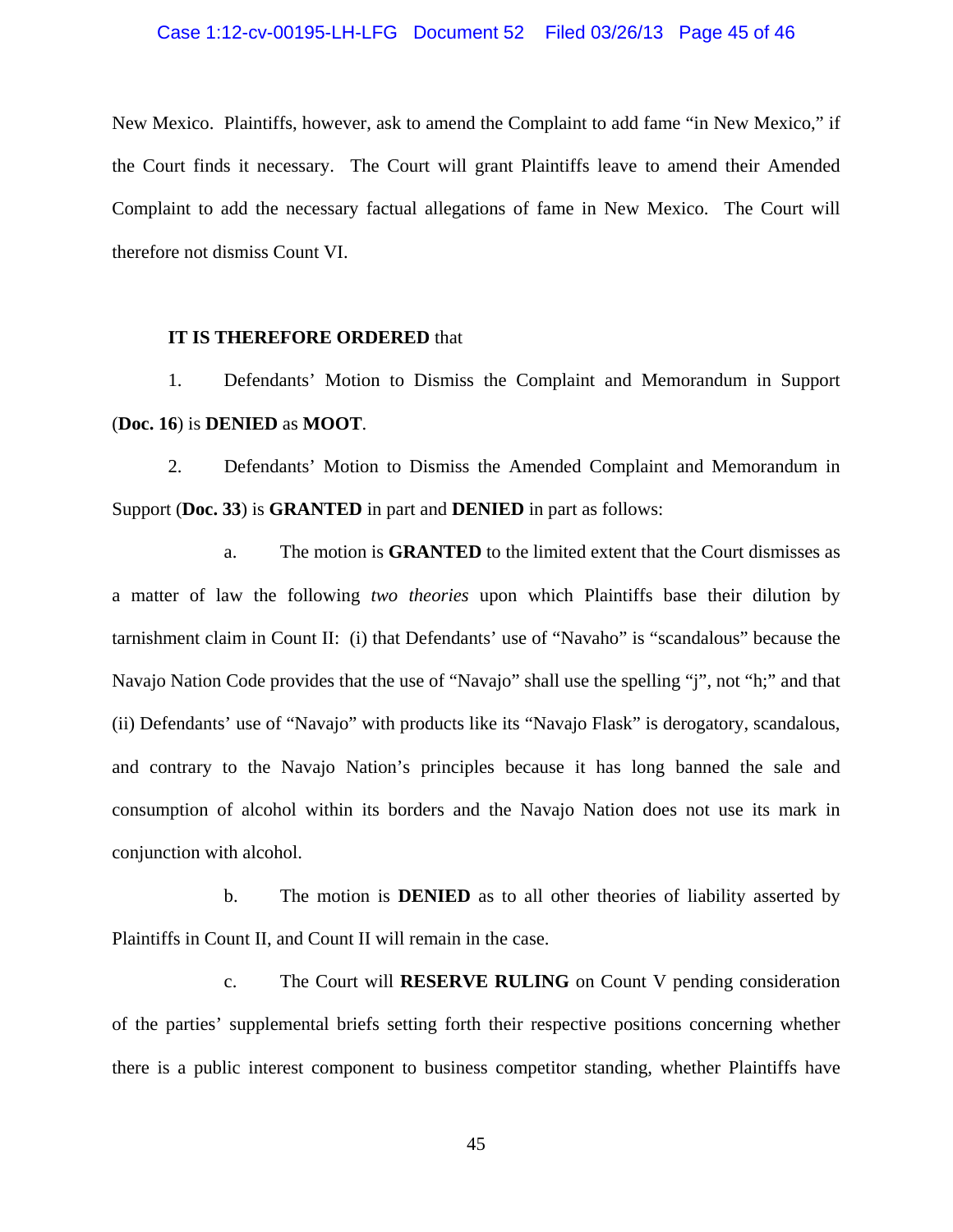New Mexico. Plaintiffs, however, ask to amend the Complaint to add fame "in New Mexico," if the Court finds it necessary. The Court will grant Plaintiffs leave to amend their Amended Complaint to add the necessary factual allegations of fame in New Mexico. The Court will therefore not dismiss Count VI.

**IT IS THEREFORE ORDERED** that

1. Defendants' Motion to Dismiss the Complaint and Memorandum in Support (**Doc. 16**) is **DENIED** as **MOOT**.

2. Defendants' Motion to Dismiss the Amended Complaint and Memorandum in Support (**Doc. 33**) is **GRANTED** in part and **DENIED** in part as follows:

   a. The motion is **GRANTED** to the limited extent that the Court dismisses as a matter of law the following *two theories* upon which Plaintiffs base their dilution by tarnishment claim in Count II: (i) that Defendants' use of "Navaho" is "scandalous" because the Navajo Nation Code provides that the use of "Navajo" shall use the spelling "j", not "h;" and that (ii) Defendants' use of "Navajo" with products like its "Navajo Flask" is derogatory, scandalous, and contrary to the Navajo Nation's principles because it has long banned the sale and consumption of alcohol within its borders and the Navajo Nation does not use its mark in conjunction with alcohol.

   b. The motion is **DENIED** as to all other theories of liability asserted by Plaintiffs in Count II, and Count II will remain in the case.

   c. The Court will **RESERVE RULING** on Count V pending consideration of the parties' supplemental briefs setting forth their respective positions concerning whether there is a public interest component to business competitor standing, whether Plaintiffs have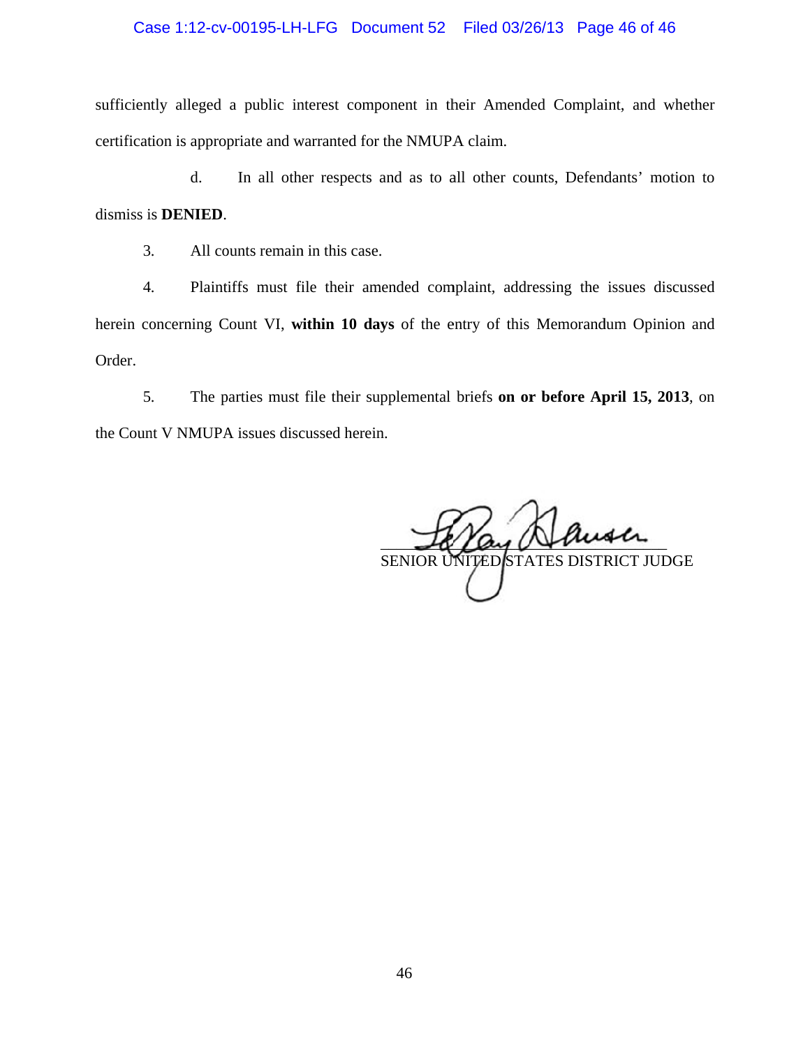sufficiently alleged a public interest component in their Amended Complaint, and whether certification is appropriate and warranted for the NMUPA claim.

d. In all other respects and as to all other counts, Defendants' motion to dismiss is **DENIED**.

3. All counts remain in this case.

4. Plaintiffs must file their amended complaint, addressing the issues discussed herein concerning Count VI, **within 10 days** of the entry of this Memorandum Opinion and Order.

5. The parties must file their supplemental briefs **on or before April 15, 2013**, on the Count V NMUPA issues discussed herein.

\_\_\_\_\_\_\_\_\_\_\_\_\_\_\_\_\_\_\_\_\_\_\_\_\_\_\_\_\_\_\_\_

SENIOR UNITED STATES DISTRICT JUDGE